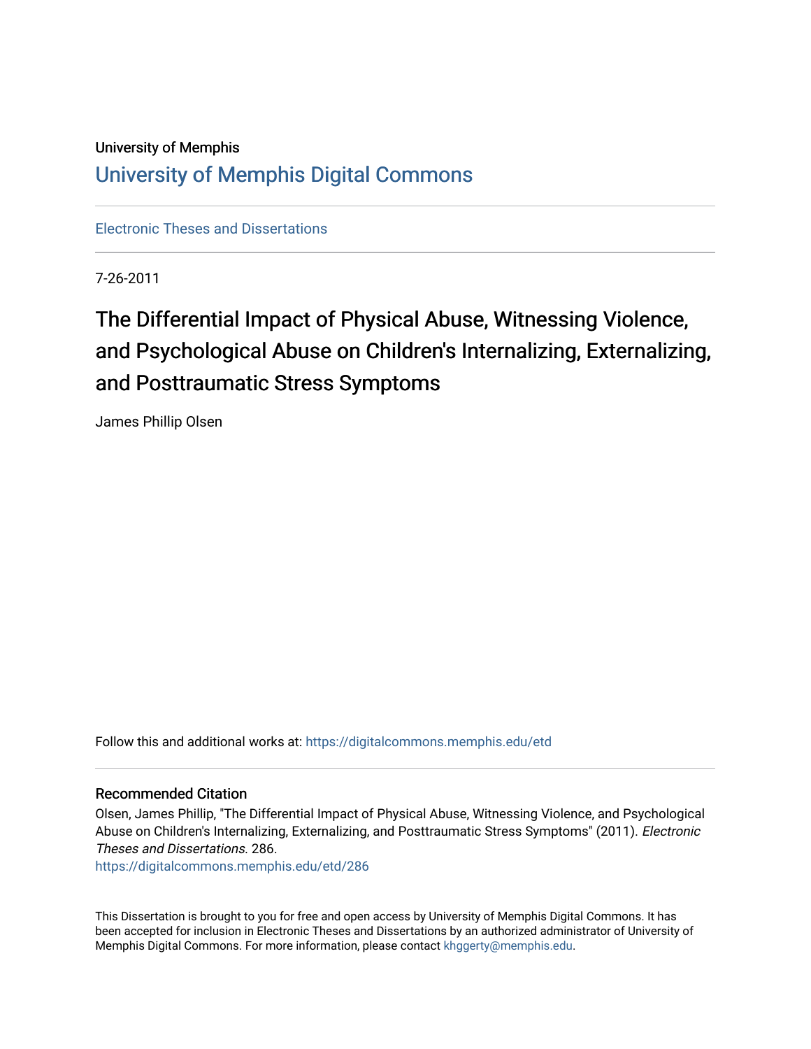University of Memphis

# University of Memphis Digital Commons

Electronic Theses and Dissertations

7-26-2011

# The Differential Impact of Physical Abuse, Witnessing Violence, and Psychological Abuse on Children's Internalizing, Externalizing, and Posttraumatic Stress Symptoms

James Phillip Olsen

Follow this and additional works at: https://digitalcommons.memphis.edu/etd

## Recommended Citation

Olsen, James Phillip, "The Differential Impact of Physical Abuse, Witnessing Violence, and Psychological Abuse on Children's Internalizing, Externalizing, and Posttraumatic Stress Symptoms" (2011). *Electronic Theses and Dissertations*. 286.
https://digitalcommons.memphis.edu/etd/286

This Dissertation is brought to you for free and open access by University of Memphis Digital Commons. It has been accepted for inclusion in Electronic Theses and Dissertations by an authorized administrator of University of Memphis Digital Commons. For more information, please contact khggerty@memphis.edu.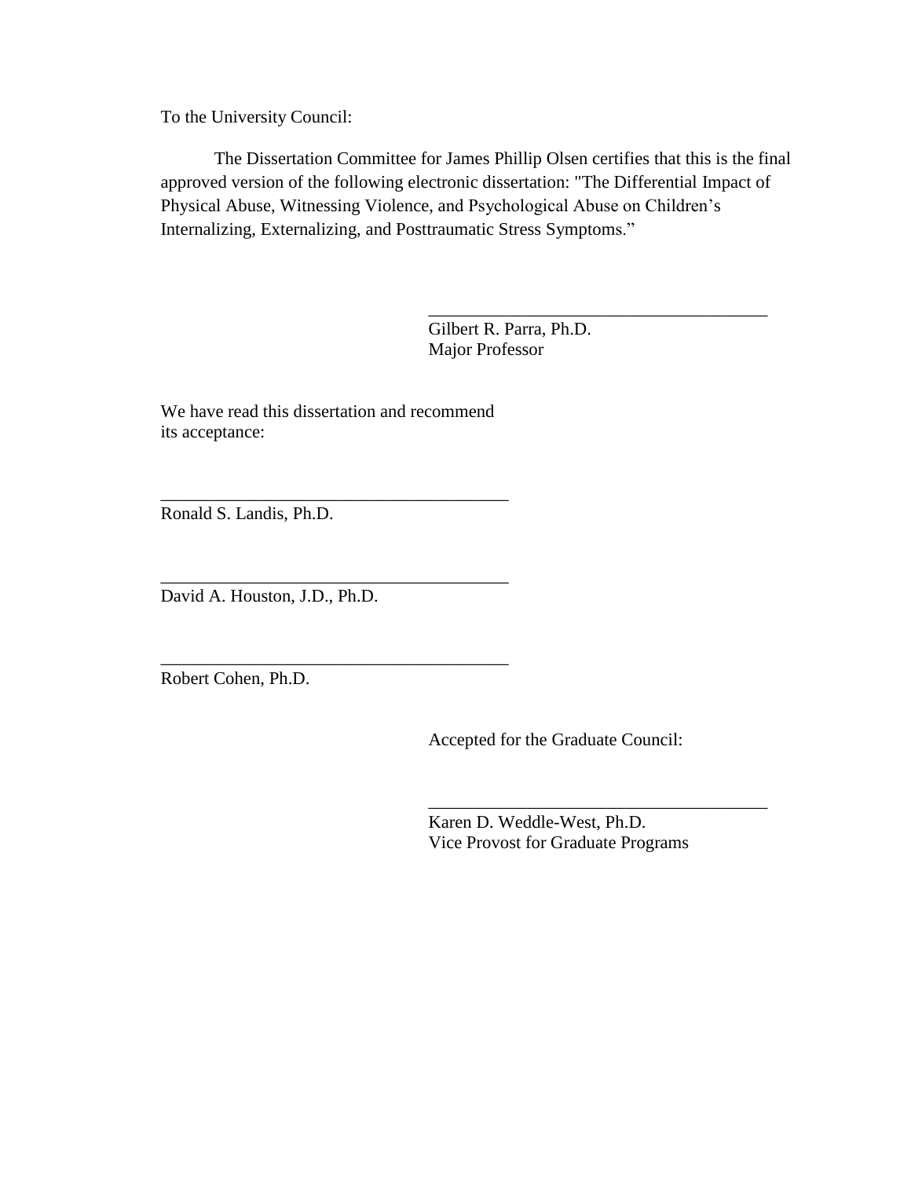To the University Council:

The Dissertation Committee for James Phillip Olsen certifies that this is the final approved version of the following electronic dissertation: "The Differential Impact of Physical Abuse, Witnessing Violence, and Psychological Abuse on Children's Internalizing, Externalizing, and Posttraumatic Stress Symptoms."

\_\_\_\_\_\_\_\_\_\_\_\_\_\_\_\_\_\_\_\_\_\_\_\_\_\_\_\_\_\_\_\_\_\_\_\_\_\_\_\_
Gilbert R. Parra, Ph.D.
Major Professor

We have read this dissertation and recommend its acceptance:

\_\_\_\_\_\_\_\_\_\_\_\_\_\_\_\_\_\_\_\_\_\_\_\_\_\_\_\_\_\_\_\_\_\_\_\_\_\_\_\_
Ronald S. Landis, Ph.D.

\_\_\_\_\_\_\_\_\_\_\_\_\_\_\_\_\_\_\_\_\_\_\_\_\_\_\_\_\_\_\_\_\_\_\_\_\_\_\_\_
David A. Houston, J.D., Ph.D.

\_\_\_\_\_\_\_\_\_\_\_\_\_\_\_\_\_\_\_\_\_\_\_\_\_\_\_\_\_\_\_\_\_\_\_\_\_\_\_\_
Robert Cohen, Ph.D.

Accepted for the Graduate Council:

\_\_\_\_\_\_\_\_\_\_\_\_\_\_\_\_\_\_\_\_\_\_\_\_\_\_\_\_\_\_\_\_\_\_\_\_\_\_\_\_
Karen D. Weddle-West, Ph.D.
Vice Provost for Graduate Programs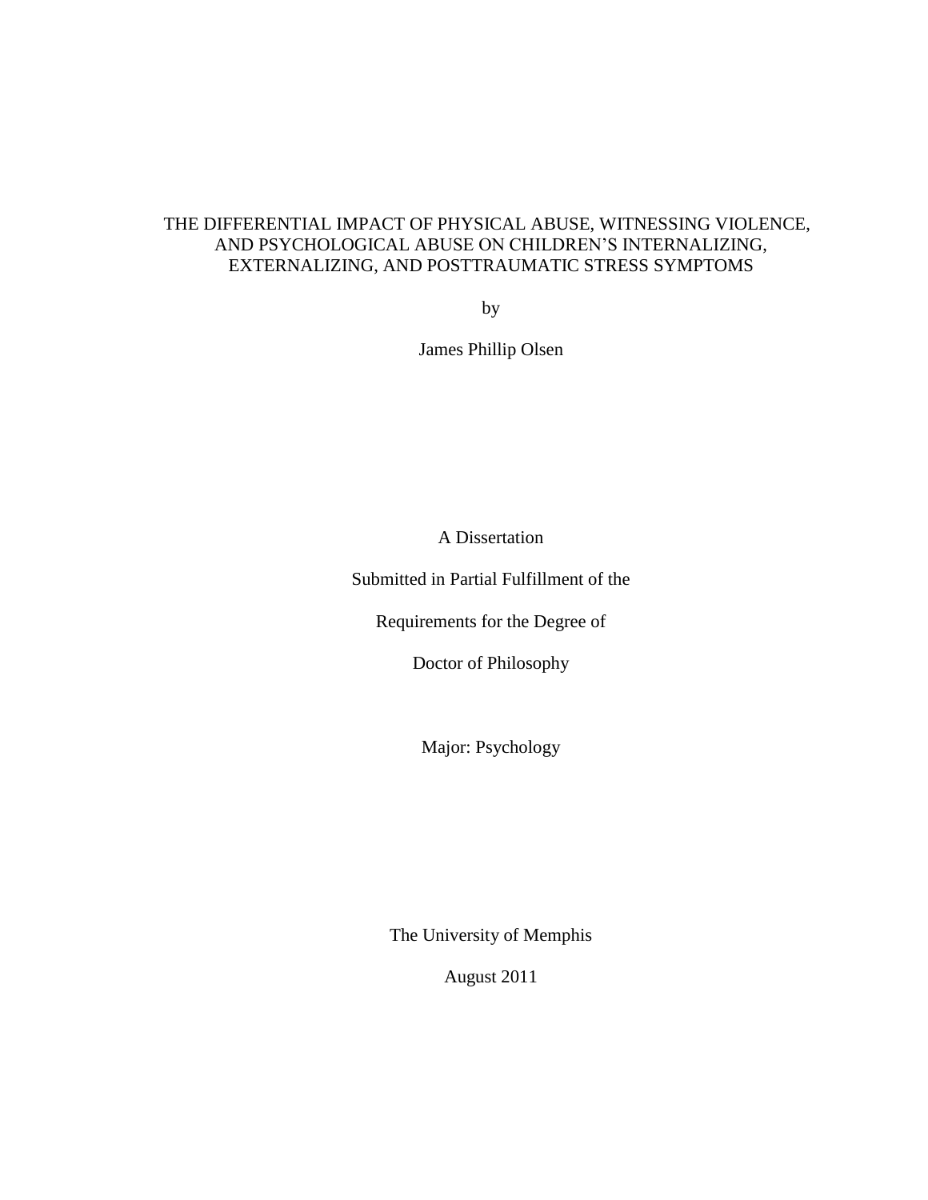# THE DIFFERENTIAL IMPACT OF PHYSICAL ABUSE, WITNESSING VIOLENCE, AND PSYCHOLOGICAL ABUSE ON CHILDREN'S INTERNALIZING, EXTERNALIZING, AND POSTTRAUMATIC STRESS SYMPTOMS

by

James Phillip Olsen

A Dissertation

Submitted in Partial Fulfillment of the

Requirements for the Degree of

Doctor of Philosophy

Major: Psychology

The University of Memphis

August 2011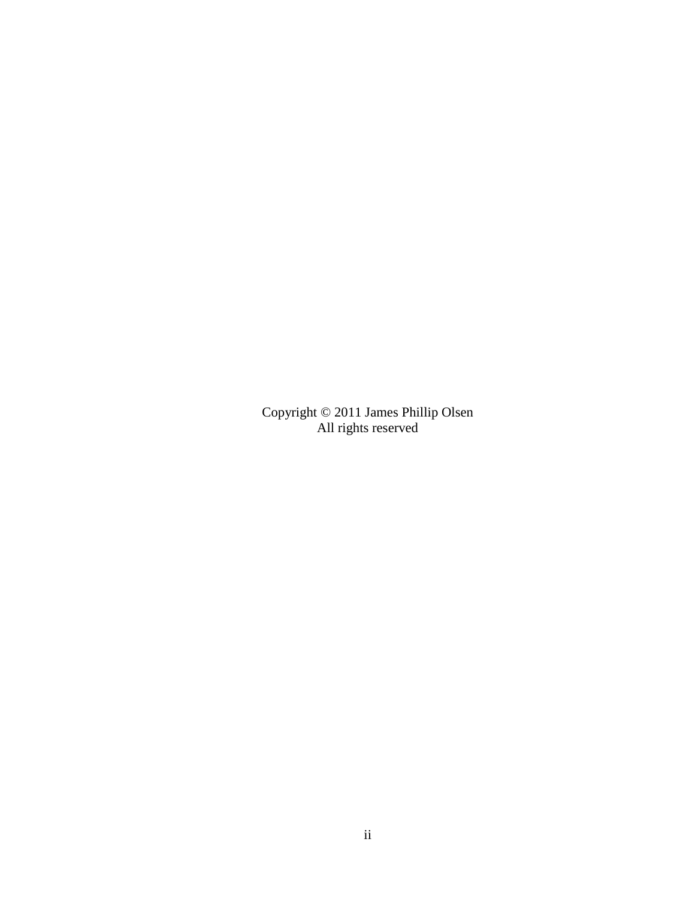Copyright © 2011 James Phillip Olsen
All rights reserved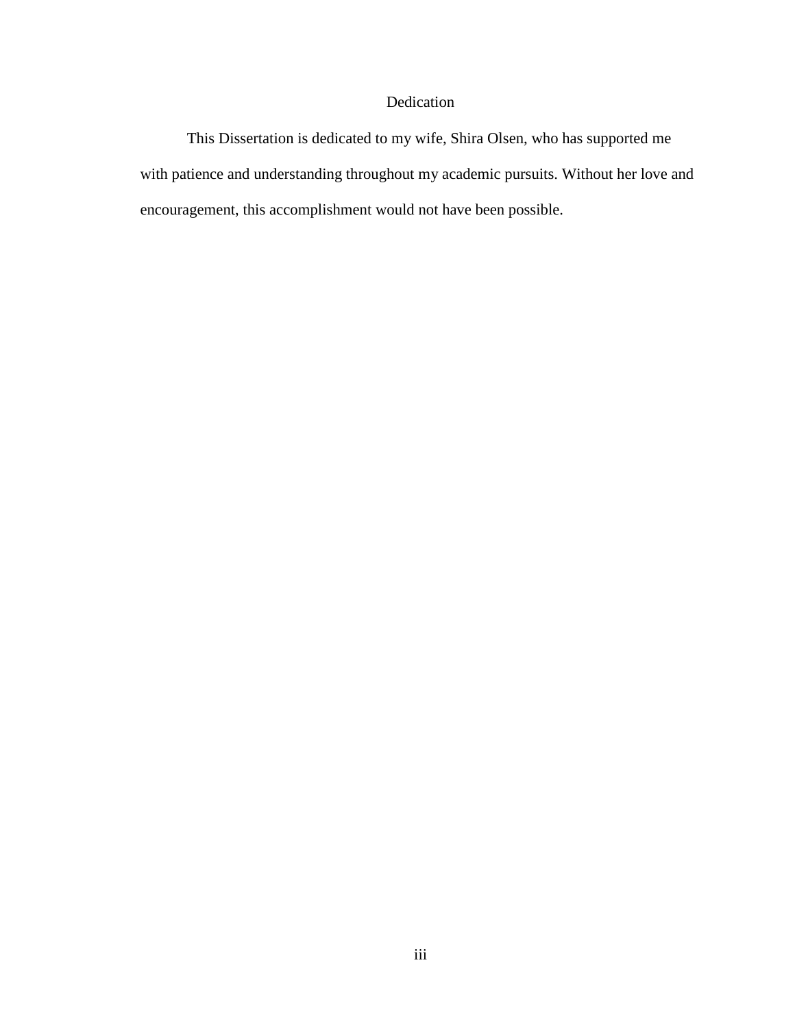# Dedication

This Dissertation is dedicated to my wife, Shira Olsen, who has supported me with patience and understanding throughout my academic pursuits. Without her love and encouragement, this accomplishment would not have been possible.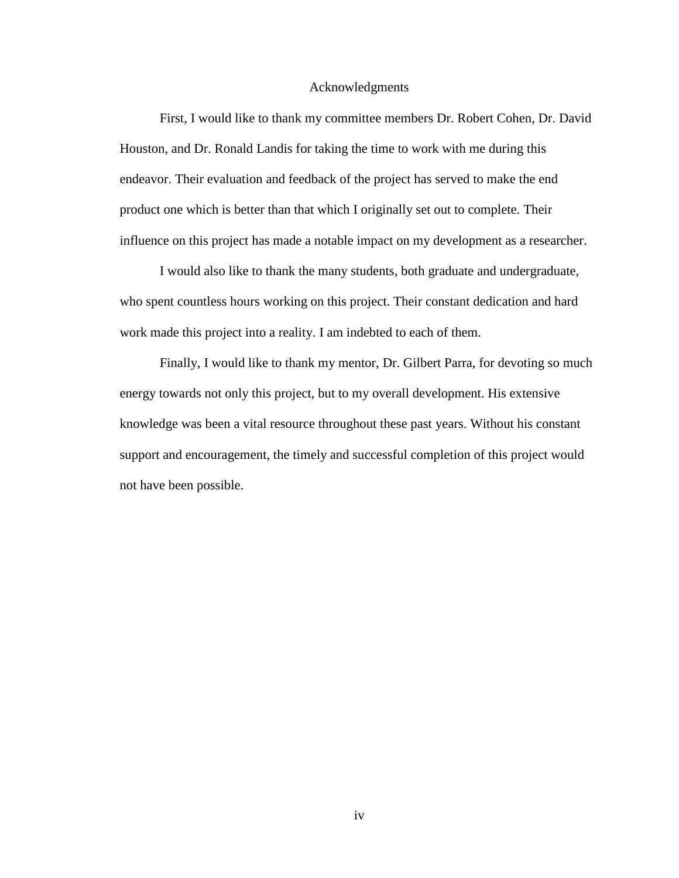# Acknowledgments

First, I would like to thank my committee members Dr. Robert Cohen, Dr. David Houston, and Dr. Ronald Landis for taking the time to work with me during this endeavor. Their evaluation and feedback of the project has served to make the end product one which is better than that which I originally set out to complete. Their influence on this project has made a notable impact on my development as a researcher.

I would also like to thank the many students, both graduate and undergraduate, who spent countless hours working on this project. Their constant dedication and hard work made this project into a reality. I am indebted to each of them.

Finally, I would like to thank my mentor, Dr. Gilbert Parra, for devoting so much energy towards not only this project, but to my overall development. His extensive knowledge was been a vital resource throughout these past years. Without his constant support and encouragement, the timely and successful completion of this project would not have been possible.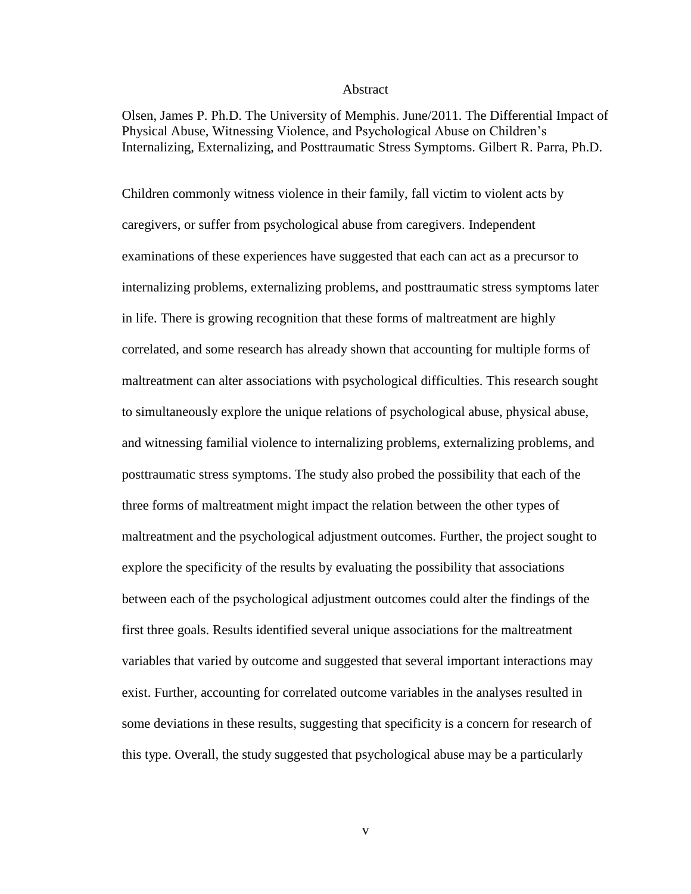# Abstract

Olsen, James P. Ph.D. The University of Memphis. June/2011. The Differential Impact of Physical Abuse, Witnessing Violence, and Psychological Abuse on Children's Internalizing, Externalizing, and Posttraumatic Stress Symptoms. Gilbert R. Parra, Ph.D.

Children commonly witness violence in their family, fall victim to violent acts by caregivers, or suffer from psychological abuse from caregivers. Independent examinations of these experiences have suggested that each can act as a precursor to internalizing problems, externalizing problems, and posttraumatic stress symptoms later in life. There is growing recognition that these forms of maltreatment are highly correlated, and some research has already shown that accounting for multiple forms of maltreatment can alter associations with psychological difficulties. This research sought to simultaneously explore the unique relations of psychological abuse, physical abuse, and witnessing familial violence to internalizing problems, externalizing problems, and posttraumatic stress symptoms. The study also probed the possibility that each of the three forms of maltreatment might impact the relation between the other types of maltreatment and the psychological adjustment outcomes. Further, the project sought to explore the specificity of the results by evaluating the possibility that associations between each of the psychological adjustment outcomes could alter the findings of the first three goals. Results identified several unique associations for the maltreatment variables that varied by outcome and suggested that several important interactions may exist. Further, accounting for correlated outcome variables in the analyses resulted in some deviations in these results, suggesting that specificity is a concern for research of this type. Overall, the study suggested that psychological abuse may be a particularly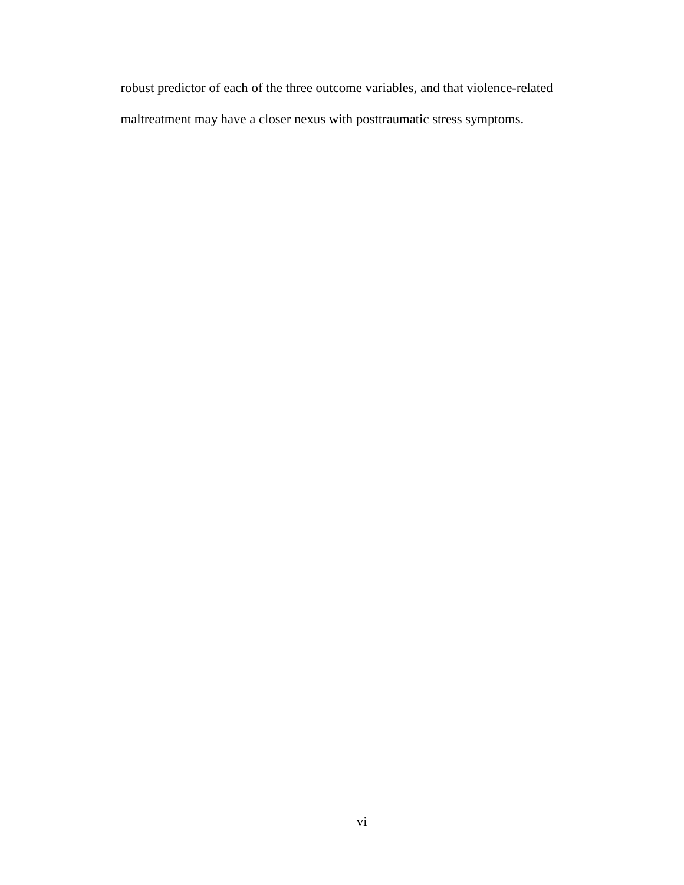robust predictor of each of the three outcome variables, and that violence-related maltreatment may have a closer nexus with posttraumatic stress symptoms.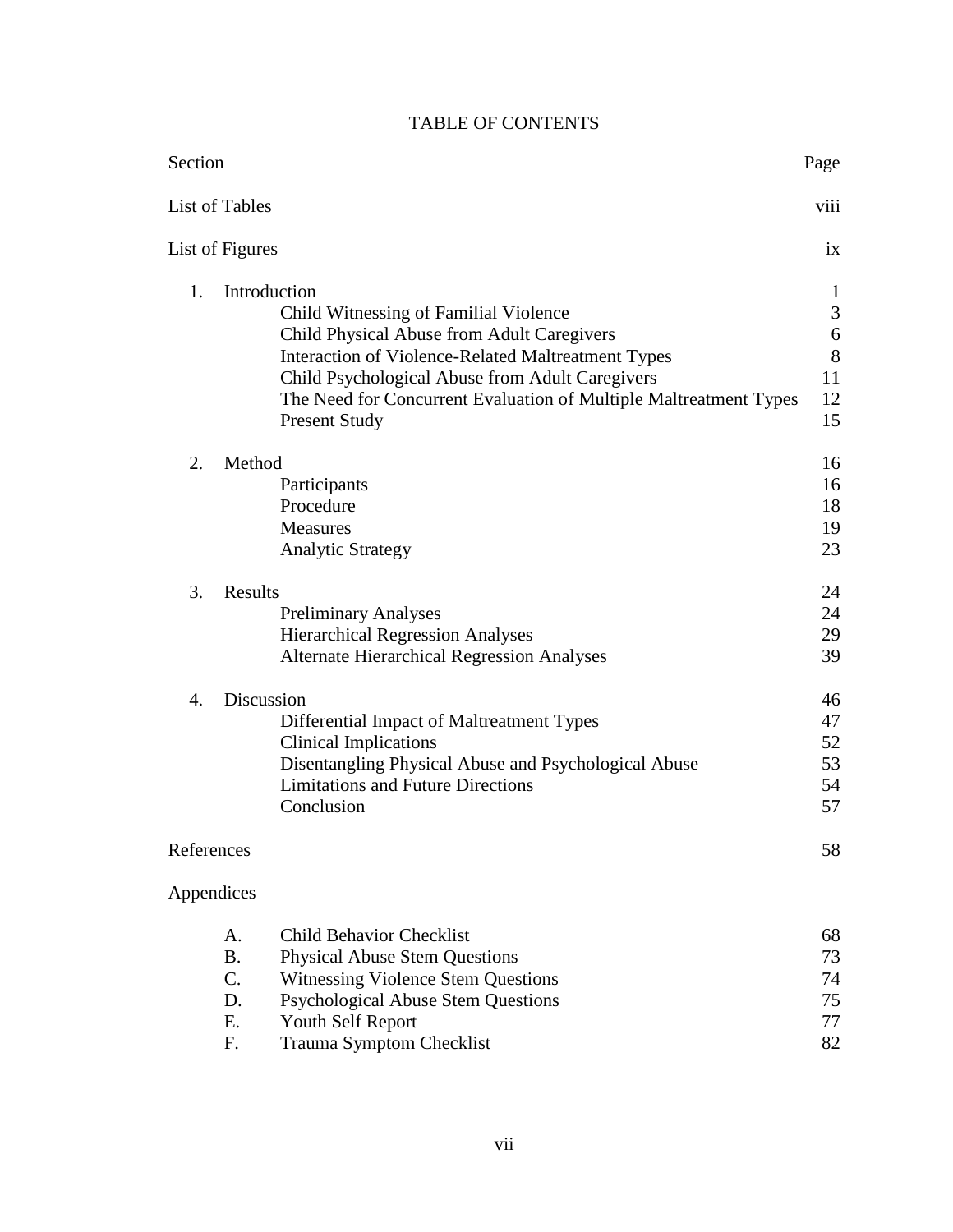# TABLE OF CONTENTS

| Section | | Page |
|---|---|---|
| List of Tables | | viii |
| List of Figures | | ix |
| 1. | Introduction | 1 |
| | Child Witnessing of Familial Violence | 3 |
| | Child Physical Abuse from Adult Caregivers | 6 |
| | Interaction of Violence-Related Maltreatment Types | 8 |
| | Child Psychological Abuse from Adult Caregivers | 11 |
| | The Need for Concurrent Evaluation of Multiple Maltreatment Types | 12 |
| | Present Study | 15 |
| 2. | Method | 16 |
| | Participants | 16 |
| | Procedure | 18 |
| | Measures | 19 |
| | Analytic Strategy | 23 |
| 3. | Results | 24 |
| | Preliminary Analyses | 24 |
| | Hierarchical Regression Analyses | 29 |
| | Alternate Hierarchical Regression Analyses | 39 |
| 4. | Discussion | 46 |
| | Differential Impact of Maltreatment Types | 47 |
| | Clinical Implications | 52 |
| | Disentangling Physical Abuse and Psychological Abuse | 53 |
| | Limitations and Future Directions | 54 |
| | Conclusion | 57 |
| References | | 58 |
| Appendices | | |
| A. | Child Behavior Checklist | 68 |
| B. | Physical Abuse Stem Questions | 73 |
| C. | Witnessing Violence Stem Questions | 74 |
| D. | Psychological Abuse Stem Questions | 75 |
| E. | Youth Self Report | 77 |
| F. | Trauma Symptom Checklist | 82 |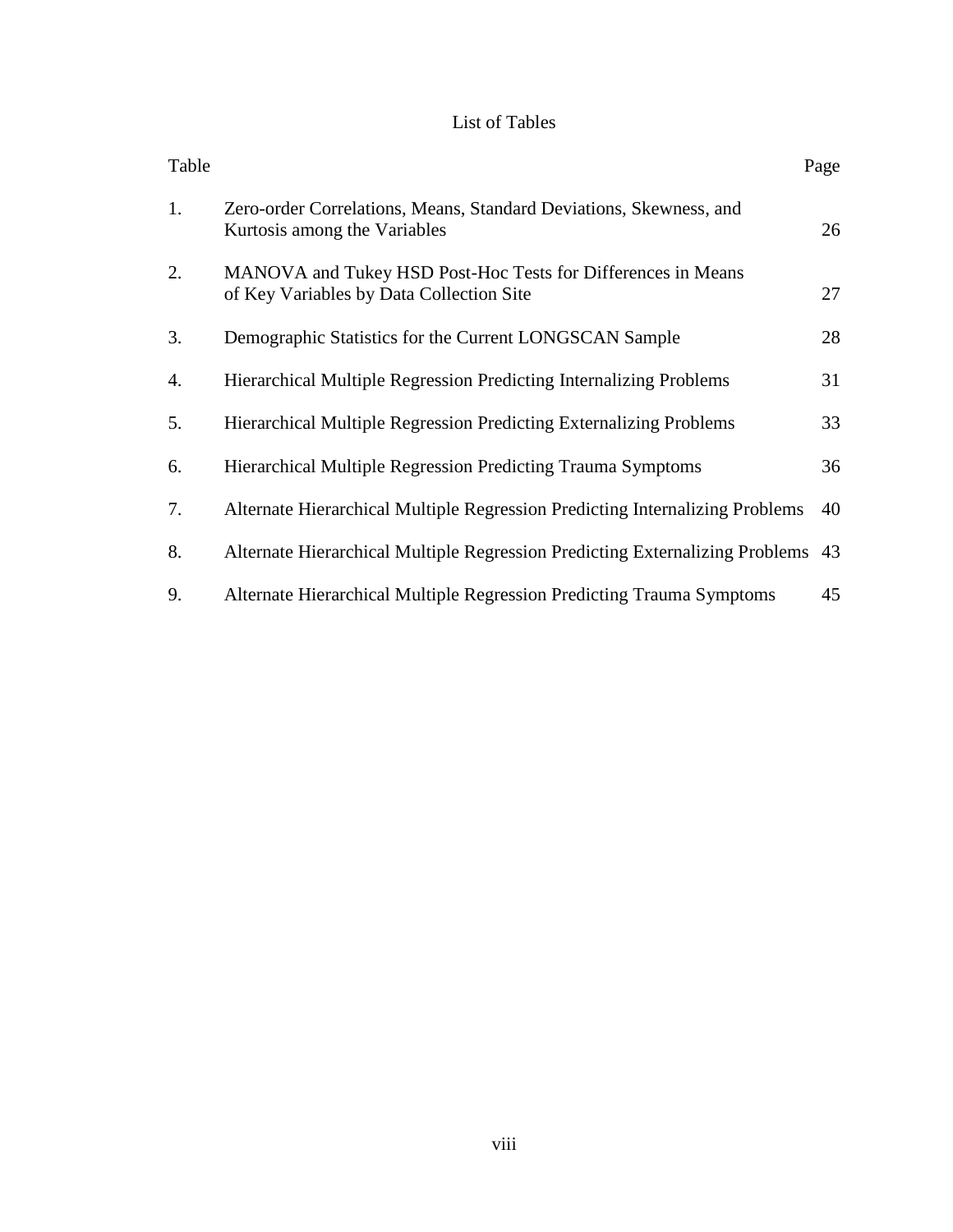# List of Tables

| Table | | Page |
|---|---|---|
| 1. | Zero-order Correlations, Means, Standard Deviations, Skewness, and Kurtosis among the Variables | 26 |
| 2. | MANOVA and Tukey HSD Post-Hoc Tests for Differences in Means of Key Variables by Data Collection Site | 27 |
| 3. | Demographic Statistics for the Current LONGSCAN Sample | 28 |
| 4. | Hierarchical Multiple Regression Predicting Internalizing Problems | 31 |
| 5. | Hierarchical Multiple Regression Predicting Externalizing Problems | 33 |
| 6. | Hierarchical Multiple Regression Predicting Trauma Symptoms | 36 |
| 7. | Alternate Hierarchical Multiple Regression Predicting Internalizing Problems | 40 |
| 8. | Alternate Hierarchical Multiple Regression Predicting Externalizing Problems | 43 |
| 9. | Alternate Hierarchical Multiple Regression Predicting Trauma Symptoms | 45 |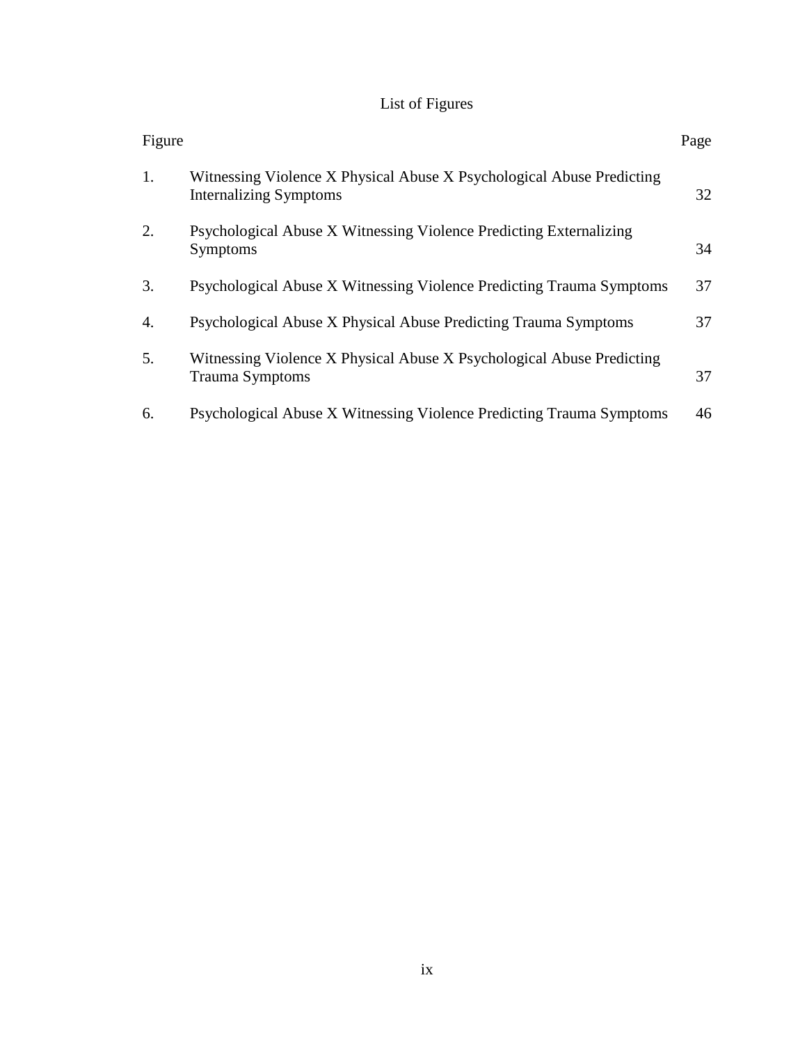# List of Figures

| Figure | | Page |
|---|---|---|
| 1. | Witnessing Violence X Physical Abuse X Psychological Abuse Predicting Internalizing Symptoms | 32 |
| 2. | Psychological Abuse X Witnessing Violence Predicting Externalizing Symptoms | 34 |
| 3. | Psychological Abuse X Witnessing Violence Predicting Trauma Symptoms | 37 |
| 4. | Psychological Abuse X Physical Abuse Predicting Trauma Symptoms | 37 |
| 5. | Witnessing Violence X Physical Abuse X Psychological Abuse Predicting Trauma Symptoms | 37 |
| 6. | Psychological Abuse X Witnessing Violence Predicting Trauma Symptoms | 46 |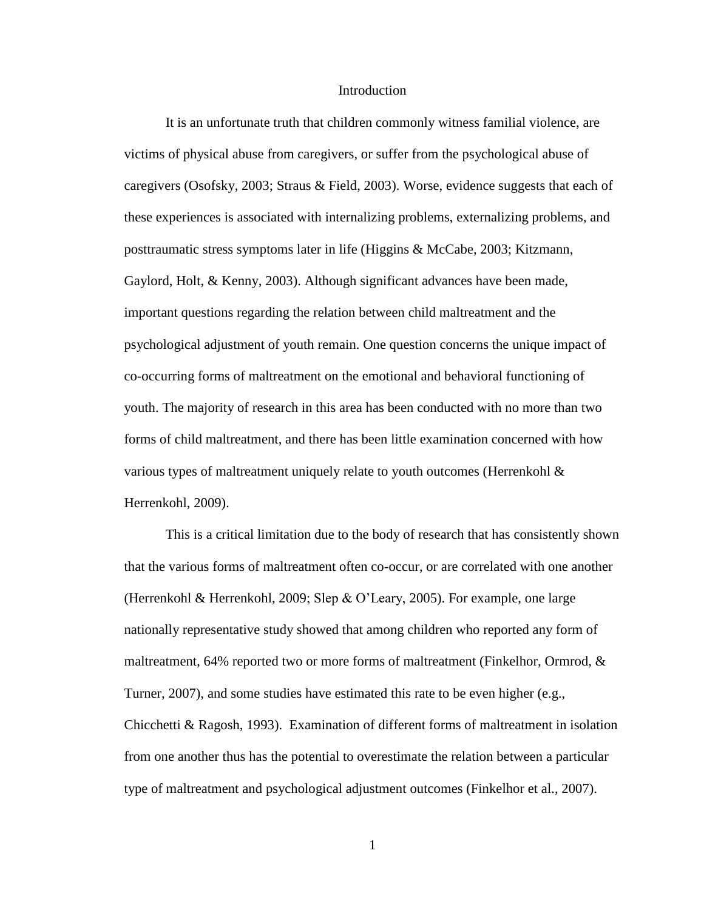# Introduction

It is an unfortunate truth that children commonly witness familial violence, are victims of physical abuse from caregivers, or suffer from the psychological abuse of caregivers (Osofsky, 2003; Straus & Field, 2003). Worse, evidence suggests that each of these experiences is associated with internalizing problems, externalizing problems, and posttraumatic stress symptoms later in life (Higgins & McCabe, 2003; Kitzmann, Gaylord, Holt, & Kenny, 2003). Although significant advances have been made, important questions regarding the relation between child maltreatment and the psychological adjustment of youth remain. One question concerns the unique impact of co-occurring forms of maltreatment on the emotional and behavioral functioning of youth. The majority of research in this area has been conducted with no more than two forms of child maltreatment, and there has been little examination concerned with how various types of maltreatment uniquely relate to youth outcomes (Herrenkohl & Herrenkohl, 2009).

This is a critical limitation due to the body of research that has consistently shown that the various forms of maltreatment often co-occur, or are correlated with one another (Herrenkohl & Herrenkohl, 2009; Slep & O'Leary, 2005). For example, one large nationally representative study showed that among children who reported any form of maltreatment, 64% reported two or more forms of maltreatment (Finkelhor, Ormrod, & Turner, 2007), and some studies have estimated this rate to be even higher (e.g., Chicchetti & Ragosh, 1993). Examination of different forms of maltreatment in isolation from one another thus has the potential to overestimate the relation between a particular type of maltreatment and psychological adjustment outcomes (Finkelhor et al., 2007).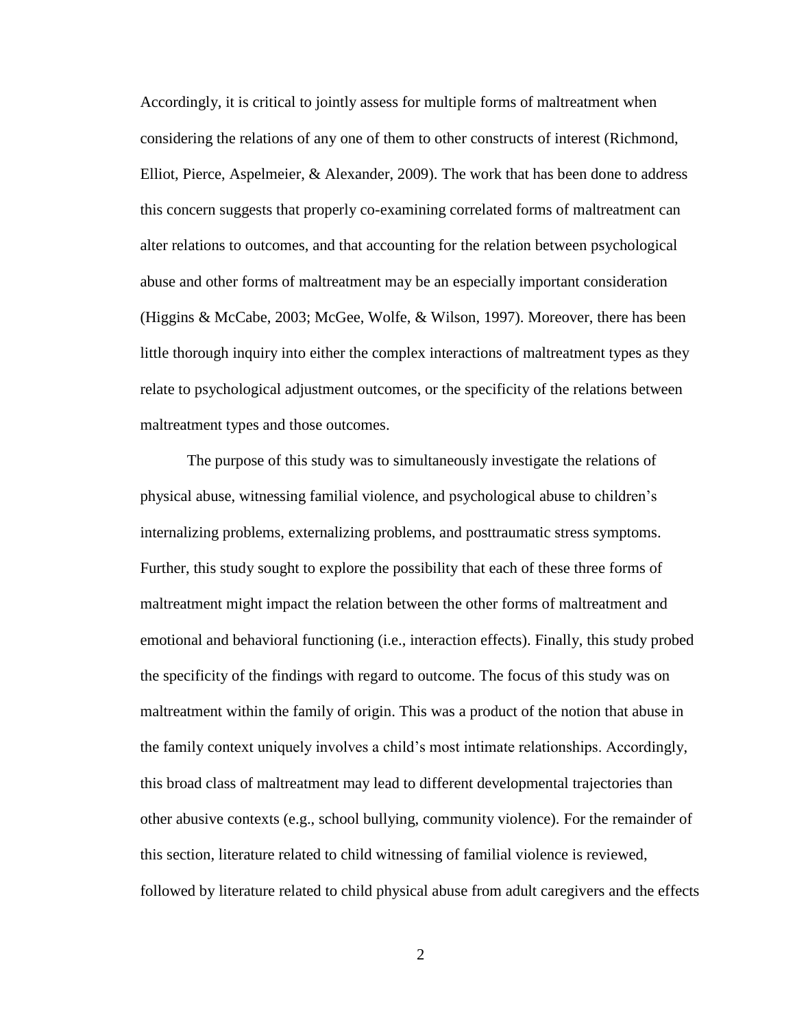Accordingly, it is critical to jointly assess for multiple forms of maltreatment when considering the relations of any one of them to other constructs of interest (Richmond, Elliot, Pierce, Aspelmeier, & Alexander, 2009). The work that has been done to address this concern suggests that properly co-examining correlated forms of maltreatment can alter relations to outcomes, and that accounting for the relation between psychological abuse and other forms of maltreatment may be an especially important consideration (Higgins & McCabe, 2003; McGee, Wolfe, & Wilson, 1997). Moreover, there has been little thorough inquiry into either the complex interactions of maltreatment types as they relate to psychological adjustment outcomes, or the specificity of the relations between maltreatment types and those outcomes.

The purpose of this study was to simultaneously investigate the relations of physical abuse, witnessing familial violence, and psychological abuse to children's internalizing problems, externalizing problems, and posttraumatic stress symptoms. Further, this study sought to explore the possibility that each of these three forms of maltreatment might impact the relation between the other forms of maltreatment and emotional and behavioral functioning (i.e., interaction effects). Finally, this study probed the specificity of the findings with regard to outcome. The focus of this study was on maltreatment within the family of origin. This was a product of the notion that abuse in the family context uniquely involves a child's most intimate relationships. Accordingly, this broad class of maltreatment may lead to different developmental trajectories than other abusive contexts (e.g., school bullying, community violence). For the remainder of this section, literature related to child witnessing of familial violence is reviewed, followed by literature related to child physical abuse from adult caregivers and the effects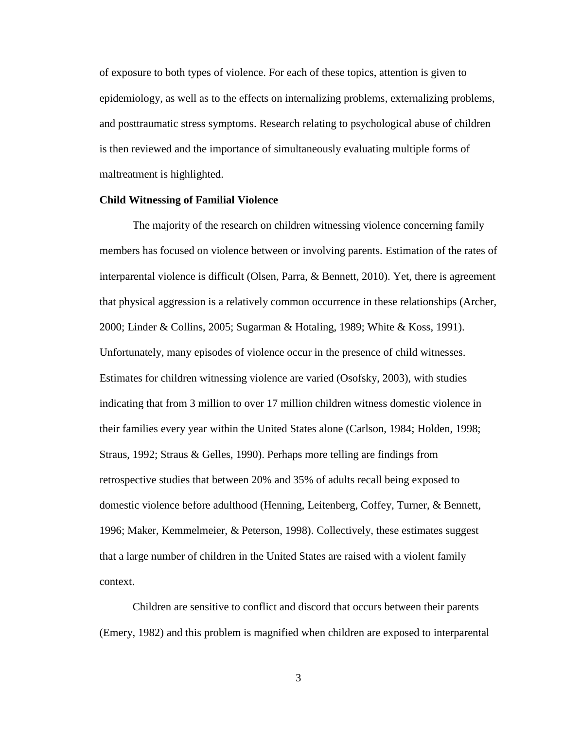of exposure to both types of violence. For each of these topics, attention is given to epidemiology, as well as to the effects on internalizing problems, externalizing problems, and posttraumatic stress symptoms. Research relating to psychological abuse of children is then reviewed and the importance of simultaneously evaluating multiple forms of maltreatment is highlighted.

**Child Witnessing of Familial Violence**

The majority of the research on children witnessing violence concerning family members has focused on violence between or involving parents. Estimation of the rates of interparental violence is difficult (Olsen, Parra, & Bennett, 2010). Yet, there is agreement that physical aggression is a relatively common occurrence in these relationships (Archer, 2000; Linder & Collins, 2005; Sugarman & Hotaling, 1989; White & Koss, 1991). Unfortunately, many episodes of violence occur in the presence of child witnesses. Estimates for children witnessing violence are varied (Osofsky, 2003), with studies indicating that from 3 million to over 17 million children witness domestic violence in their families every year within the United States alone (Carlson, 1984; Holden, 1998; Straus, 1992; Straus & Gelles, 1990). Perhaps more telling are findings from retrospective studies that between 20% and 35% of adults recall being exposed to domestic violence before adulthood (Henning, Leitenberg, Coffey, Turner, & Bennett, 1996; Maker, Kemmelmeier, & Peterson, 1998). Collectively, these estimates suggest that a large number of children in the United States are raised with a violent family context.

Children are sensitive to conflict and discord that occurs between their parents (Emery, 1982) and this problem is magnified when children are exposed to interparental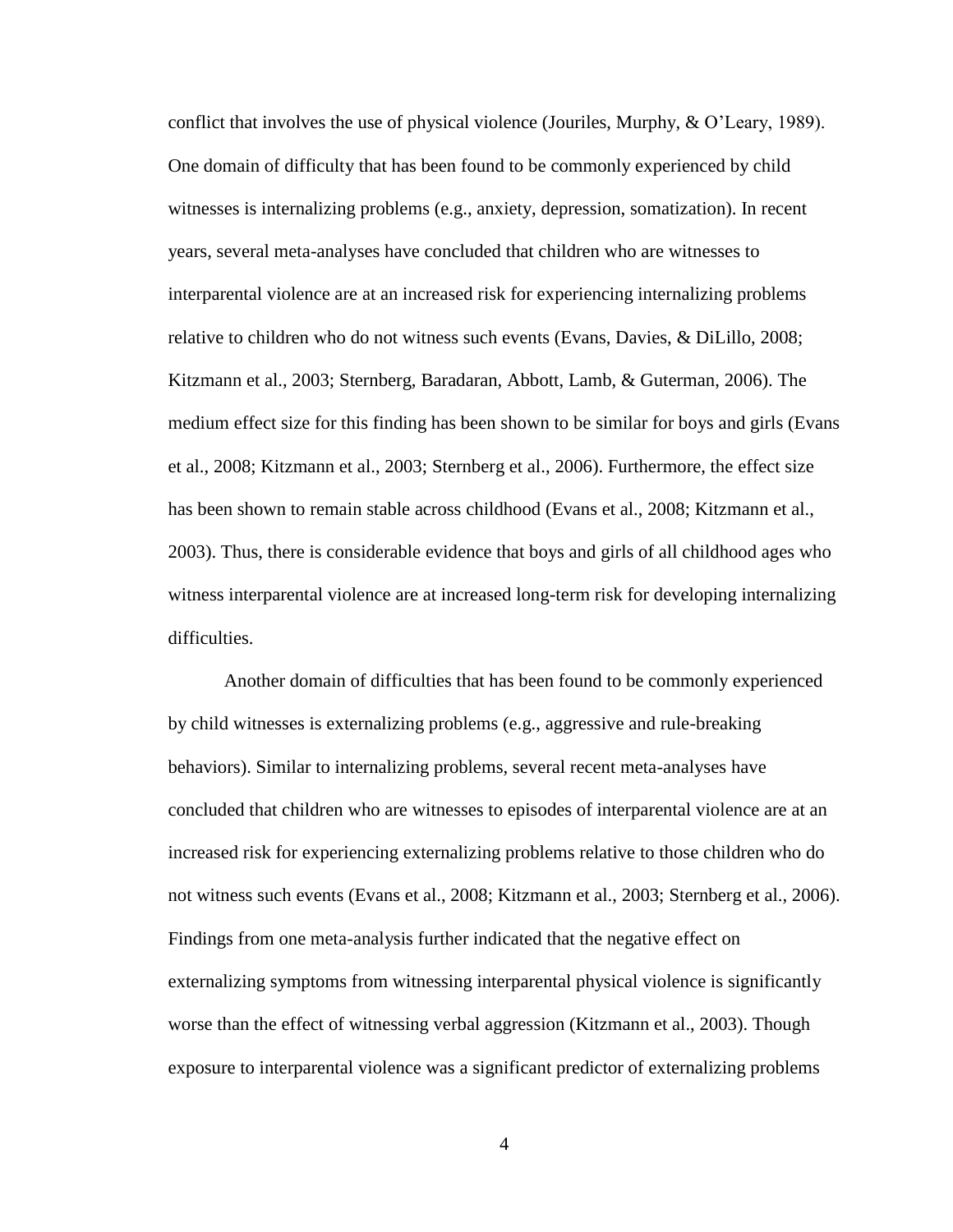conflict that involves the use of physical violence (Jouriles, Murphy, & O'Leary, 1989). One domain of difficulty that has been found to be commonly experienced by child witnesses is internalizing problems (e.g., anxiety, depression, somatization). In recent years, several meta-analyses have concluded that children who are witnesses to interparental violence are at an increased risk for experiencing internalizing problems relative to children who do not witness such events (Evans, Davies, & DiLillo, 2008; Kitzmann et al., 2003; Sternberg, Baradaran, Abbott, Lamb, & Guterman, 2006). The medium effect size for this finding has been shown to be similar for boys and girls (Evans et al., 2008; Kitzmann et al., 2003; Sternberg et al., 2006). Furthermore, the effect size has been shown to remain stable across childhood (Evans et al., 2008; Kitzmann et al., 2003). Thus, there is considerable evidence that boys and girls of all childhood ages who witness interparental violence are at increased long-term risk for developing internalizing difficulties.

Another domain of difficulties that has been found to be commonly experienced by child witnesses is externalizing problems (e.g., aggressive and rule-breaking behaviors). Similar to internalizing problems, several recent meta-analyses have concluded that children who are witnesses to episodes of interparental violence are at an increased risk for experiencing externalizing problems relative to those children who do not witness such events (Evans et al., 2008; Kitzmann et al., 2003; Sternberg et al., 2006). Findings from one meta-analysis further indicated that the negative effect on externalizing symptoms from witnessing interparental physical violence is significantly worse than the effect of witnessing verbal aggression (Kitzmann et al., 2003). Though exposure to interparental violence was a significant predictor of externalizing problems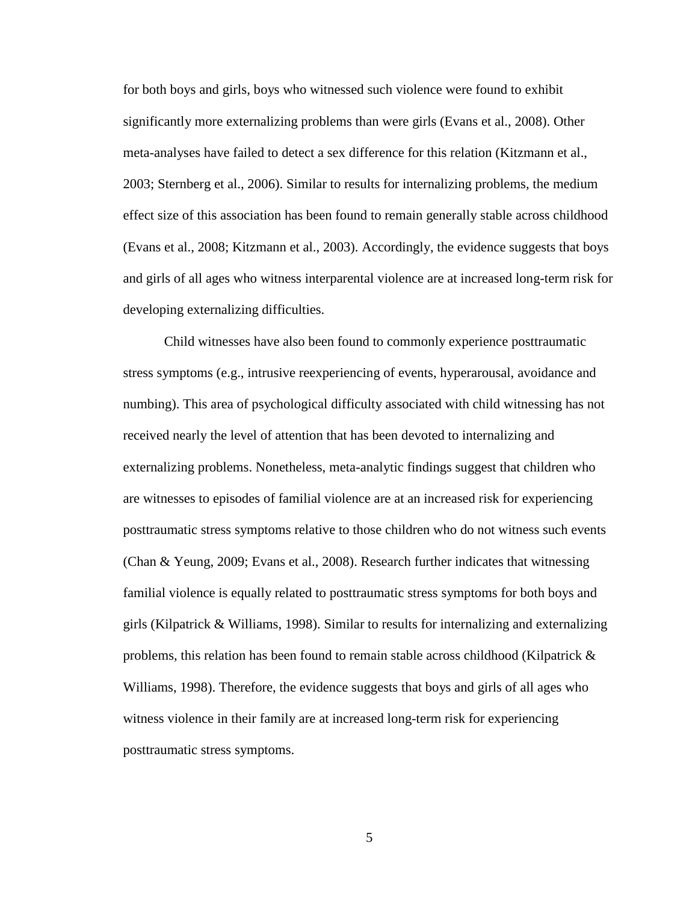for both boys and girls, boys who witnessed such violence were found to exhibit significantly more externalizing problems than were girls (Evans et al., 2008). Other meta-analyses have failed to detect a sex difference for this relation (Kitzmann et al., 2003; Sternberg et al., 2006). Similar to results for internalizing problems, the medium effect size of this association has been found to remain generally stable across childhood (Evans et al., 2008; Kitzmann et al., 2003). Accordingly, the evidence suggests that boys and girls of all ages who witness interparental violence are at increased long-term risk for developing externalizing difficulties.

Child witnesses have also been found to commonly experience posttraumatic stress symptoms (e.g., intrusive reexperiencing of events, hyperarousal, avoidance and numbing). This area of psychological difficulty associated with child witnessing has not received nearly the level of attention that has been devoted to internalizing and externalizing problems. Nonetheless, meta-analytic findings suggest that children who are witnesses to episodes of familial violence are at an increased risk for experiencing posttraumatic stress symptoms relative to those children who do not witness such events (Chan & Yeung, 2009; Evans et al., 2008). Research further indicates that witnessing familial violence is equally related to posttraumatic stress symptoms for both boys and girls (Kilpatrick & Williams, 1998). Similar to results for internalizing and externalizing problems, this relation has been found to remain stable across childhood (Kilpatrick & Williams, 1998). Therefore, the evidence suggests that boys and girls of all ages who witness violence in their family are at increased long-term risk for experiencing posttraumatic stress symptoms.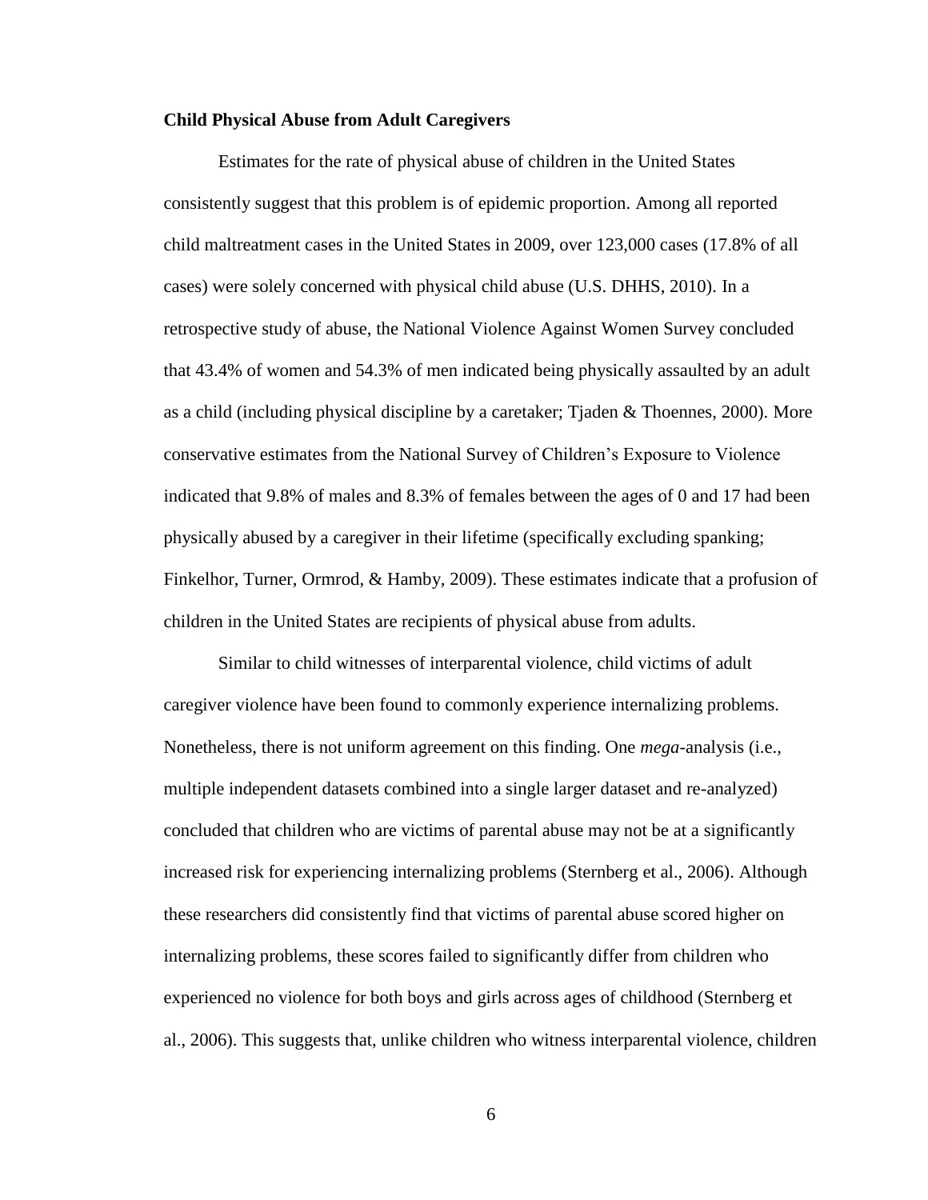**Child Physical Abuse from Adult Caregivers**

Estimates for the rate of physical abuse of children in the United States consistently suggest that this problem is of epidemic proportion. Among all reported child maltreatment cases in the United States in 2009, over 123,000 cases (17.8% of all cases) were solely concerned with physical child abuse (U.S. DHHS, 2010). In a retrospective study of abuse, the National Violence Against Women Survey concluded that 43.4% of women and 54.3% of men indicated being physically assaulted by an adult as a child (including physical discipline by a caretaker; Tjaden & Thoennes, 2000). More conservative estimates from the National Survey of Children's Exposure to Violence indicated that 9.8% of males and 8.3% of females between the ages of 0 and 17 had been physically abused by a caregiver in their lifetime (specifically excluding spanking; Finkelhor, Turner, Ormrod, & Hamby, 2009). These estimates indicate that a profusion of children in the United States are recipients of physical abuse from adults.

Similar to child witnesses of interparental violence, child victims of adult caregiver violence have been found to commonly experience internalizing problems. Nonetheless, there is not uniform agreement on this finding. One *mega*-analysis (i.e., multiple independent datasets combined into a single larger dataset and re-analyzed) concluded that children who are victims of parental abuse may not be at a significantly increased risk for experiencing internalizing problems (Sternberg et al., 2006). Although these researchers did consistently find that victims of parental abuse scored higher on internalizing problems, these scores failed to significantly differ from children who experienced no violence for both boys and girls across ages of childhood (Sternberg et al., 2006). This suggests that, unlike children who witness interparental violence, children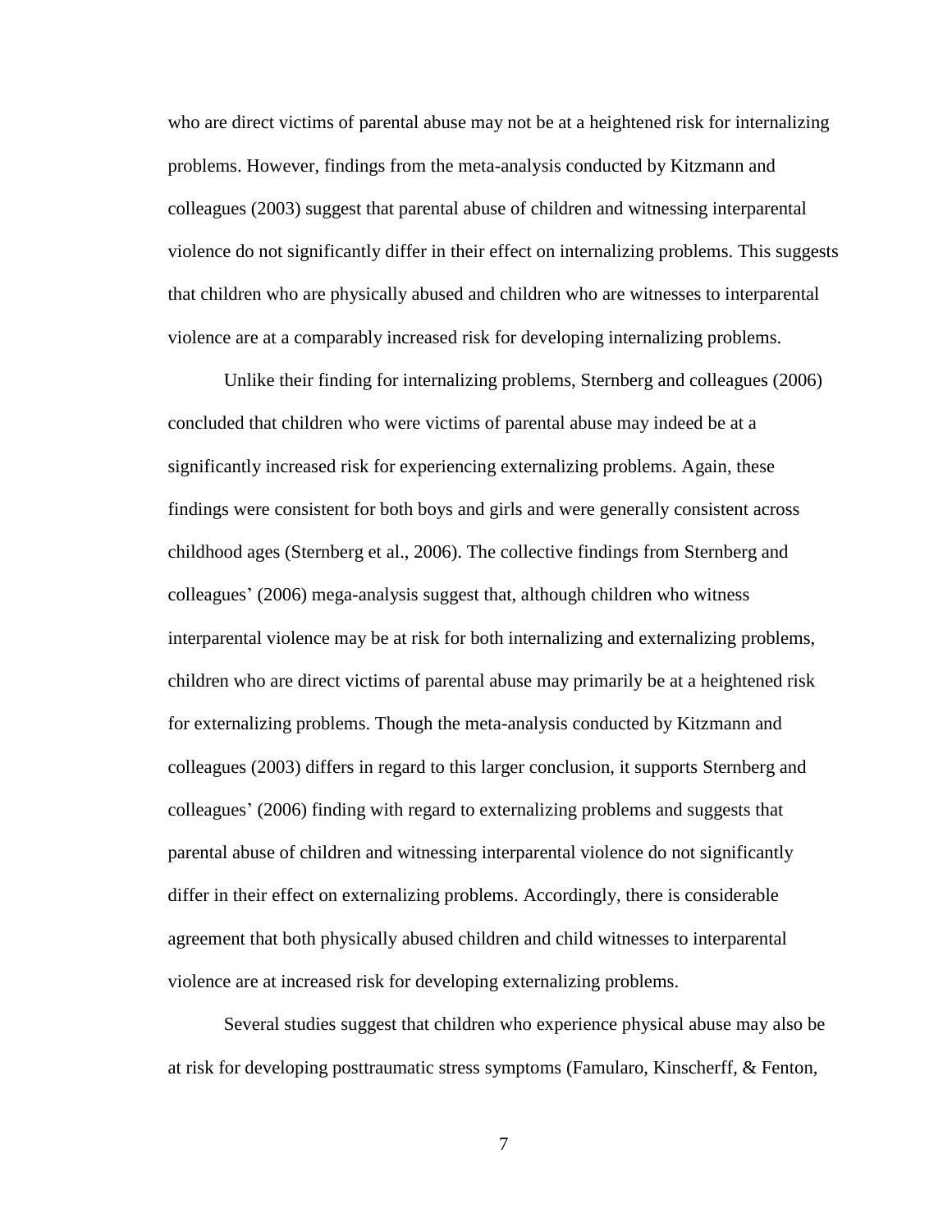who are direct victims of parental abuse may not be at a heightened risk for internalizing problems. However, findings from the meta-analysis conducted by Kitzmann and colleagues (2003) suggest that parental abuse of children and witnessing interparental violence do not significantly differ in their effect on internalizing problems. This suggests that children who are physically abused and children who are witnesses to interparental violence are at a comparably increased risk for developing internalizing problems.

Unlike their finding for internalizing problems, Sternberg and colleagues (2006) concluded that children who were victims of parental abuse may indeed be at a significantly increased risk for experiencing externalizing problems. Again, these findings were consistent for both boys and girls and were generally consistent across childhood ages (Sternberg et al., 2006). The collective findings from Sternberg and colleagues' (2006) mega-analysis suggest that, although children who witness interparental violence may be at risk for both internalizing and externalizing problems, children who are direct victims of parental abuse may primarily be at a heightened risk for externalizing problems. Though the meta-analysis conducted by Kitzmann and colleagues (2003) differs in regard to this larger conclusion, it supports Sternberg and colleagues' (2006) finding with regard to externalizing problems and suggests that parental abuse of children and witnessing interparental violence do not significantly differ in their effect on externalizing problems. Accordingly, there is considerable agreement that both physically abused children and child witnesses to interparental violence are at increased risk for developing externalizing problems.

Several studies suggest that children who experience physical abuse may also be at risk for developing posttraumatic stress symptoms (Famularo, Kinscherff, & Fenton,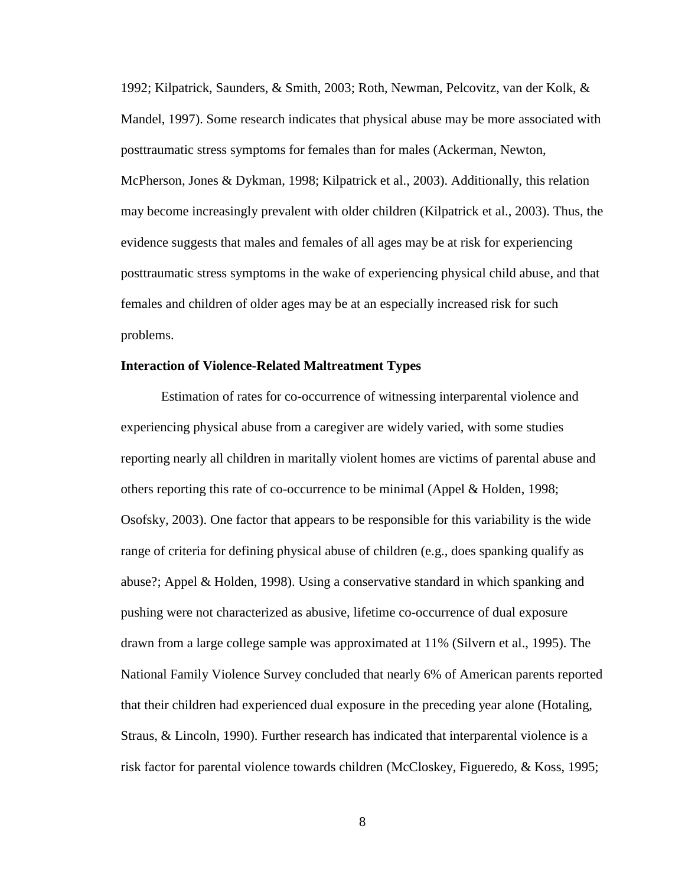1992; Kilpatrick, Saunders, & Smith, 2003; Roth, Newman, Pelcovitz, van der Kolk, & Mandel, 1997). Some research indicates that physical abuse may be more associated with posttraumatic stress symptoms for females than for males (Ackerman, Newton, McPherson, Jones & Dykman, 1998; Kilpatrick et al., 2003). Additionally, this relation may become increasingly prevalent with older children (Kilpatrick et al., 2003). Thus, the evidence suggests that males and females of all ages may be at risk for experiencing posttraumatic stress symptoms in the wake of experiencing physical child abuse, and that females and children of older ages may be at an especially increased risk for such problems.

**Interaction of Violence-Related Maltreatment Types**

Estimation of rates for co-occurrence of witnessing interparental violence and experiencing physical abuse from a caregiver are widely varied, with some studies reporting nearly all children in maritally violent homes are victims of parental abuse and others reporting this rate of co-occurrence to be minimal (Appel & Holden, 1998; Osofsky, 2003). One factor that appears to be responsible for this variability is the wide range of criteria for defining physical abuse of children (e.g., does spanking qualify as abuse?; Appel & Holden, 1998). Using a conservative standard in which spanking and pushing were not characterized as abusive, lifetime co-occurrence of dual exposure drawn from a large college sample was approximated at 11% (Silvern et al., 1995). The National Family Violence Survey concluded that nearly 6% of American parents reported that their children had experienced dual exposure in the preceding year alone (Hotaling, Straus, & Lincoln, 1990). Further research has indicated that interparental violence is a risk factor for parental violence towards children (McCloskey, Figueredo, & Koss, 1995;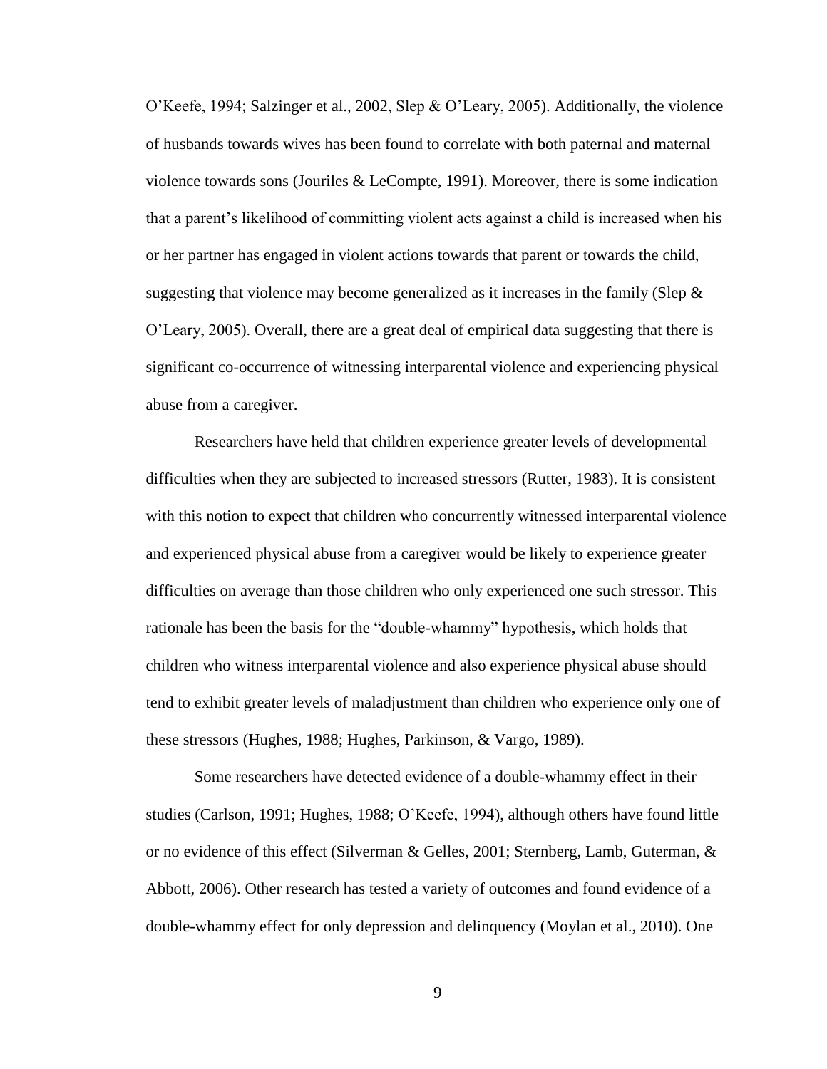O'Keefe, 1994; Salzinger et al., 2002, Slep & O'Leary, 2005). Additionally, the violence of husbands towards wives has been found to correlate with both paternal and maternal violence towards sons (Jouriles & LeCompte, 1991). Moreover, there is some indication that a parent's likelihood of committing violent acts against a child is increased when his or her partner has engaged in violent actions towards that parent or towards the child, suggesting that violence may become generalized as it increases in the family (Slep & O'Leary, 2005). Overall, there are a great deal of empirical data suggesting that there is significant co-occurrence of witnessing interparental violence and experiencing physical abuse from a caregiver.

Researchers have held that children experience greater levels of developmental difficulties when they are subjected to increased stressors (Rutter, 1983). It is consistent with this notion to expect that children who concurrently witnessed interparental violence and experienced physical abuse from a caregiver would be likely to experience greater difficulties on average than those children who only experienced one such stressor. This rationale has been the basis for the "double-whammy" hypothesis, which holds that children who witness interparental violence and also experience physical abuse should tend to exhibit greater levels of maladjustment than children who experience only one of these stressors (Hughes, 1988; Hughes, Parkinson, & Vargo, 1989).

Some researchers have detected evidence of a double-whammy effect in their studies (Carlson, 1991; Hughes, 1988; O'Keefe, 1994), although others have found little or no evidence of this effect (Silverman & Gelles, 2001; Sternberg, Lamb, Guterman, & Abbott, 2006). Other research has tested a variety of outcomes and found evidence of a double-whammy effect for only depression and delinquency (Moylan et al., 2010). One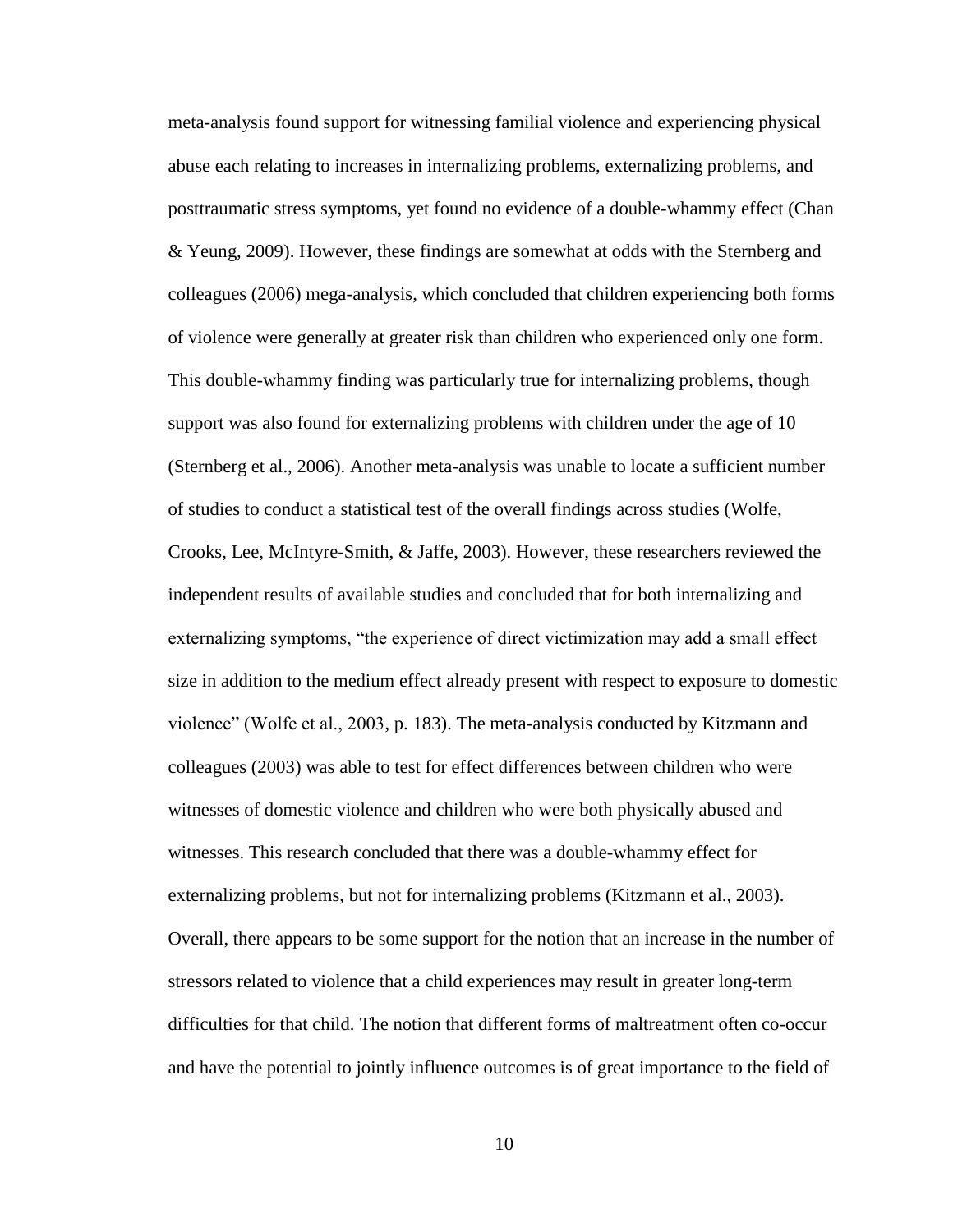meta-analysis found support for witnessing familial violence and experiencing physical abuse each relating to increases in internalizing problems, externalizing problems, and posttraumatic stress symptoms, yet found no evidence of a double-whammy effect (Chan & Yeung, 2009). However, these findings are somewhat at odds with the Sternberg and colleagues (2006) mega-analysis, which concluded that children experiencing both forms of violence were generally at greater risk than children who experienced only one form. This double-whammy finding was particularly true for internalizing problems, though support was also found for externalizing problems with children under the age of 10 (Sternberg et al., 2006). Another meta-analysis was unable to locate a sufficient number of studies to conduct a statistical test of the overall findings across studies (Wolfe, Crooks, Lee, McIntyre-Smith, & Jaffe, 2003). However, these researchers reviewed the independent results of available studies and concluded that for both internalizing and externalizing symptoms, "the experience of direct victimization may add a small effect size in addition to the medium effect already present with respect to exposure to domestic violence" (Wolfe et al., 2003, p. 183). The meta-analysis conducted by Kitzmann and colleagues (2003) was able to test for effect differences between children who were witnesses of domestic violence and children who were both physically abused and witnesses. This research concluded that there was a double-whammy effect for externalizing problems, but not for internalizing problems (Kitzmann et al., 2003). Overall, there appears to be some support for the notion that an increase in the number of stressors related to violence that a child experiences may result in greater long-term difficulties for that child. The notion that different forms of maltreatment often co-occur and have the potential to jointly influence outcomes is of great importance to the field of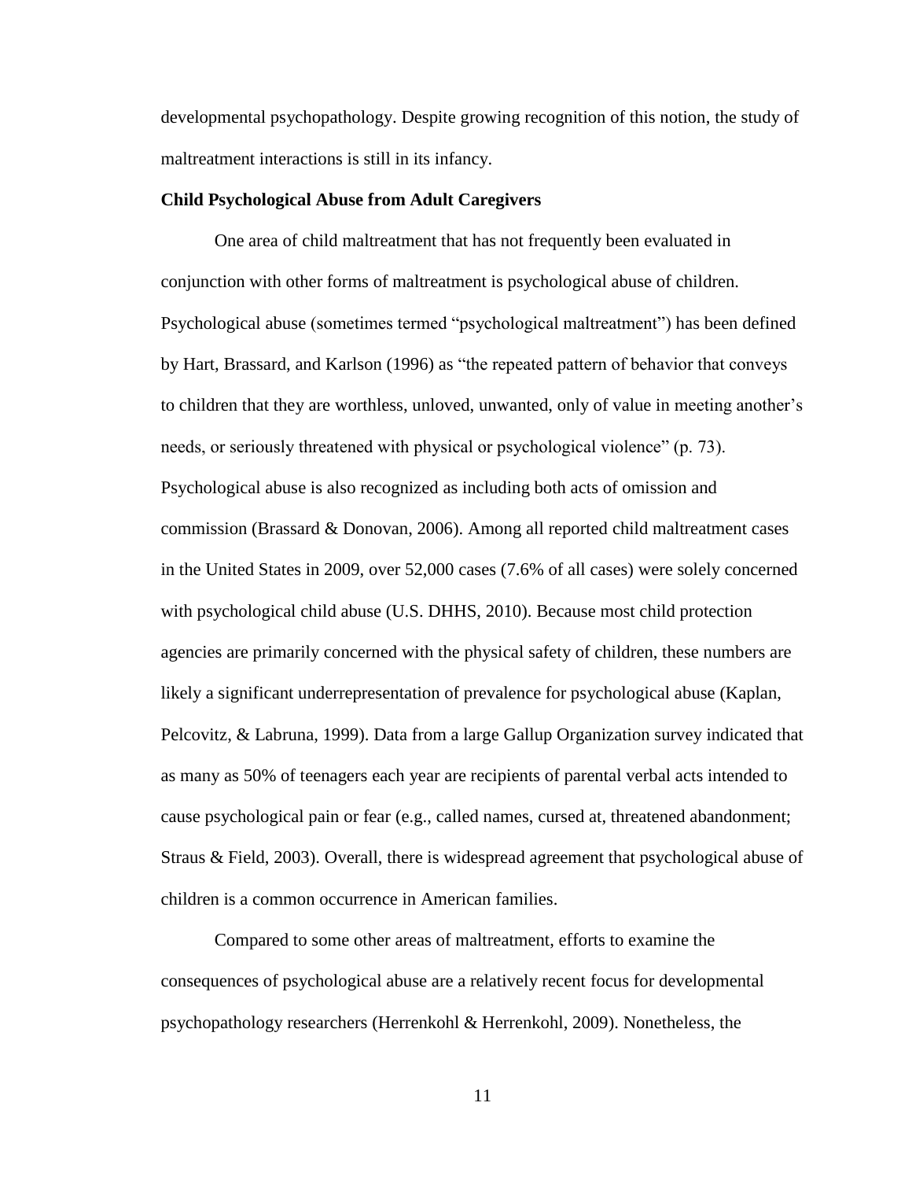developmental psychopathology. Despite growing recognition of this notion, the study of maltreatment interactions is still in its infancy.

**Child Psychological Abuse from Adult Caregivers**

One area of child maltreatment that has not frequently been evaluated in conjunction with other forms of maltreatment is psychological abuse of children. Psychological abuse (sometimes termed "psychological maltreatment") has been defined by Hart, Brassard, and Karlson (1996) as "the repeated pattern of behavior that conveys to children that they are worthless, unloved, unwanted, only of value in meeting another's needs, or seriously threatened with physical or psychological violence" (p. 73). Psychological abuse is also recognized as including both acts of omission and commission (Brassard & Donovan, 2006). Among all reported child maltreatment cases in the United States in 2009, over 52,000 cases (7.6% of all cases) were solely concerned with psychological child abuse (U.S. DHHS, 2010). Because most child protection agencies are primarily concerned with the physical safety of children, these numbers are likely a significant underrepresentation of prevalence for psychological abuse (Kaplan, Pelcovitz, & Labruna, 1999). Data from a large Gallup Organization survey indicated that as many as 50% of teenagers each year are recipients of parental verbal acts intended to cause psychological pain or fear (e.g., called names, cursed at, threatened abandonment; Straus & Field, 2003). Overall, there is widespread agreement that psychological abuse of children is a common occurrence in American families.

Compared to some other areas of maltreatment, efforts to examine the consequences of psychological abuse are a relatively recent focus for developmental psychopathology researchers (Herrenkohl & Herrenkohl, 2009). Nonetheless, the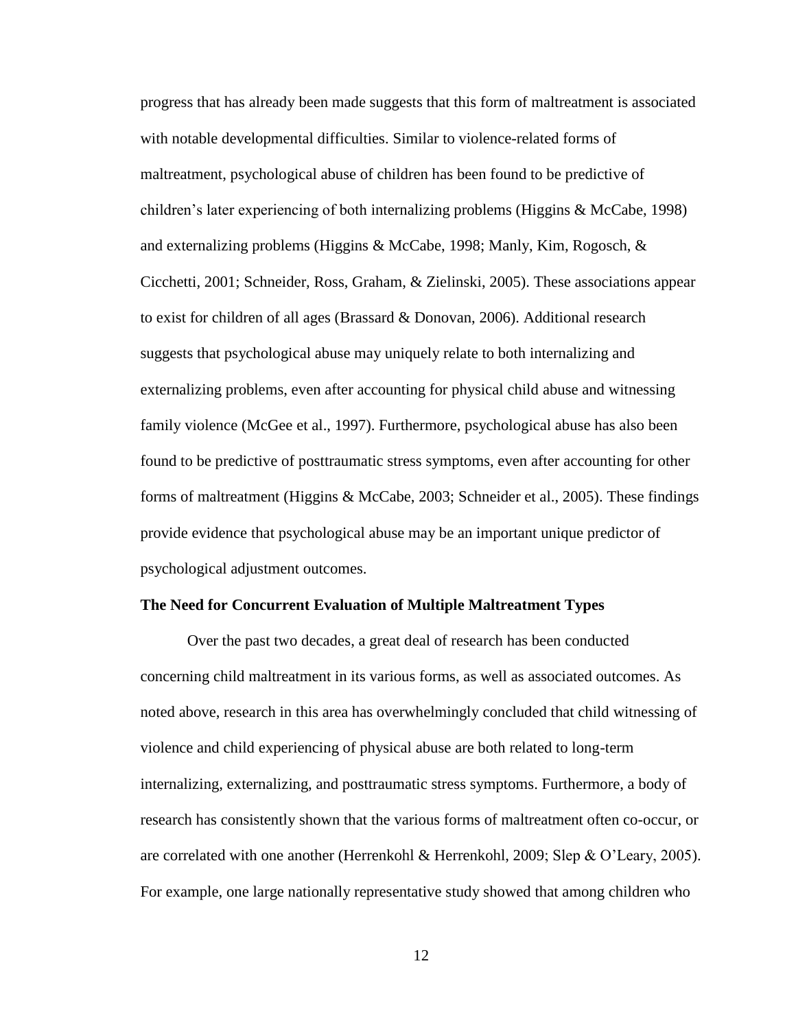progress that has already been made suggests that this form of maltreatment is associated with notable developmental difficulties. Similar to violence-related forms of maltreatment, psychological abuse of children has been found to be predictive of children's later experiencing of both internalizing problems (Higgins & McCabe, 1998) and externalizing problems (Higgins & McCabe, 1998; Manly, Kim, Rogosch, & Cicchetti, 2001; Schneider, Ross, Graham, & Zielinski, 2005). These associations appear to exist for children of all ages (Brassard & Donovan, 2006). Additional research suggests that psychological abuse may uniquely relate to both internalizing and externalizing problems, even after accounting for physical child abuse and witnessing family violence (McGee et al., 1997). Furthermore, psychological abuse has also been found to be predictive of posttraumatic stress symptoms, even after accounting for other forms of maltreatment (Higgins & McCabe, 2003; Schneider et al., 2005). These findings provide evidence that psychological abuse may be an important unique predictor of psychological adjustment outcomes.

## The Need for Concurrent Evaluation of Multiple Maltreatment Types

Over the past two decades, a great deal of research has been conducted concerning child maltreatment in its various forms, as well as associated outcomes. As noted above, research in this area has overwhelmingly concluded that child witnessing of violence and child experiencing of physical abuse are both related to long-term internalizing, externalizing, and posttraumatic stress symptoms. Furthermore, a body of research has consistently shown that the various forms of maltreatment often co-occur, or are correlated with one another (Herrenkohl & Herrenkohl, 2009; Slep & O'Leary, 2005). For example, one large nationally representative study showed that among children who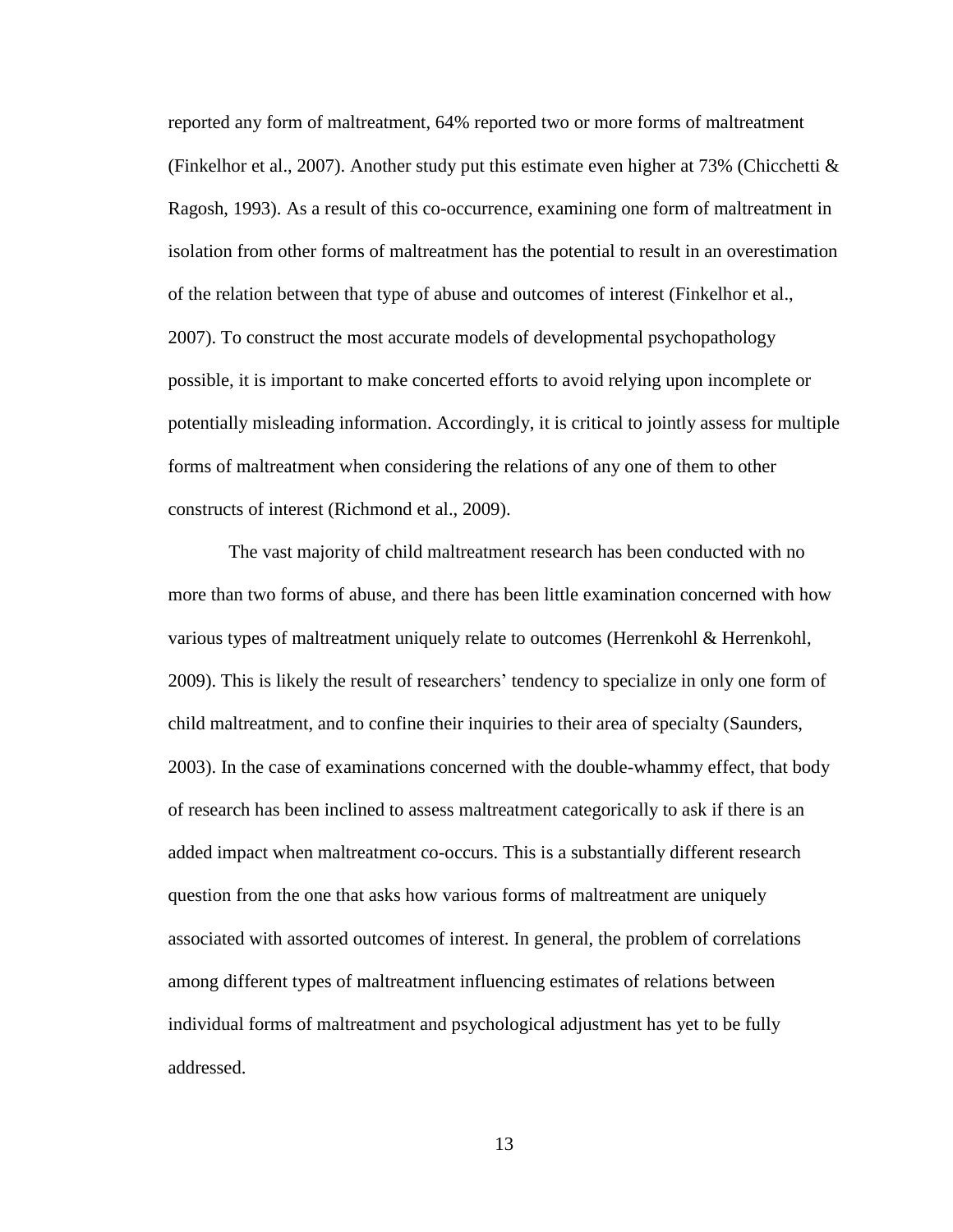reported any form of maltreatment, 64% reported two or more forms of maltreatment (Finkelhor et al., 2007). Another study put this estimate even higher at 73% (Chicchetti & Ragosh, 1993). As a result of this co-occurrence, examining one form of maltreatment in isolation from other forms of maltreatment has the potential to result in an overestimation of the relation between that type of abuse and outcomes of interest (Finkelhor et al., 2007). To construct the most accurate models of developmental psychopathology possible, it is important to make concerted efforts to avoid relying upon incomplete or potentially misleading information. Accordingly, it is critical to jointly assess for multiple forms of maltreatment when considering the relations of any one of them to other constructs of interest (Richmond et al., 2009).

The vast majority of child maltreatment research has been conducted with no more than two forms of abuse, and there has been little examination concerned with how various types of maltreatment uniquely relate to outcomes (Herrenkohl & Herrenkohl, 2009). This is likely the result of researchers' tendency to specialize in only one form of child maltreatment, and to confine their inquiries to their area of specialty (Saunders, 2003). In the case of examinations concerned with the double-whammy effect, that body of research has been inclined to assess maltreatment categorically to ask if there is an added impact when maltreatment co-occurs. This is a substantially different research question from the one that asks how various forms of maltreatment are uniquely associated with assorted outcomes of interest. In general, the problem of correlations among different types of maltreatment influencing estimates of relations between individual forms of maltreatment and psychological adjustment has yet to be fully addressed.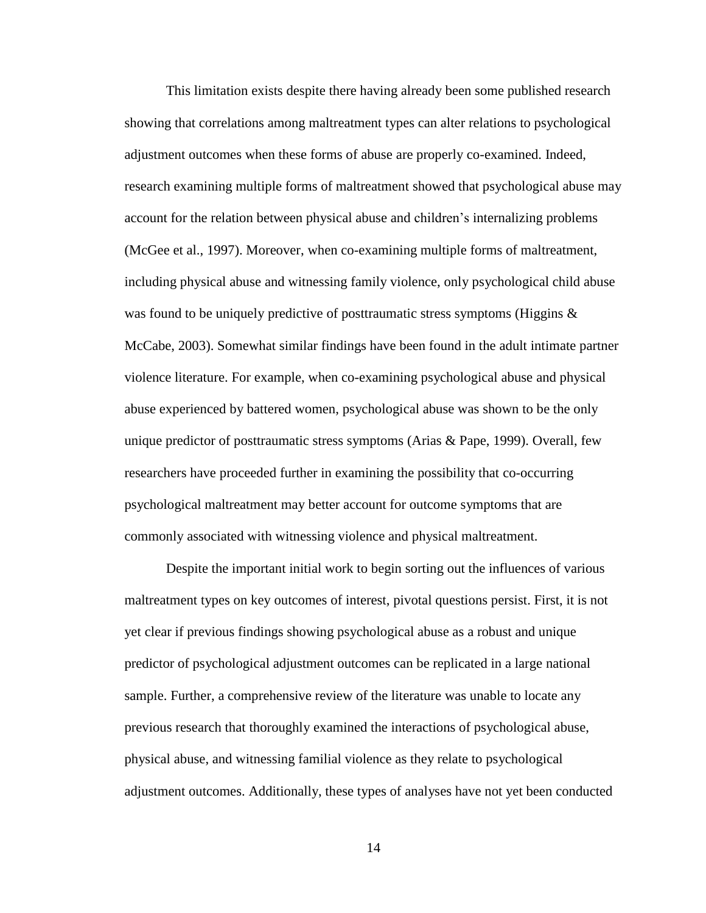This limitation exists despite there having already been some published research showing that correlations among maltreatment types can alter relations to psychological adjustment outcomes when these forms of abuse are properly co-examined. Indeed, research examining multiple forms of maltreatment showed that psychological abuse may account for the relation between physical abuse and children's internalizing problems (McGee et al., 1997). Moreover, when co-examining multiple forms of maltreatment, including physical abuse and witnessing family violence, only psychological child abuse was found to be uniquely predictive of posttraumatic stress symptoms (Higgins & McCabe, 2003). Somewhat similar findings have been found in the adult intimate partner violence literature. For example, when co-examining psychological abuse and physical abuse experienced by battered women, psychological abuse was shown to be the only unique predictor of posttraumatic stress symptoms (Arias & Pape, 1999). Overall, few researchers have proceeded further in examining the possibility that co-occurring psychological maltreatment may better account for outcome symptoms that are commonly associated with witnessing violence and physical maltreatment.

Despite the important initial work to begin sorting out the influences of various maltreatment types on key outcomes of interest, pivotal questions persist. First, it is not yet clear if previous findings showing psychological abuse as a robust and unique predictor of psychological adjustment outcomes can be replicated in a large national sample. Further, a comprehensive review of the literature was unable to locate any previous research that thoroughly examined the interactions of psychological abuse, physical abuse, and witnessing familial violence as they relate to psychological adjustment outcomes. Additionally, these types of analyses have not yet been conducted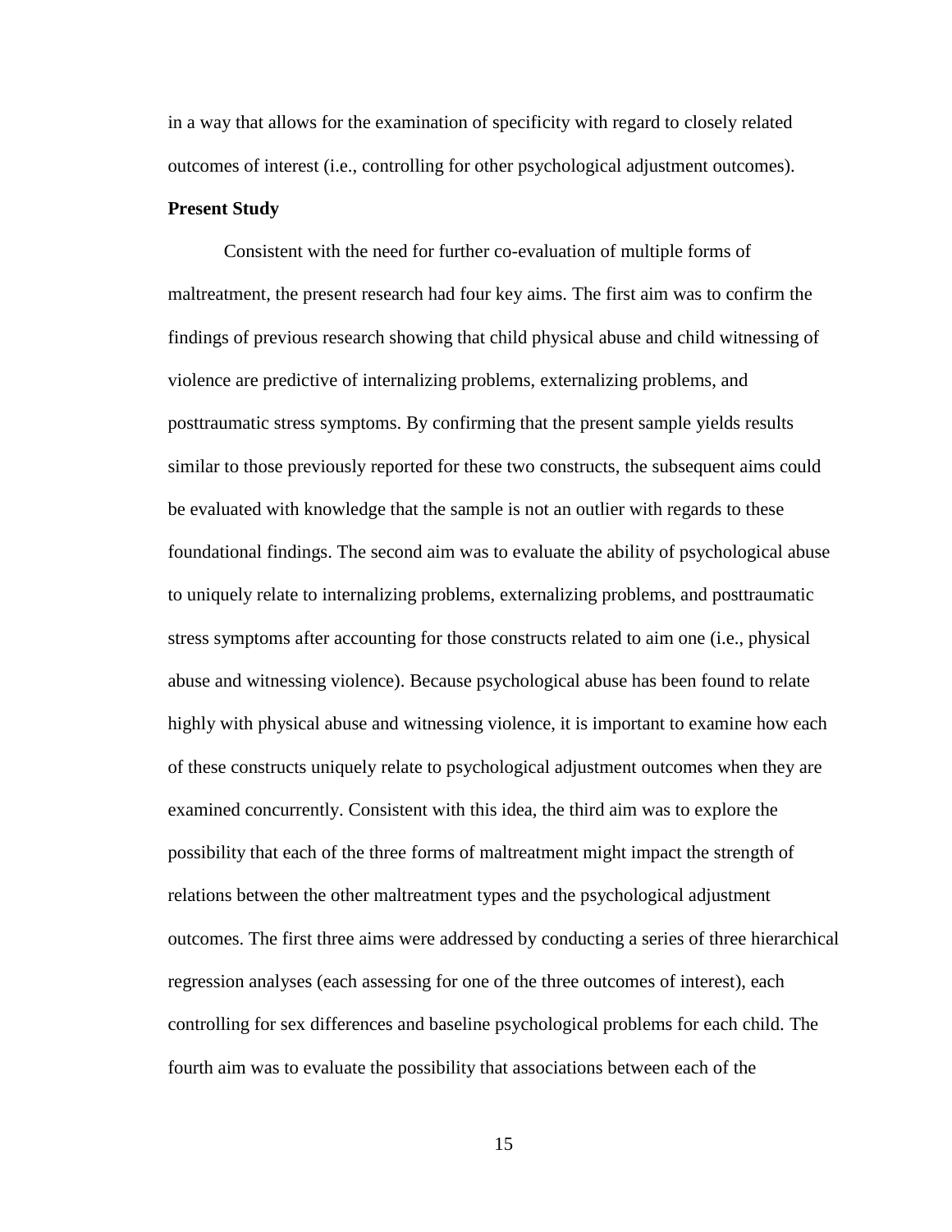in a way that allows for the examination of specificity with regard to closely related outcomes of interest (i.e., controlling for other psychological adjustment outcomes).

**Present Study**

Consistent with the need for further co-evaluation of multiple forms of maltreatment, the present research had four key aims. The first aim was to confirm the findings of previous research showing that child physical abuse and child witnessing of violence are predictive of internalizing problems, externalizing problems, and posttraumatic stress symptoms. By confirming that the present sample yields results similar to those previously reported for these two constructs, the subsequent aims could be evaluated with knowledge that the sample is not an outlier with regards to these foundational findings. The second aim was to evaluate the ability of psychological abuse to uniquely relate to internalizing problems, externalizing problems, and posttraumatic stress symptoms after accounting for those constructs related to aim one (i.e., physical abuse and witnessing violence). Because psychological abuse has been found to relate highly with physical abuse and witnessing violence, it is important to examine how each of these constructs uniquely relate to psychological adjustment outcomes when they are examined concurrently. Consistent with this idea, the third aim was to explore the possibility that each of the three forms of maltreatment might impact the strength of relations between the other maltreatment types and the psychological adjustment outcomes. The first three aims were addressed by conducting a series of three hierarchical regression analyses (each assessing for one of the three outcomes of interest), each controlling for sex differences and baseline psychological problems for each child. The fourth aim was to evaluate the possibility that associations between each of the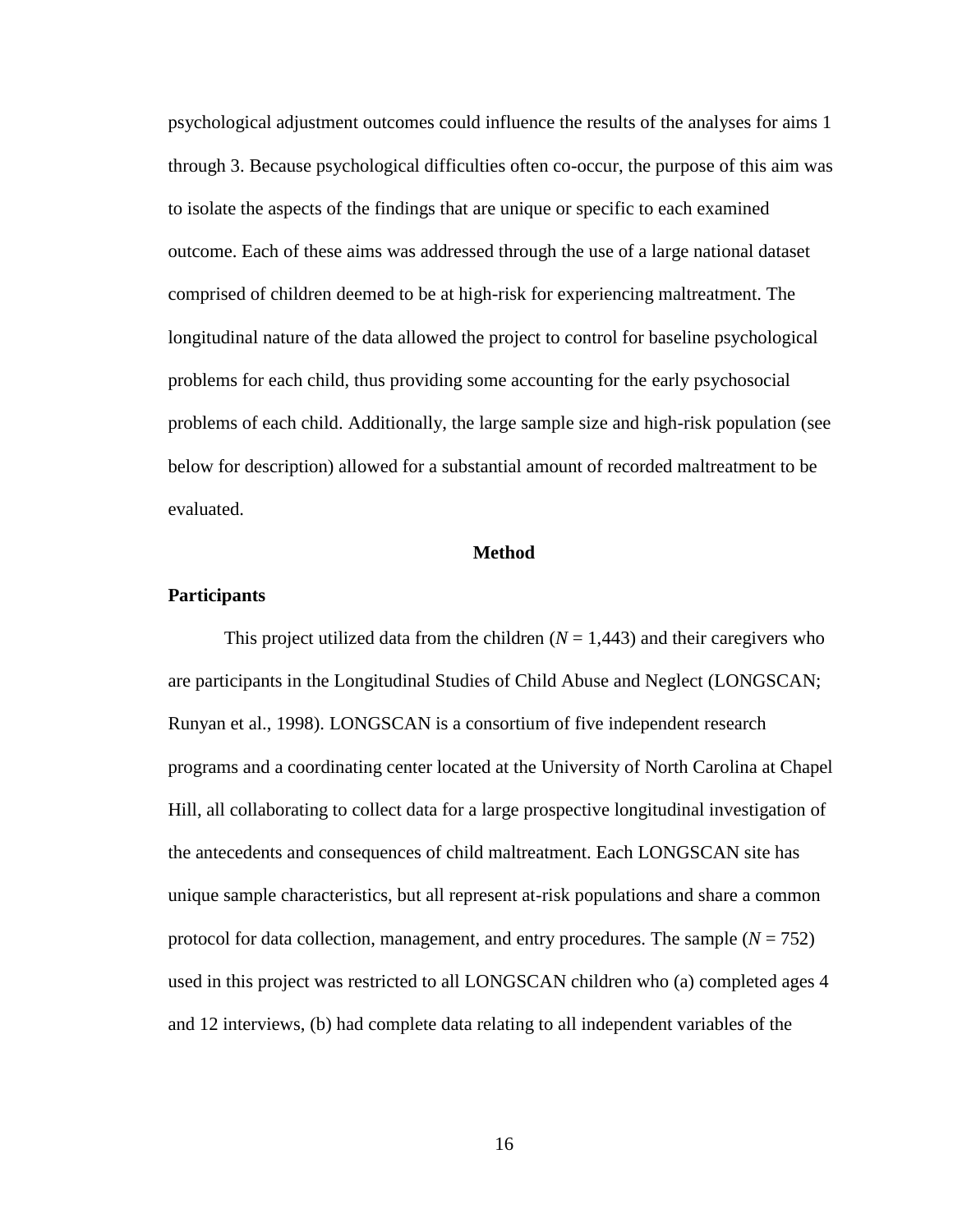psychological adjustment outcomes could influence the results of the analyses for aims 1 through 3. Because psychological difficulties often co-occur, the purpose of this aim was to isolate the aspects of the findings that are unique or specific to each examined outcome. Each of these aims was addressed through the use of a large national dataset comprised of children deemed to be at high-risk for experiencing maltreatment. The longitudinal nature of the data allowed the project to control for baseline psychological problems for each child, thus providing some accounting for the early psychosocial problems of each child. Additionally, the large sample size and high-risk population (see below for description) allowed for a substantial amount of recorded maltreatment to be evaluated.

## Method

### Participants

This project utilized data from the children ($N$ = 1,443) and their caregivers who are participants in the Longitudinal Studies of Child Abuse and Neglect (LONGSCAN; Runyan et al., 1998). LONGSCAN is a consortium of five independent research programs and a coordinating center located at the University of North Carolina at Chapel Hill, all collaborating to collect data for a large prospective longitudinal investigation of the antecedents and consequences of child maltreatment. Each LONGSCAN site has unique sample characteristics, but all represent at-risk populations and share a common protocol for data collection, management, and entry procedures. The sample ($N$ = 752) used in this project was restricted to all LONGSCAN children who (a) completed ages 4 and 12 interviews, (b) had complete data relating to all independent variables of the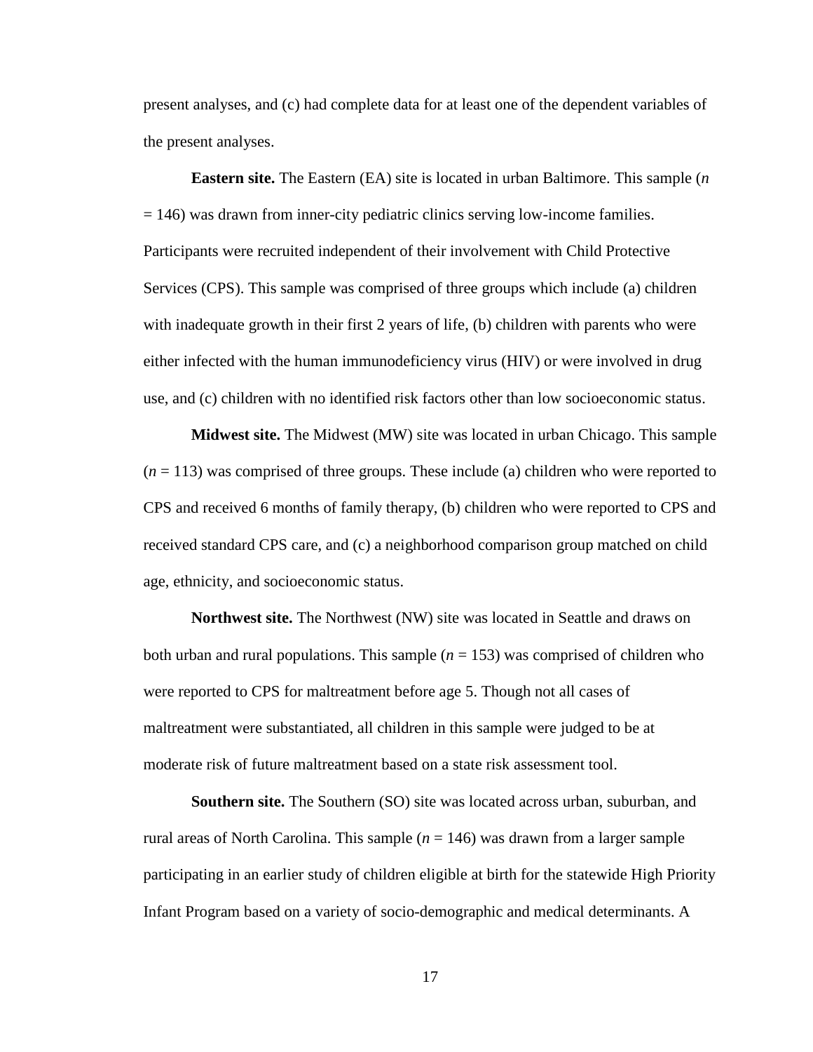present analyses, and (c) had complete data for at least one of the dependent variables of the present analyses.

**Eastern site.** The Eastern (EA) site is located in urban Baltimore. This sample ($n$ = 146) was drawn from inner-city pediatric clinics serving low-income families. Participants were recruited independent of their involvement with Child Protective Services (CPS). This sample was comprised of three groups which include (a) children with inadequate growth in their first 2 years of life, (b) children with parents who were either infected with the human immunodeficiency virus (HIV) or were involved in drug use, and (c) children with no identified risk factors other than low socioeconomic status.

**Midwest site.** The Midwest (MW) site was located in urban Chicago. This sample ($n$ = 113) was comprised of three groups. These include (a) children who were reported to CPS and received 6 months of family therapy, (b) children who were reported to CPS and received standard CPS care, and (c) a neighborhood comparison group matched on child age, ethnicity, and socioeconomic status.

**Northwest site.** The Northwest (NW) site was located in Seattle and draws on both urban and rural populations. This sample ($n$ = 153) was comprised of children who were reported to CPS for maltreatment before age 5. Though not all cases of maltreatment were substantiated, all children in this sample were judged to be at moderate risk of future maltreatment based on a state risk assessment tool.

**Southern site.** The Southern (SO) site was located across urban, suburban, and rural areas of North Carolina. This sample ($n$ = 146) was drawn from a larger sample participating in an earlier study of children eligible at birth for the statewide High Priority Infant Program based on a variety of socio-demographic and medical determinants. A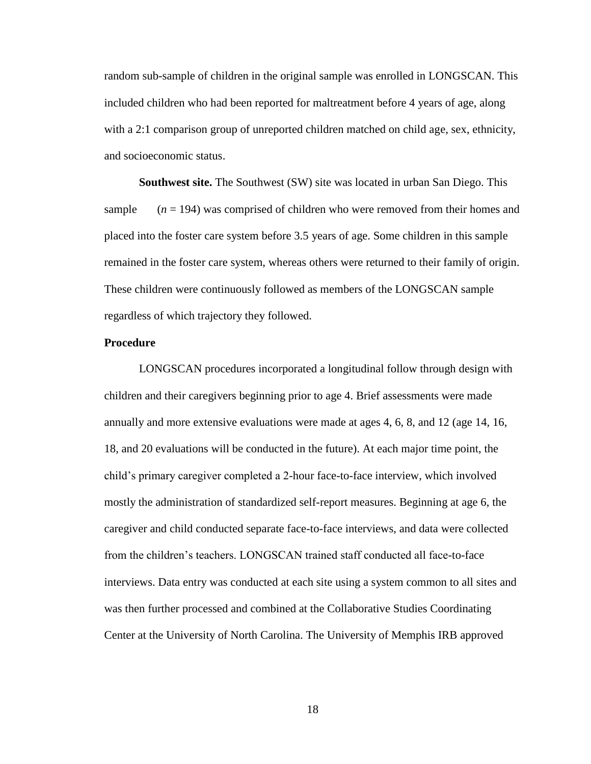random sub-sample of children in the original sample was enrolled in LONGSCAN. This included children who had been reported for maltreatment before 4 years of age, along with a 2:1 comparison group of unreported children matched on child age, sex, ethnicity, and socioeconomic status.

**Southwest site.** The Southwest (SW) site was located in urban San Diego. This sample (*n* = 194) was comprised of children who were removed from their homes and placed into the foster care system before 3.5 years of age. Some children in this sample remained in the foster care system, whereas others were returned to their family of origin. These children were continuously followed as members of the LONGSCAN sample regardless of which trajectory they followed.

**Procedure**

LONGSCAN procedures incorporated a longitudinal follow through design with children and their caregivers beginning prior to age 4. Brief assessments were made annually and more extensive evaluations were made at ages 4, 6, 8, and 12 (age 14, 16, 18, and 20 evaluations will be conducted in the future). At each major time point, the child's primary caregiver completed a 2-hour face-to-face interview, which involved mostly the administration of standardized self-report measures. Beginning at age 6, the caregiver and child conducted separate face-to-face interviews, and data were collected from the children's teachers. LONGSCAN trained staff conducted all face-to-face interviews. Data entry was conducted at each site using a system common to all sites and was then further processed and combined at the Collaborative Studies Coordinating Center at the University of North Carolina. The University of Memphis IRB approved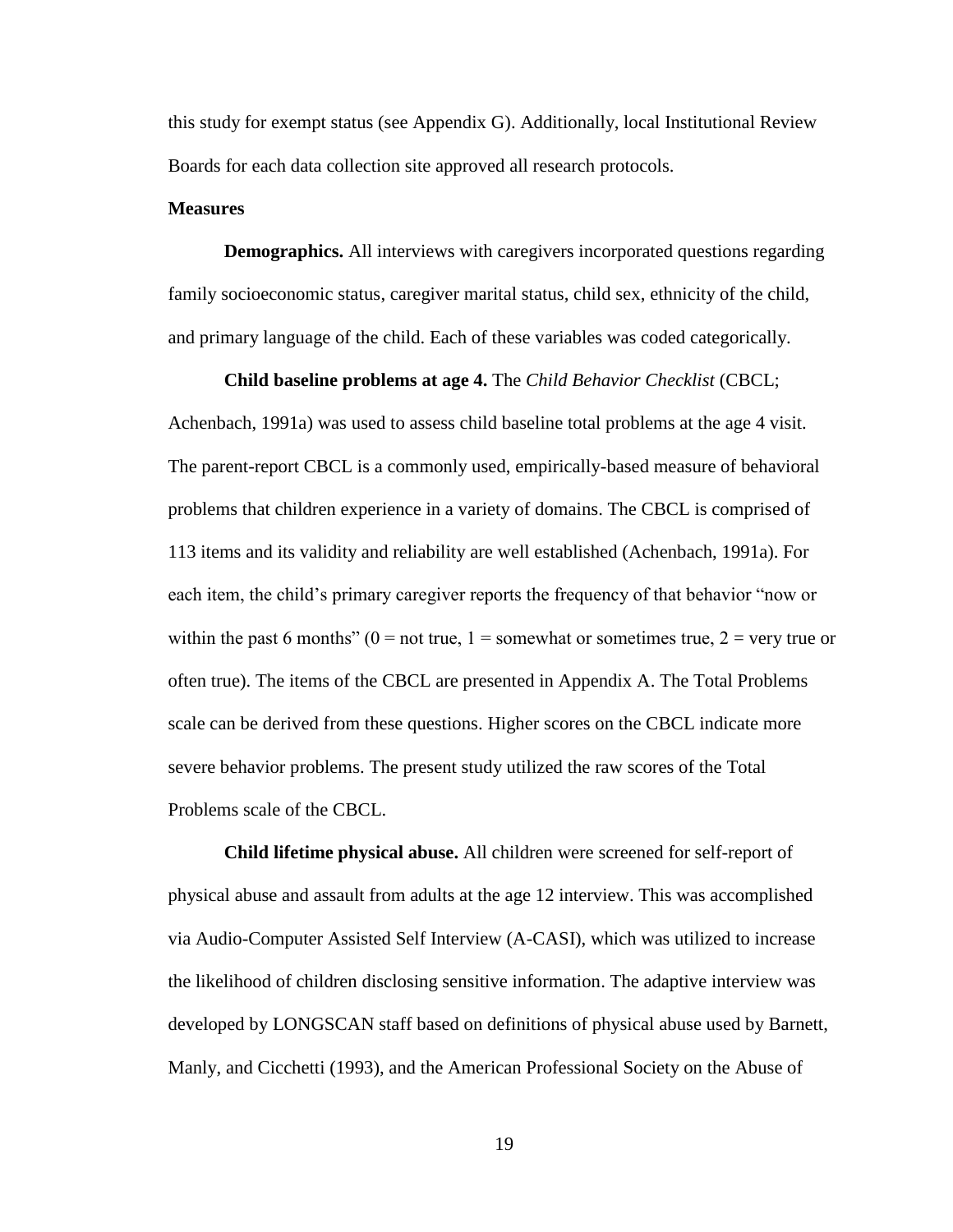this study for exempt status (see Appendix G). Additionally, local Institutional Review Boards for each data collection site approved all research protocols.

## Measures

**Demographics.** All interviews with caregivers incorporated questions regarding family socioeconomic status, caregiver marital status, child sex, ethnicity of the child, and primary language of the child. Each of these variables was coded categorically.

**Child baseline problems at age 4.** The *Child Behavior Checklist* (CBCL; Achenbach, 1991a) was used to assess child baseline total problems at the age 4 visit. The parent-report CBCL is a commonly used, empirically-based measure of behavioral problems that children experience in a variety of domains. The CBCL is comprised of 113 items and its validity and reliability are well established (Achenbach, 1991a). For each item, the child's primary caregiver reports the frequency of that behavior "now or within the past 6 months" (0 = not true, 1 = somewhat or sometimes true, 2 = very true or often true). The items of the CBCL are presented in Appendix A. The Total Problems scale can be derived from these questions. Higher scores on the CBCL indicate more severe behavior problems. The present study utilized the raw scores of the Total Problems scale of the CBCL.

**Child lifetime physical abuse.** All children were screened for self-report of physical abuse and assault from adults at the age 12 interview. This was accomplished via Audio-Computer Assisted Self Interview (A-CASI), which was utilized to increase the likelihood of children disclosing sensitive information. The adaptive interview was developed by LONGSCAN staff based on definitions of physical abuse used by Barnett, Manly, and Cicchetti (1993), and the American Professional Society on the Abuse of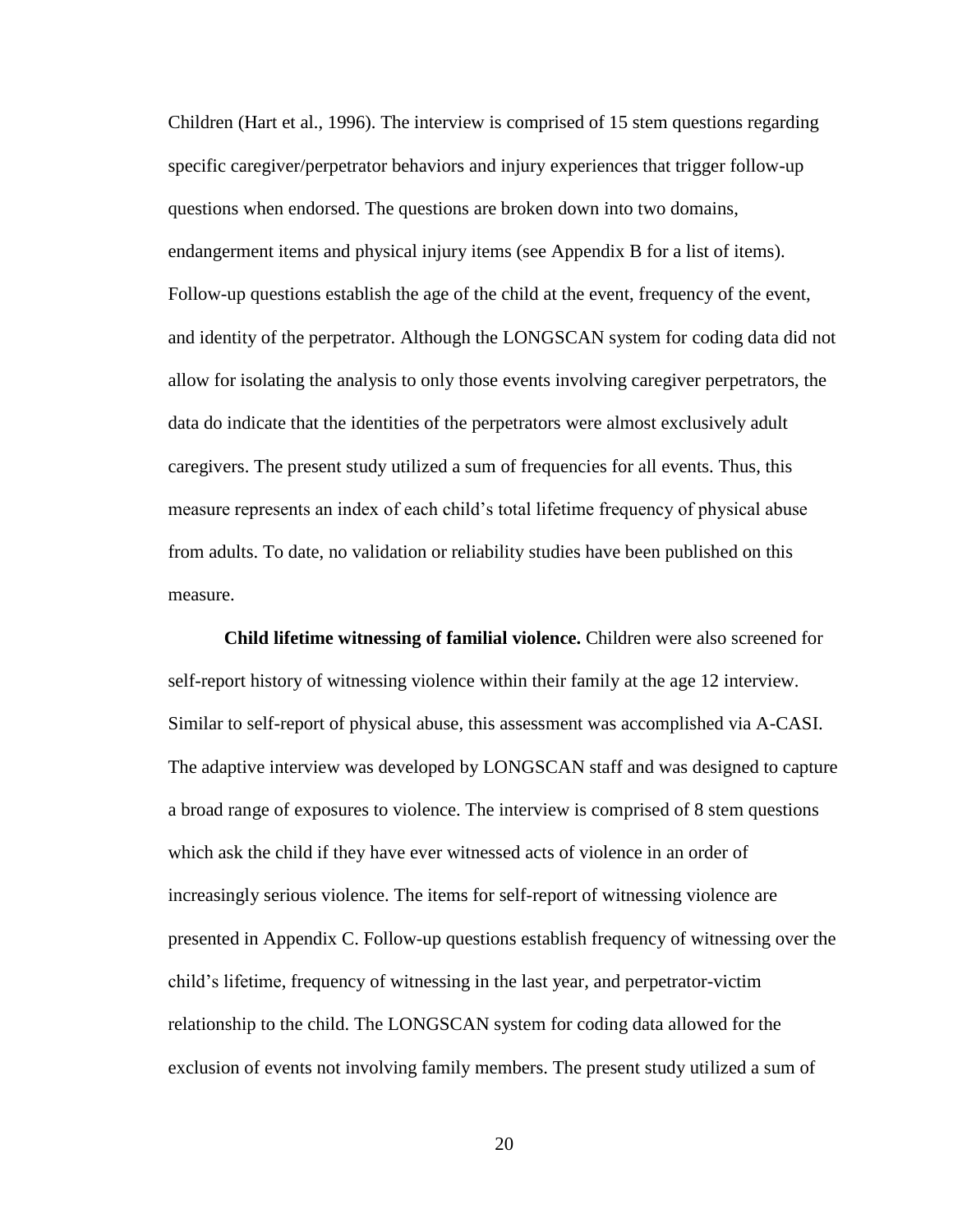Children (Hart et al., 1996). The interview is comprised of 15 stem questions regarding specific caregiver/perpetrator behaviors and injury experiences that trigger follow-up questions when endorsed. The questions are broken down into two domains, endangerment items and physical injury items (see Appendix B for a list of items). Follow-up questions establish the age of the child at the event, frequency of the event, and identity of the perpetrator. Although the LONGSCAN system for coding data did not allow for isolating the analysis to only those events involving caregiver perpetrators, the data do indicate that the identities of the perpetrators were almost exclusively adult caregivers. The present study utilized a sum of frequencies for all events. Thus, this measure represents an index of each child's total lifetime frequency of physical abuse from adults. To date, no validation or reliability studies have been published on this measure.

**Child lifetime witnessing of familial violence.** Children were also screened for self-report history of witnessing violence within their family at the age 12 interview. Similar to self-report of physical abuse, this assessment was accomplished via A-CASI. The adaptive interview was developed by LONGSCAN staff and was designed to capture a broad range of exposures to violence. The interview is comprised of 8 stem questions which ask the child if they have ever witnessed acts of violence in an order of increasingly serious violence. The items for self-report of witnessing violence are presented in Appendix C. Follow-up questions establish frequency of witnessing over the child's lifetime, frequency of witnessing in the last year, and perpetrator-victim relationship to the child. The LONGSCAN system for coding data allowed for the exclusion of events not involving family members. The present study utilized a sum of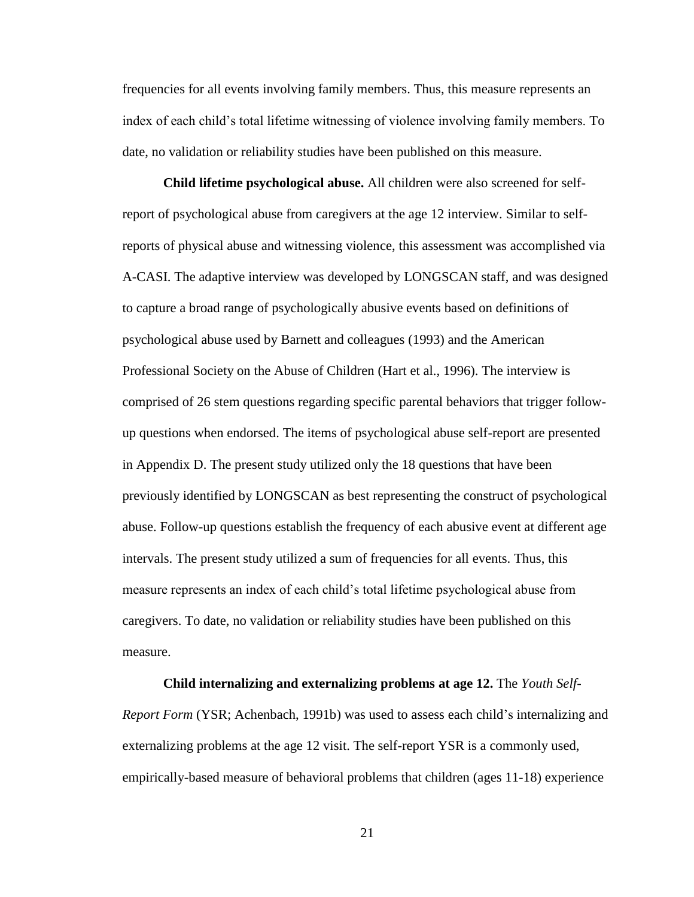frequencies for all events involving family members. Thus, this measure represents an index of each child's total lifetime witnessing of violence involving family members. To date, no validation or reliability studies have been published on this measure.

**Child lifetime psychological abuse.** All children were also screened for self-report of psychological abuse from caregivers at the age 12 interview. Similar to self-reports of physical abuse and witnessing violence, this assessment was accomplished via A-CASI. The adaptive interview was developed by LONGSCAN staff, and was designed to capture a broad range of psychologically abusive events based on definitions of psychological abuse used by Barnett and colleagues (1993) and the American Professional Society on the Abuse of Children (Hart et al., 1996). The interview is comprised of 26 stem questions regarding specific parental behaviors that trigger follow-up questions when endorsed. The items of psychological abuse self-report are presented in Appendix D. The present study utilized only the 18 questions that have been previously identified by LONGSCAN as best representing the construct of psychological abuse. Follow-up questions establish the frequency of each abusive event at different age intervals. The present study utilized a sum of frequencies for all events. Thus, this measure represents an index of each child's total lifetime psychological abuse from caregivers. To date, no validation or reliability studies have been published on this measure.

**Child internalizing and externalizing problems at age 12.** The *Youth Self-Report Form* (YSR; Achenbach, 1991b) was used to assess each child's internalizing and externalizing problems at the age 12 visit. The self-report YSR is a commonly used, empirically-based measure of behavioral problems that children (ages 11-18) experience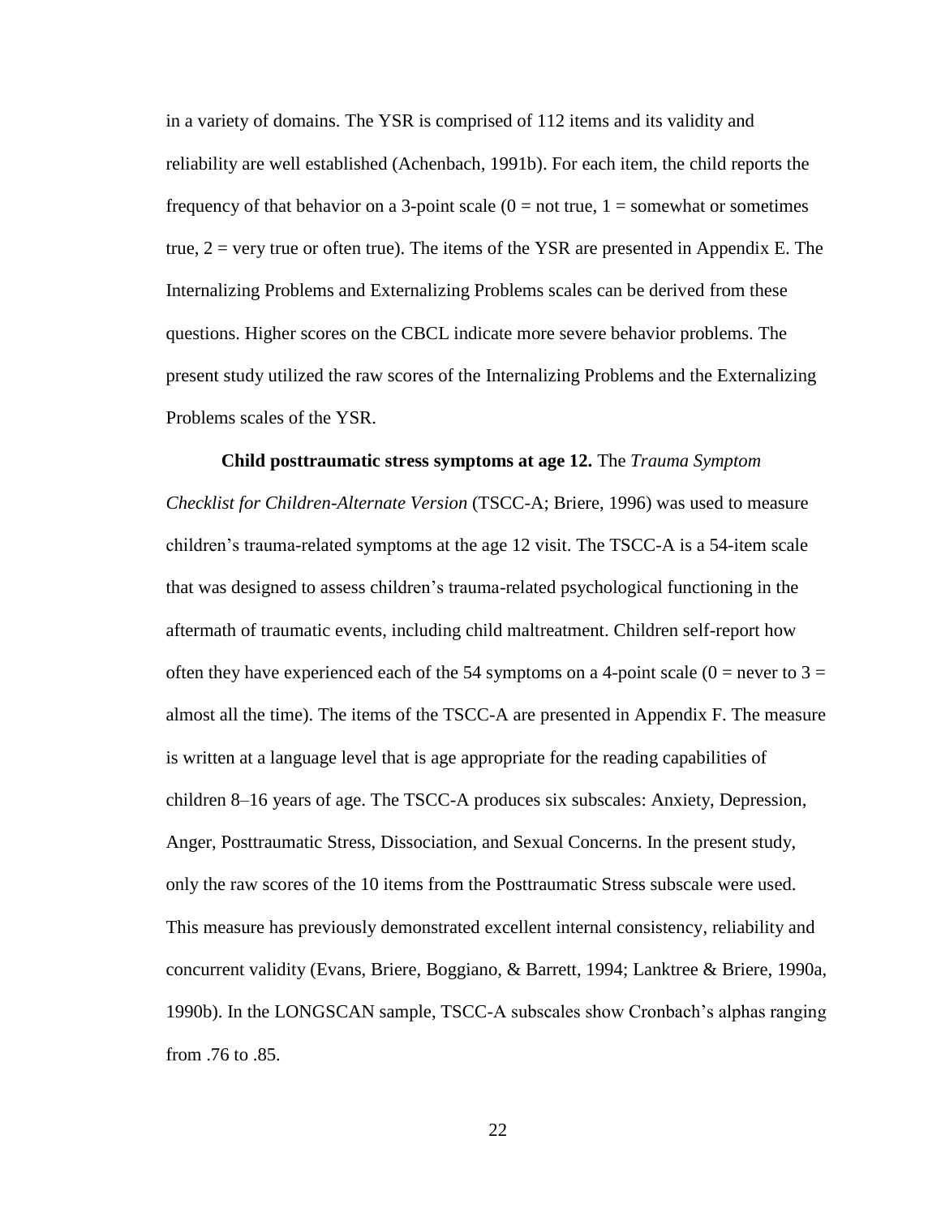in a variety of domains. The YSR is comprised of 112 items and its validity and reliability are well established (Achenbach, 1991b). For each item, the child reports the frequency of that behavior on a 3-point scale (0 = not true, 1 = somewhat or sometimes true, 2 = very true or often true). The items of the YSR are presented in Appendix E. The Internalizing Problems and Externalizing Problems scales can be derived from these questions. Higher scores on the CBCL indicate more severe behavior problems. The present study utilized the raw scores of the Internalizing Problems and the Externalizing Problems scales of the YSR.

**Child posttraumatic stress symptoms at age 12.** The *Trauma Symptom Checklist for Children-Alternate Version* (TSCC-A; Briere, 1996) was used to measure children's trauma-related symptoms at the age 12 visit. The TSCC-A is a 54-item scale that was designed to assess children's trauma-related psychological functioning in the aftermath of traumatic events, including child maltreatment. Children self-report how often they have experienced each of the 54 symptoms on a 4-point scale (0 = never to 3 = almost all the time). The items of the TSCC-A are presented in Appendix F. The measure is written at a language level that is age appropriate for the reading capabilities of children 8–16 years of age. The TSCC-A produces six subscales: Anxiety, Depression, Anger, Posttraumatic Stress, Dissociation, and Sexual Concerns. In the present study, only the raw scores of the 10 items from the Posttraumatic Stress subscale were used. This measure has previously demonstrated excellent internal consistency, reliability and concurrent validity (Evans, Briere, Boggiano, & Barrett, 1994; Lanktree & Briere, 1990a, 1990b). In the LONGSCAN sample, TSCC-A subscales show Cronbach's alphas ranging from .76 to .85.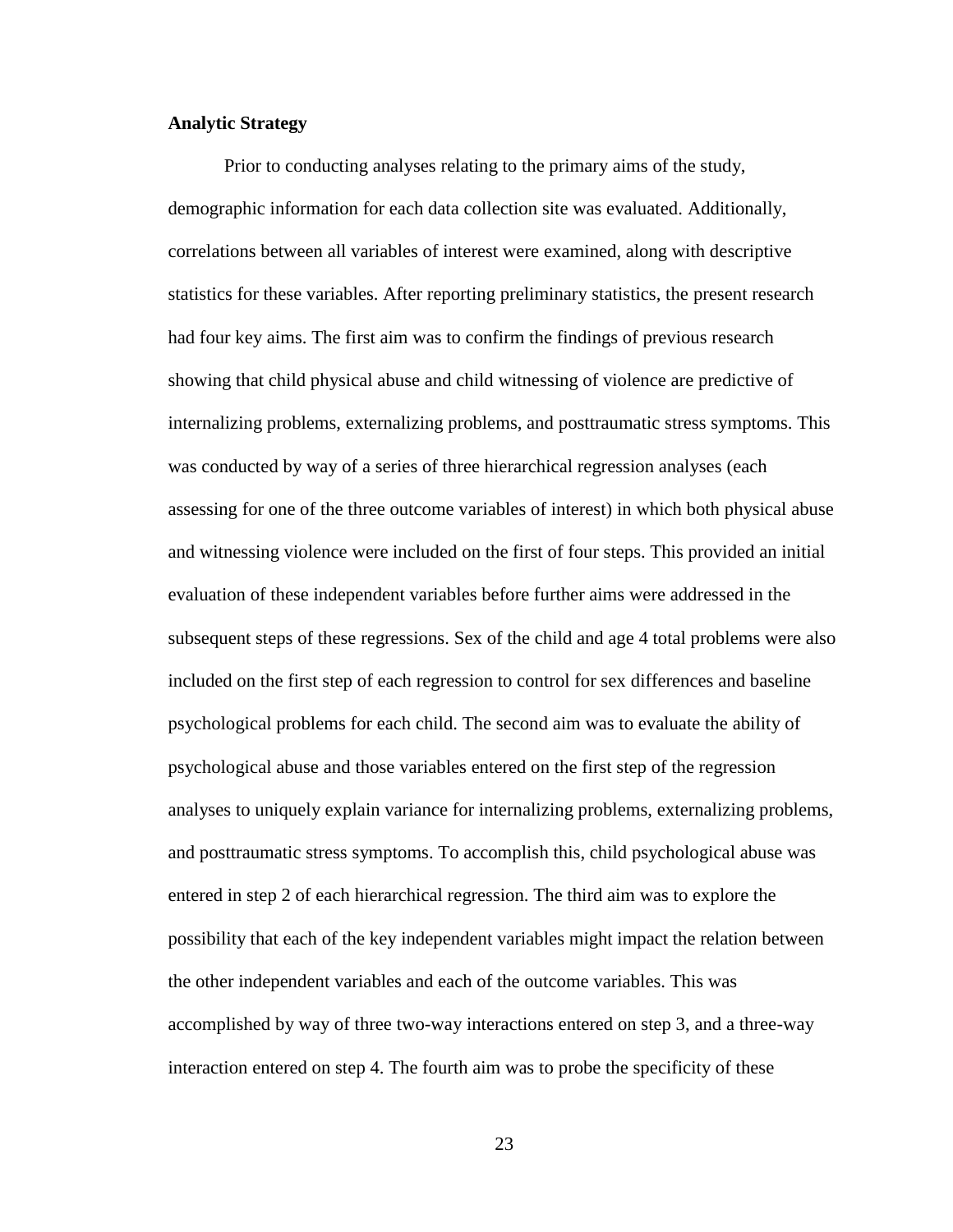**Analytic Strategy**

Prior to conducting analyses relating to the primary aims of the study, demographic information for each data collection site was evaluated. Additionally, correlations between all variables of interest were examined, along with descriptive statistics for these variables. After reporting preliminary statistics, the present research had four key aims. The first aim was to confirm the findings of previous research showing that child physical abuse and child witnessing of violence are predictive of internalizing problems, externalizing problems, and posttraumatic stress symptoms. This was conducted by way of a series of three hierarchical regression analyses (each assessing for one of the three outcome variables of interest) in which both physical abuse and witnessing violence were included on the first of four steps. This provided an initial evaluation of these independent variables before further aims were addressed in the subsequent steps of these regressions. Sex of the child and age 4 total problems were also included on the first step of each regression to control for sex differences and baseline psychological problems for each child. The second aim was to evaluate the ability of psychological abuse and those variables entered on the first step of the regression analyses to uniquely explain variance for internalizing problems, externalizing problems, and posttraumatic stress symptoms. To accomplish this, child psychological abuse was entered in step 2 of each hierarchical regression. The third aim was to explore the possibility that each of the key independent variables might impact the relation between the other independent variables and each of the outcome variables. This was accomplished by way of three two-way interactions entered on step 3, and a three-way interaction entered on step 4. The fourth aim was to probe the specificity of these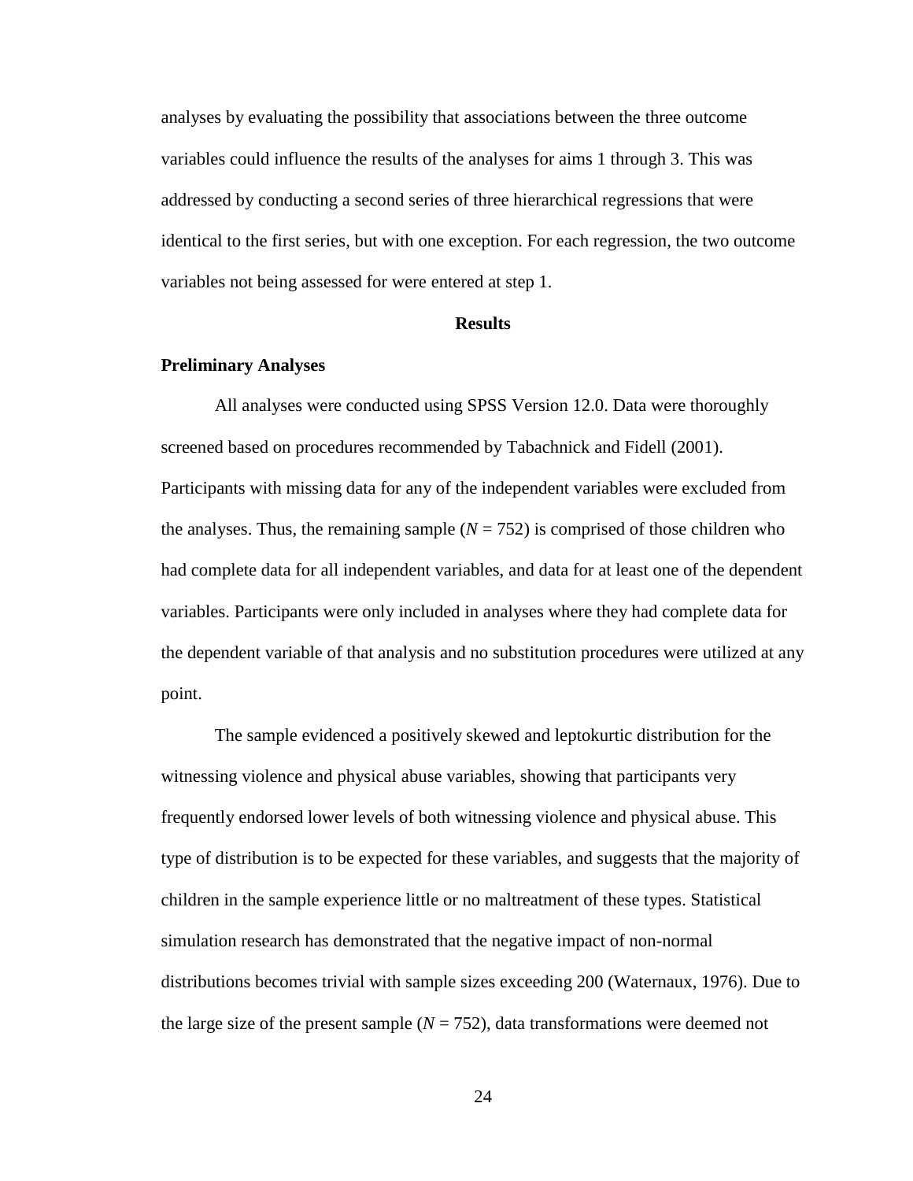analyses by evaluating the possibility that associations between the three outcome variables could influence the results of the analyses for aims 1 through 3. This was addressed by conducting a second series of three hierarchical regressions that were identical to the first series, but with one exception. For each regression, the two outcome variables not being assessed for were entered at step 1.

# Results

## Preliminary Analyses

All analyses were conducted using SPSS Version 12.0. Data were thoroughly screened based on procedures recommended by Tabachnick and Fidell (2001). Participants with missing data for any of the independent variables were excluded from the analyses. Thus, the remaining sample ($N = 752$) is comprised of those children who had complete data for all independent variables, and data for at least one of the dependent variables. Participants were only included in analyses where they had complete data for the dependent variable of that analysis and no substitution procedures were utilized at any point.

The sample evidenced a positively skewed and leptokurtic distribution for the witnessing violence and physical abuse variables, showing that participants very frequently endorsed lower levels of both witnessing violence and physical abuse. This type of distribution is to be expected for these variables, and suggests that the majority of children in the sample experience little or no maltreatment of these types. Statistical simulation research has demonstrated that the negative impact of non-normal distributions becomes trivial with sample sizes exceeding 200 (Waternaux, 1976). Due to the large size of the present sample ($N = 752$), data transformations were deemed not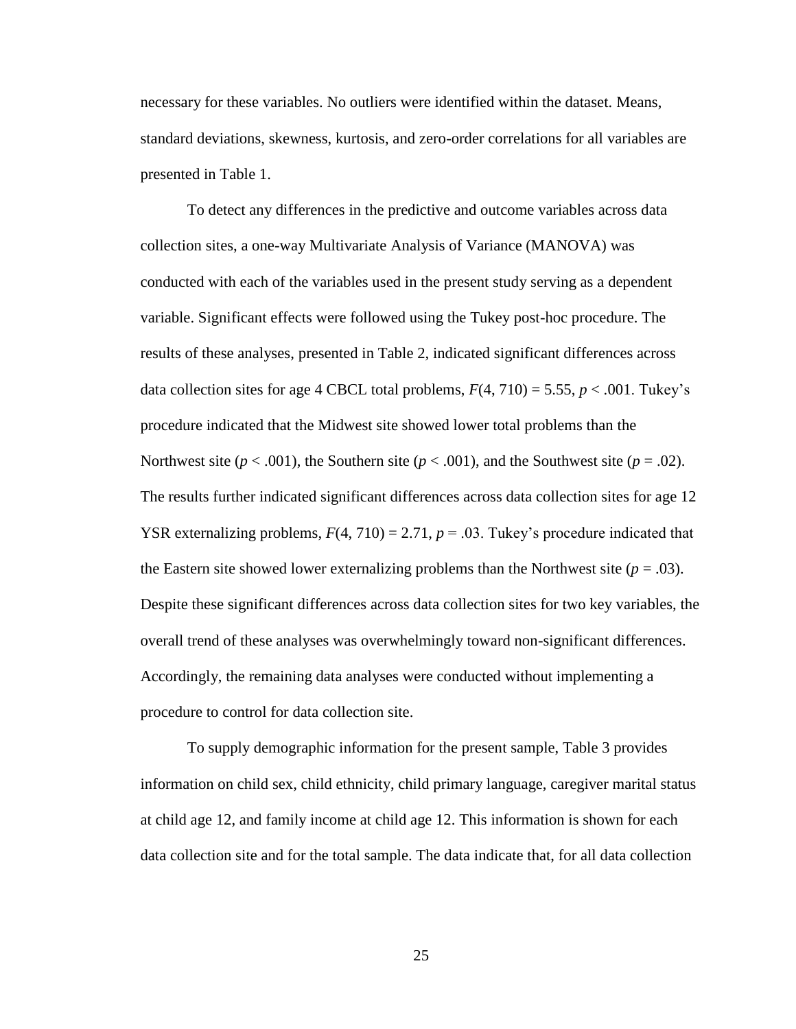necessary for these variables. No outliers were identified within the dataset. Means, standard deviations, skewness, kurtosis, and zero-order correlations for all variables are presented in Table 1.

To detect any differences in the predictive and outcome variables across data collection sites, a one-way Multivariate Analysis of Variance (MANOVA) was conducted with each of the variables used in the present study serving as a dependent variable. Significant effects were followed using the Tukey post-hoc procedure. The results of these analyses, presented in Table 2, indicated significant differences across data collection sites for age 4 CBCL total problems, $F(4, 710) = 5.55$, $p < .001$. Tukey's procedure indicated that the Midwest site showed lower total problems than the Northwest site ($p < .001$), the Southern site ($p < .001$), and the Southwest site ($p = .02$). The results further indicated significant differences across data collection sites for age 12 YSR externalizing problems, $F(4, 710) = 2.71$, $p = .03$. Tukey's procedure indicated that the Eastern site showed lower externalizing problems than the Northwest site ($p = .03$). Despite these significant differences across data collection sites for two key variables, the overall trend of these analyses was overwhelmingly toward non-significant differences. Accordingly, the remaining data analyses were conducted without implementing a procedure to control for data collection site.

To supply demographic information for the present sample, Table 3 provides information on child sex, child ethnicity, child primary language, caregiver marital status at child age 12, and family income at child age 12. This information is shown for each data collection site and for the total sample. The data indicate that, for all data collection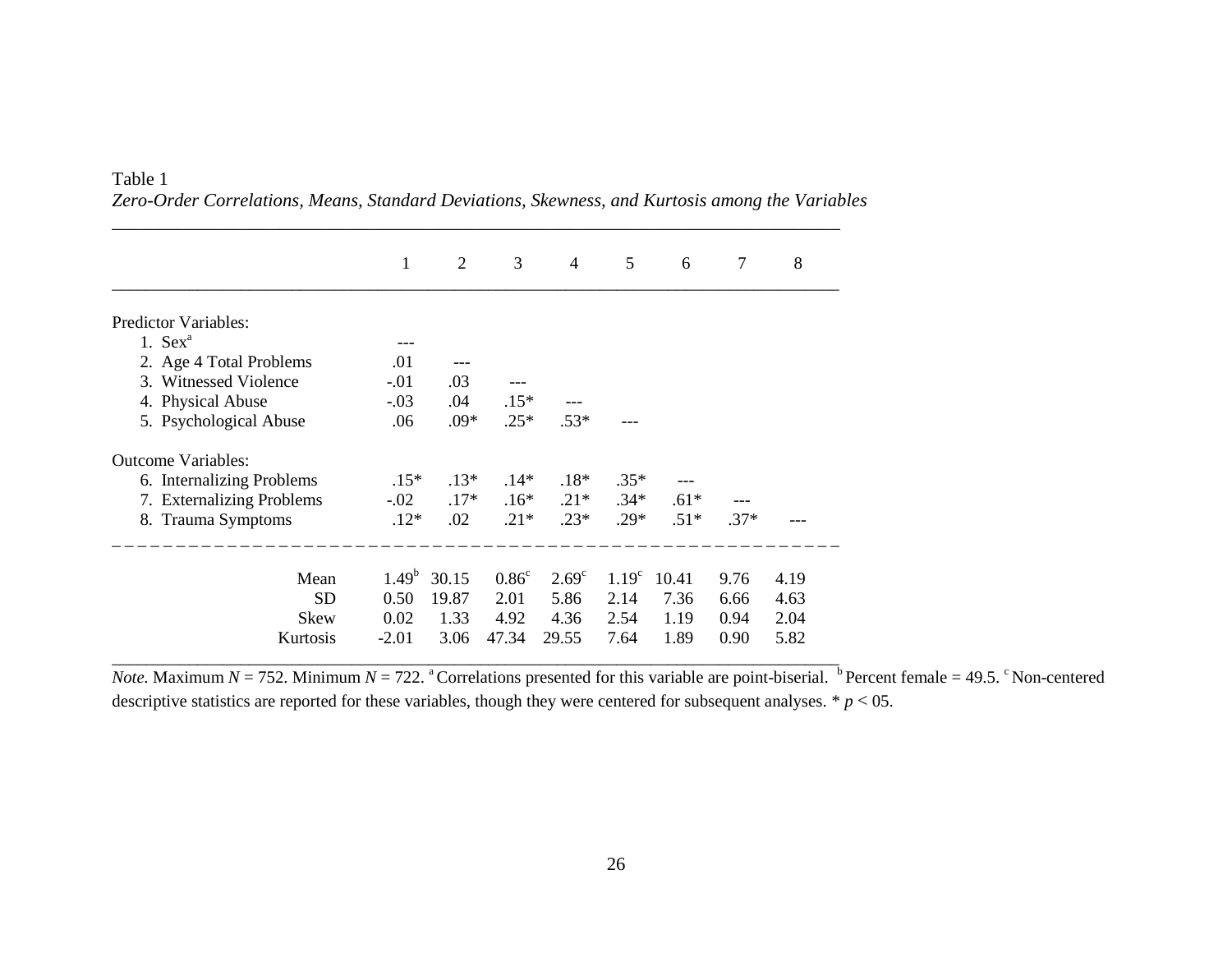Table 1

*Zero-Order Correlations, Means, Standard Deviations, Skewness, and Kurtosis among the Variables*

| | 1 | 2 | 3 | 4 | 5 | 6 | 7 | 8 |
|---|---|---|---|---|---|---|---|---|
| Predictor Variables: | | | | | | | | |
| 1. Sex[a] | --- | | | | | | | |
| 2. Age 4 Total Problems | .01 | --- | | | | | | |
| 3. Witnessed Violence | -.01 | .03 | --- | | | | | |
| 4. Physical Abuse | -.03 | .04 | .15* | --- | | | | |
| 5. Psychological Abuse | .06 | .09* | .25* | .53* | --- | | | |
| Outcome Variables: | | | | | | | | |
| 6. Internalizing Problems | .15* | .13* | .14* | .18* | .35* | --- | | |
| 7. Externalizing Problems | -.02 | .17* | .16* | .21* | .34* | .61* | --- | |
| 8. Trauma Symptoms | .12* | .02 | .21* | .23* | .29* | .51* | .37* | --- |
| Mean | 1.49[b] | 30.15 | 0.86[c] | 2.69[c] | 1.19[c] | 10.41 | 9.76 | 4.19 |
| SD | 0.50 | 19.87 | 2.01 | 5.86 | 2.14 | 7.36 | 6.66 | 4.63 |
| Skew | 0.02 | 1.33 | 4.92 | 4.36 | 2.54 | 1.19 | 0.94 | 2.04 |
| Kurtosis | -2.01 | 3.06 | 47.34 | 29.55 | 7.64 | 1.89 | 0.90 | 5.82 |

*Note.* Maximum $N = 752$. Minimum $N = 722$. [a] Correlations presented for this variable are point-biserial. [b] Percent female = 49.5. [c] Non-centered descriptive statistics are reported for these variables, though they were centered for subsequent analyses. * $p < 05$.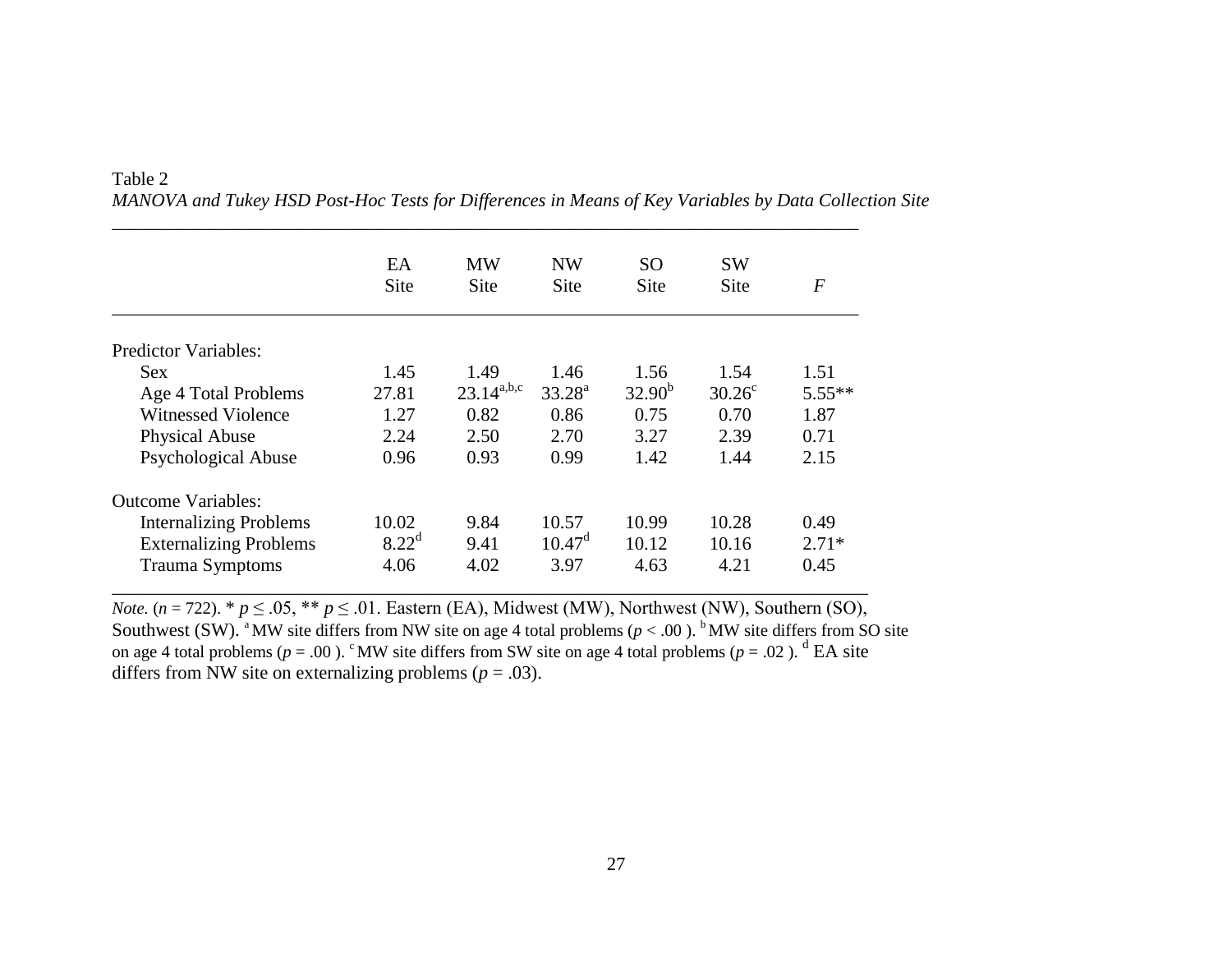Table 2

*MANOVA and Tukey HSD Post-Hoc Tests for Differences in Means of Key Variables by Data Collection Site*

| | EA Site | MW Site | NW Site | SO Site | SW Site | *F* |
|---|---|---|---|---|---|---|
| Predictor Variables: | | | | | | |
| Sex | 1.45 | 1.49 | 1.46 | 1.56 | 1.54 | 1.51 |
| Age 4 Total Problems | 27.81 | 23.14[a,b,c] | 33.28[a] | 32.90[b] | 30.26[c] | 5.55** |
| Witnessed Violence | 1.27 | 0.82 | 0.86 | 0.75 | 0.70 | 1.87 |
| Physical Abuse | 2.24 | 2.50 | 2.70 | 3.27 | 2.39 | 0.71 |
| Psychological Abuse | 0.96 | 0.93 | 0.99 | 1.42 | 1.44 | 2.15 |
| Outcome Variables: | | | | | | |
| Internalizing Problems | 10.02 | 9.84 | 10.57 | 10.99 | 10.28 | 0.49 |
| Externalizing Problems | 8.22[d] | 9.41 | 10.47[d] | 10.12 | 10.16 | 2.71* |
| Trauma Symptoms | 4.06 | 4.02 | 3.97 | 4.63 | 4.21 | 0.45 |

*Note.* ($n$ = 722). * $p \leq .05$, ** $p \leq .01$. Eastern (EA), Midwest (MW), Northwest (NW), Southern (SO), Southwest (SW). [a] MW site differs from NW site on age 4 total problems ($p < .00$ ). [b] MW site differs from SO site on age 4 total problems ($p = .00$ ). [c] MW site differs from SW site on age 4 total problems ($p = .02$ ). [d] EA site differs from NW site on externalizing problems ($p = .03$).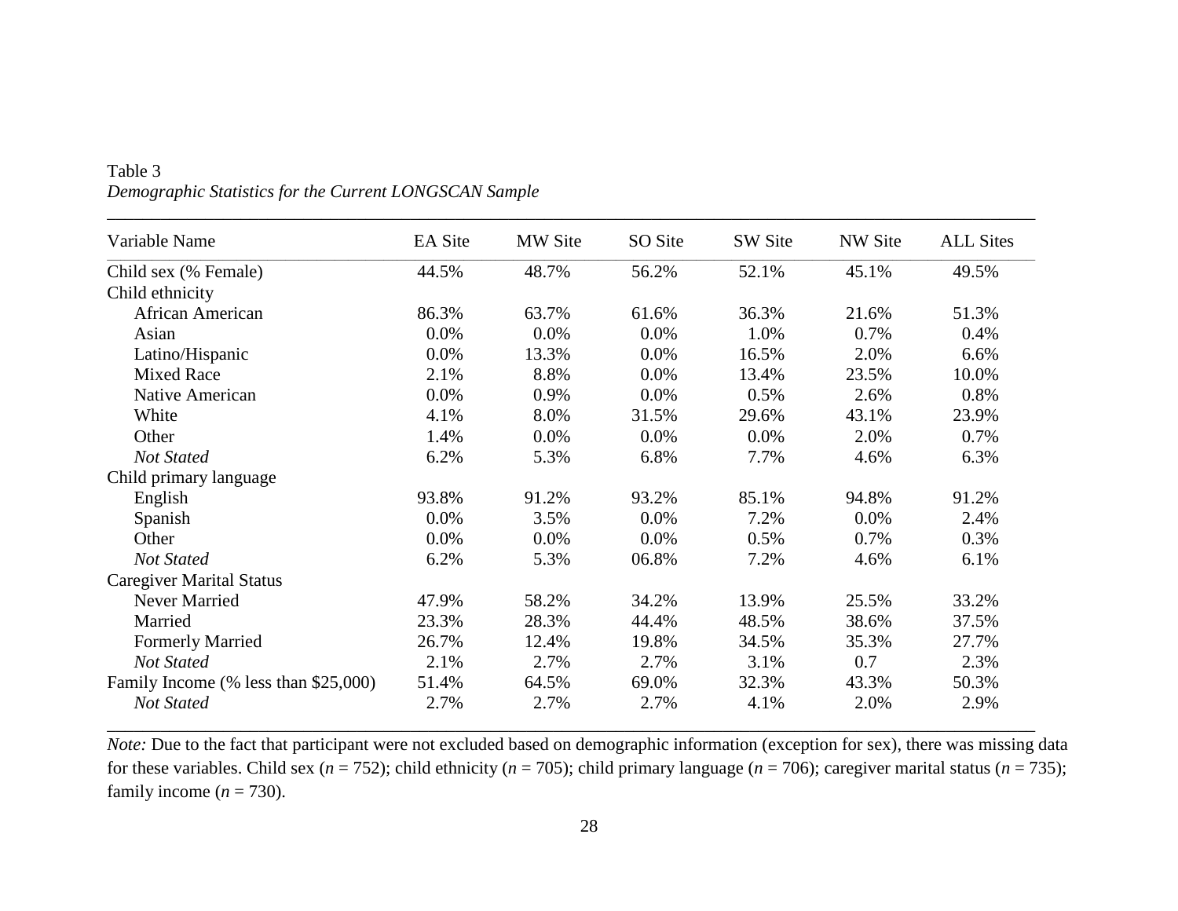Table 3
*Demographic Statistics for the Current LONGSCAN Sample*

| Variable Name | EA Site | MW Site | SO Site | SW Site | NW Site | ALL Sites |
|---|---|---|---|---|---|---|
| Child sex (% Female) | 44.5% | 48.7% | 56.2% | 52.1% | 45.1% | 49.5% |
| Child ethnicity | | | | | | |
| African American | 86.3% | 63.7% | 61.6% | 36.3% | 21.6% | 51.3% |
| Asian | 0.0% | 0.0% | 0.0% | 1.0% | 0.7% | 0.4% |
| Latino/Hispanic | 0.0% | 13.3% | 0.0% | 16.5% | 2.0% | 6.6% |
| Mixed Race | 2.1% | 8.8% | 0.0% | 13.4% | 23.5% | 10.0% |
| Native American | 0.0% | 0.9% | 0.0% | 0.5% | 2.6% | 0.8% |
| White | 4.1% | 8.0% | 31.5% | 29.6% | 43.1% | 23.9% |
| Other | 1.4% | 0.0% | 0.0% | 0.0% | 2.0% | 0.7% |
| *Not Stated* | 6.2% | 5.3% | 6.8% | 7.7% | 4.6% | 6.3% |
| Child primary language | | | | | | |
| English | 93.8% | 91.2% | 93.2% | 85.1% | 94.8% | 91.2% |
| Spanish | 0.0% | 3.5% | 0.0% | 7.2% | 0.0% | 2.4% |
| Other | 0.0% | 0.0% | 0.0% | 0.5% | 0.7% | 0.3% |
| *Not Stated* | 6.2% | 5.3% | 06.8% | 7.2% | 4.6% | 6.1% |
| Caregiver Marital Status | | | | | | |
| Never Married | 47.9% | 58.2% | 34.2% | 13.9% | 25.5% | 33.2% |
| Married | 23.3% | 28.3% | 44.4% | 48.5% | 38.6% | 37.5% |
| Formerly Married | 26.7% | 12.4% | 19.8% | 34.5% | 35.3% | 27.7% |
| *Not Stated* | 2.1% | 2.7% | 2.7% | 3.1% | 0.7 | 2.3% |
| Family Income (% less than $25,000) | 51.4% | 64.5% | 69.0% | 32.3% | 43.3% | 50.3% |
| *Not Stated* | 2.7% | 2.7% | 2.7% | 4.1% | 2.0% | 2.9% |

*Note:* Due to the fact that participant were not excluded based on demographic information (exception for sex), there was missing data for these variables. Child sex (*n* = 752); child ethnicity (*n* = 705); child primary language (*n* = 706); caregiver marital status (*n* = 735); family income (*n* = 730).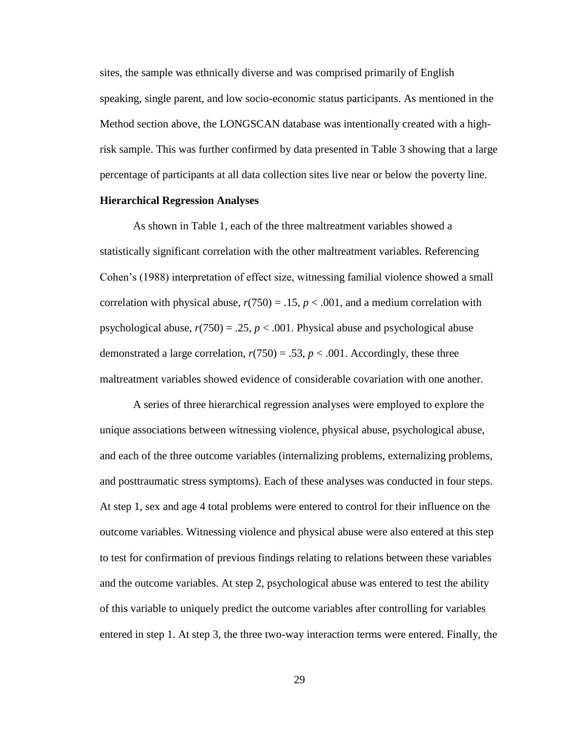sites, the sample was ethnically diverse and was comprised primarily of English speaking, single parent, and low socio-economic status participants. As mentioned in the Method section above, the LONGSCAN database was intentionally created with a high-risk sample. This was further confirmed by data presented in Table 3 showing that a large percentage of participants at all data collection sites live near or below the poverty line.

**Hierarchical Regression Analyses**

As shown in Table 1, each of the three maltreatment variables showed a statistically significant correlation with the other maltreatment variables. Referencing Cohen's (1988) interpretation of effect size, witnessing familial violence showed a small correlation with physical abuse, $r(750) = .15$, $p < .001$, and a medium correlation with psychological abuse, $r(750) = .25$, $p < .001$. Physical abuse and psychological abuse demonstrated a large correlation, $r(750) = .53$, $p < .001$. Accordingly, these three maltreatment variables showed evidence of considerable covariation with one another.

A series of three hierarchical regression analyses were employed to explore the unique associations between witnessing violence, physical abuse, psychological abuse, and each of the three outcome variables (internalizing problems, externalizing problems, and posttraumatic stress symptoms). Each of these analyses was conducted in four steps. At step 1, sex and age 4 total problems were entered to control for their influence on the outcome variables. Witnessing violence and physical abuse were also entered at this step to test for confirmation of previous findings relating to relations between these variables and the outcome variables. At step 2, psychological abuse was entered to test the ability of this variable to uniquely predict the outcome variables after controlling for variables entered in step 1. At step 3, the three two-way interaction terms were entered. Finally, the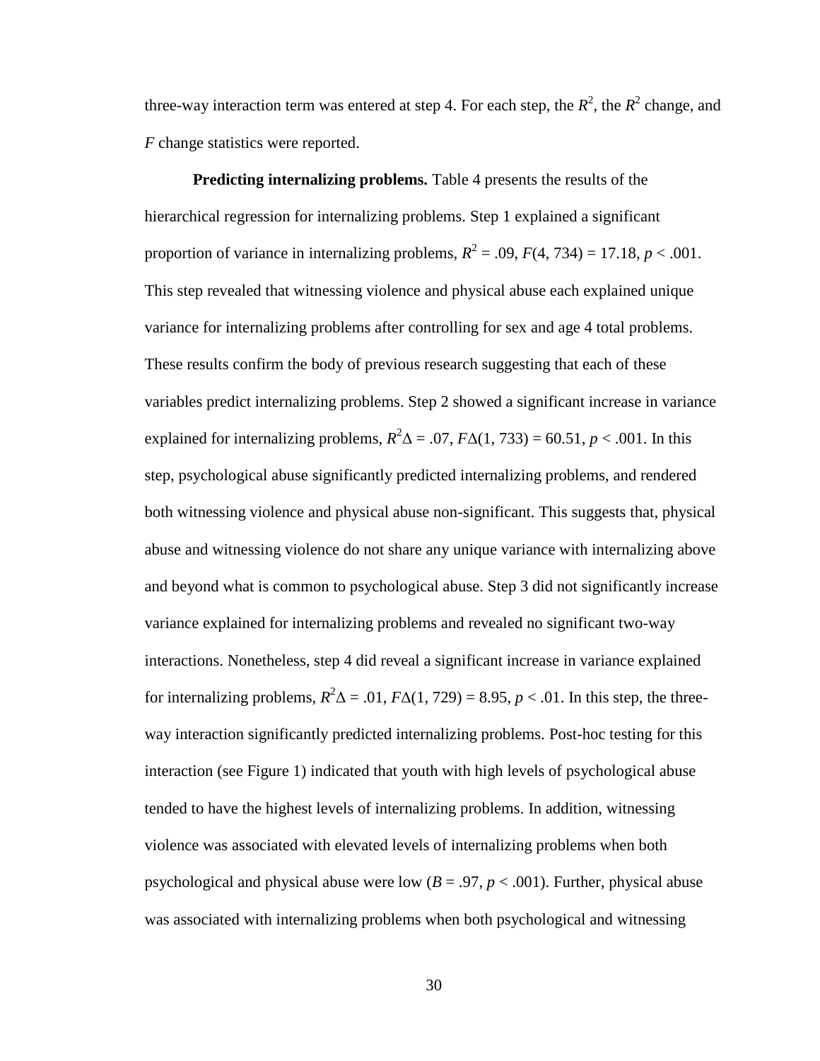three-way interaction term was entered at step 4. For each step, the $R^2$, the $R^2$ change, and $F$ change statistics were reported.

**Predicting internalizing problems.** Table 4 presents the results of the hierarchical regression for internalizing problems. Step 1 explained a significant proportion of variance in internalizing problems, $R^2 = .09$, $F(4, 734) = 17.18$, $p < .001$. This step revealed that witnessing violence and physical abuse each explained unique variance for internalizing problems after controlling for sex and age 4 total problems. These results confirm the body of previous research suggesting that each of these variables predict internalizing problems. Step 2 showed a significant increase in variance explained for internalizing problems, $R^2\Delta = .07$, $F\Delta(1, 733) = 60.51$, $p < .001$. In this step, psychological abuse significantly predicted internalizing problems, and rendered both witnessing violence and physical abuse non-significant. This suggests that, physical abuse and witnessing violence do not share any unique variance with internalizing above and beyond what is common to psychological abuse. Step 3 did not significantly increase variance explained for internalizing problems and revealed no significant two-way interactions. Nonetheless, step 4 did reveal a significant increase in variance explained for internalizing problems, $R^2\Delta = .01$, $F\Delta(1, 729) = 8.95$, $p < .01$. In this step, the three-way interaction significantly predicted internalizing problems. Post-hoc testing for this interaction (see Figure 1) indicated that youth with high levels of psychological abuse tended to have the highest levels of internalizing problems. In addition, witnessing violence was associated with elevated levels of internalizing problems when both psychological and physical abuse were low ($B = .97$, $p < .001$). Further, physical abuse was associated with internalizing problems when both psychological and witnessing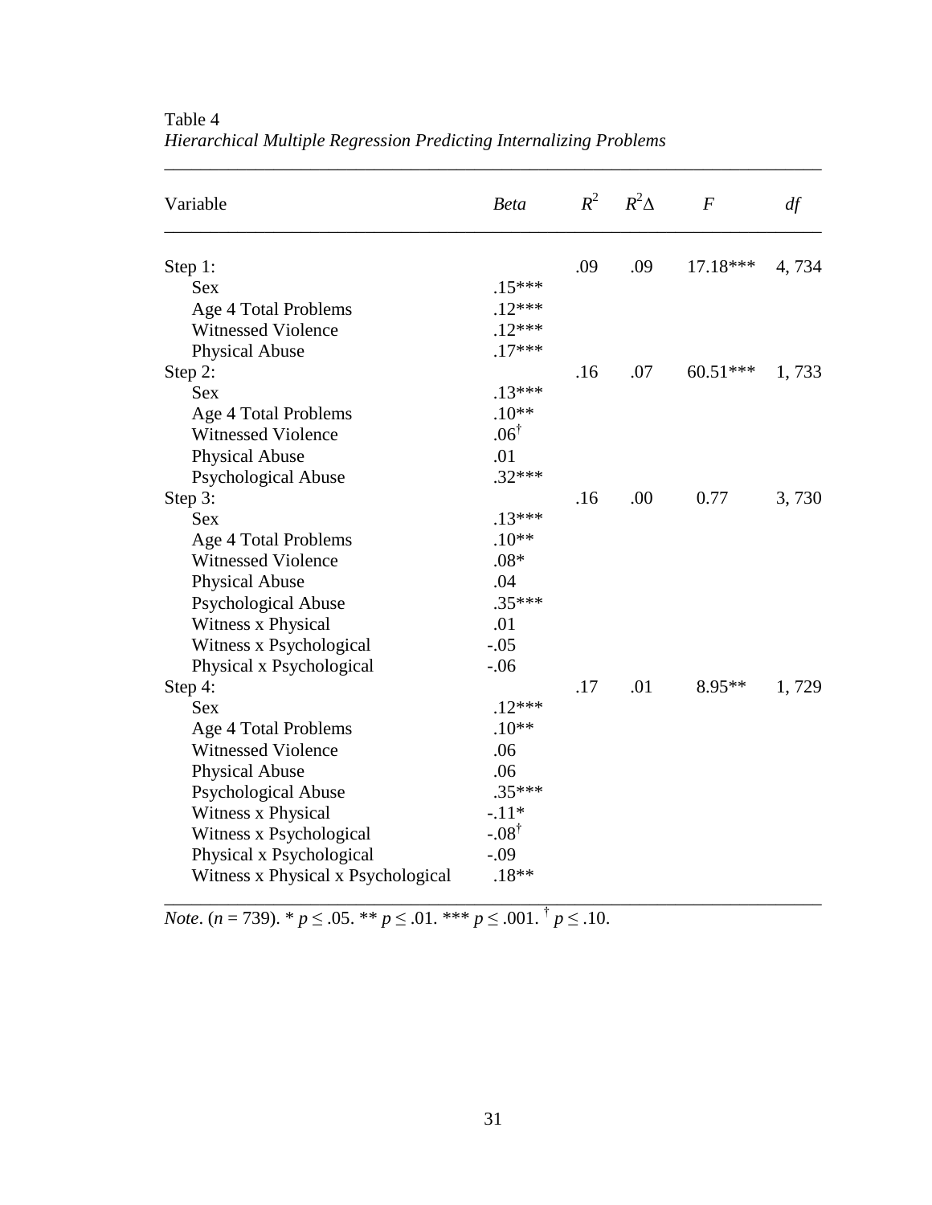Table 4

*Hierarchical Multiple Regression Predicting Internalizing Problems*

| Variable | *Beta* | $R^2$ | $R^2\Delta$ | *F* | *df* |
|---|---|---|---|---|---|
| Step 1: | | .09 | .09 | 17.18*** | 4, 734 |
| Sex | .15*** | | | | |
| Age 4 Total Problems | .12*** | | | | |
| Witnessed Violence | .12*** | | | | |
| Physical Abuse | .17*** | | | | |
| Step 2: | | .16 | .07 | 60.51*** | 1, 733 |
| Sex | .13*** | | | | |
| Age 4 Total Problems | .10** | | | | |
| Witnessed Violence | .06† | | | | |
| Physical Abuse | .01 | | | | |
| Psychological Abuse | .32*** | | | | |
| Step 3: | | .16 | .00 | 0.77 | 3, 730 |
| Sex | .13*** | | | | |
| Age 4 Total Problems | .10** | | | | |
| Witnessed Violence | .08* | | | | |
| Physical Abuse | .04 | | | | |
| Psychological Abuse | .35*** | | | | |
| Witness x Physical | .01 | | | | |
| Witness x Psychological | -.05 | | | | |
| Physical x Psychological | -.06 | | | | |
| Step 4: | | .17 | .01 | 8.95** | 1, 729 |
| Sex | .12*** | | | | |
| Age 4 Total Problems | .10** | | | | |
| Witnessed Violence | .06 | | | | |
| Physical Abuse | .06 | | | | |
| Psychological Abuse | .35*** | | | | |
| Witness x Physical | -.11* | | | | |
| Witness x Psychological | -.08† | | | | |
| Physical x Psychological | -.09 | | | | |
| Witness x Physical x Psychological | .18** | | | | |

*Note*. ($n$ = 739). * $p \leq .05$. ** $p \leq .01$. *** $p \leq .001$. † $p \leq .10$.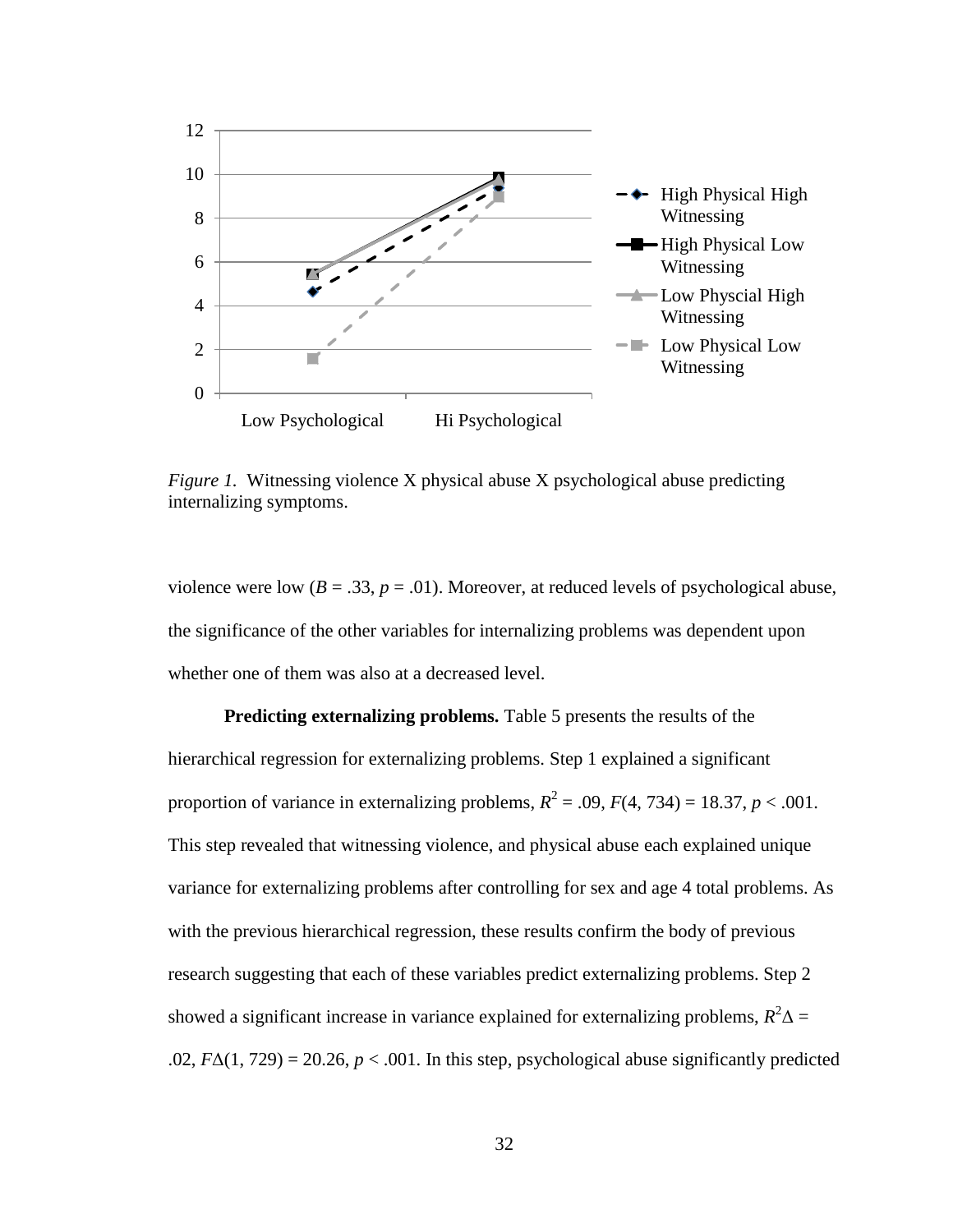*Figure 1.* Witnessing violence X physical abuse X psychological abuse predicting internalizing symptoms.

violence were low ($B = .33$, $p = .01$). Moreover, at reduced levels of psychological abuse, the significance of the other variables for internalizing problems was dependent upon whether one of them was also at a decreased level.

**Predicting externalizing problems.** Table 5 presents the results of the hierarchical regression for externalizing problems. Step 1 explained a significant proportion of variance in externalizing problems, $R^2 = .09$, $F(4, 734) = 18.37$, $p < .001$. This step revealed that witnessing violence, and physical abuse each explained unique variance for externalizing problems after controlling for sex and age 4 total problems. As with the previous hierarchical regression, these results confirm the body of previous research suggesting that each of these variables predict externalizing problems. Step 2 showed a significant increase in variance explained for externalizing problems, $R^2\Delta = .02$, $F\Delta(1, 729) = 20.26$, $p < .001$. In this step, psychological abuse significantly predicted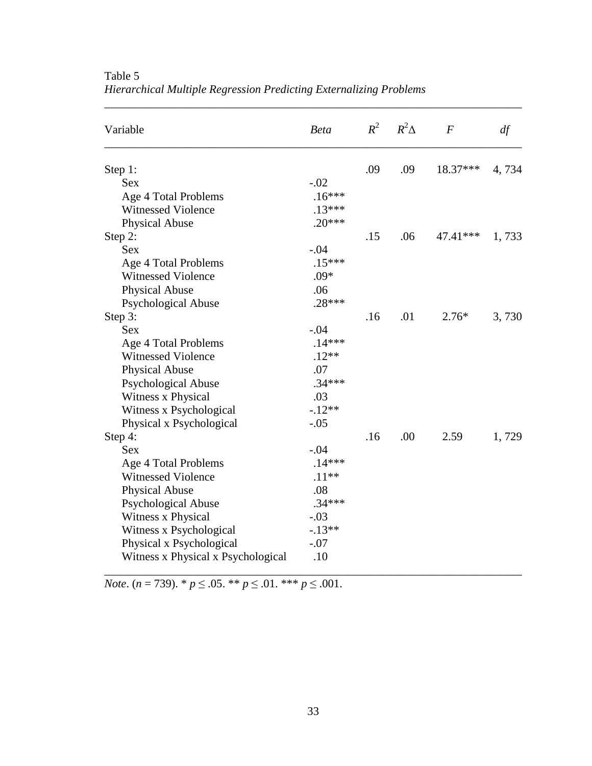Table 5

*Hierarchical Multiple Regression Predicting Externalizing Problems*

| Variable | *Beta* | $R^2$ | $R^2\Delta$ | *F* | *df* |
|---|---|---|---|---|---|
| Step 1: | | .09 | .09 | 18.37*** | 4, 734 |
| Sex | -.02 | | | | |
| Age 4 Total Problems | .16*** | | | | |
| Witnessed Violence | .13*** | | | | |
| Physical Abuse | .20*** | | | | |
| Step 2: | | .15 | .06 | 47.41*** | 1, 733 |
| Sex | -.04 | | | | |
| Age 4 Total Problems | .15*** | | | | |
| Witnessed Violence | .09* | | | | |
| Physical Abuse | .06 | | | | |
| Psychological Abuse | .28*** | | | | |
| Step 3: | | .16 | .01 | 2.76* | 3, 730 |
| Sex | -.04 | | | | |
| Age 4 Total Problems | .14*** | | | | |
| Witnessed Violence | .12** | | | | |
| Physical Abuse | .07 | | | | |
| Psychological Abuse | .34*** | | | | |
| Witness x Physical | .03 | | | | |
| Witness x Psychological | -.12** | | | | |
| Physical x Psychological | -.05 | | | | |
| Step 4: | | .16 | .00 | 2.59 | 1, 729 |
| Sex | -.04 | | | | |
| Age 4 Total Problems | .14*** | | | | |
| Witnessed Violence | .11** | | | | |
| Physical Abuse | .08 | | | | |
| Psychological Abuse | .34*** | | | | |
| Witness x Physical | -.03 | | | | |
| Witness x Psychological | -.13** | | | | |
| Physical x Psychological | -.07 | | | | |
| Witness x Physical x Psychological | .10 | | | | |

*Note*. ($n$ = 739). * $p \leq .05$. ** $p \leq .01$. *** $p \leq .001$.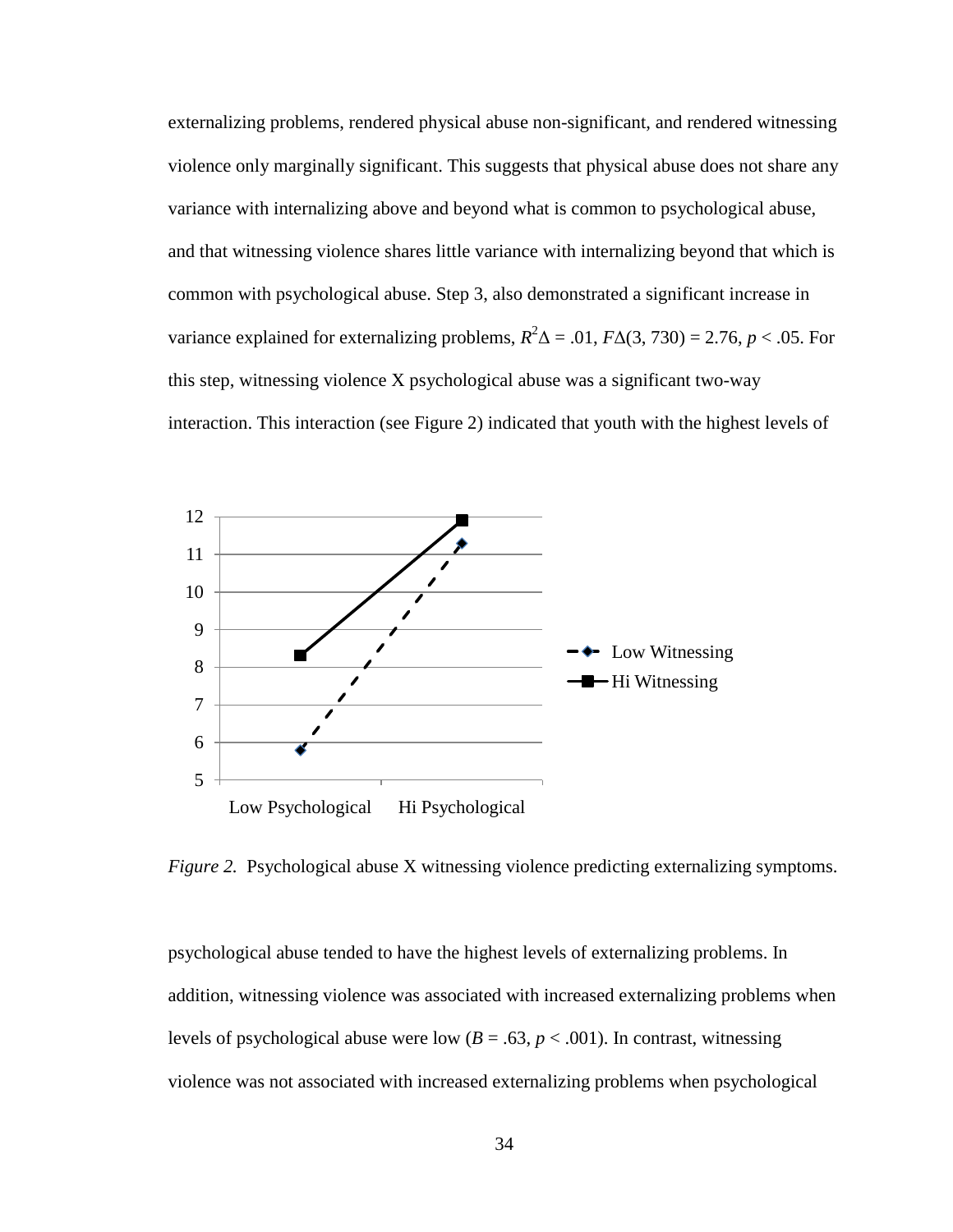externalizing problems, rendered physical abuse non-significant, and rendered witnessing violence only marginally significant. This suggests that physical abuse does not share any variance with internalizing above and beyond what is common to psychological abuse, and that witnessing violence shares little variance with internalizing beyond that which is common with psychological abuse. Step 3, also demonstrated a significant increase in variance explained for externalizing problems, $R^2\Delta = .01$, $F\Delta(3, 730) = 2.76$, $p < .05$. For this step, witnessing violence X psychological abuse was a significant two-way interaction. This interaction (see Figure 2) indicated that youth with the highest levels of

*Figure 2.* Psychological abuse X witnessing violence predicting externalizing symptoms.

psychological abuse tended to have the highest levels of externalizing problems. In addition, witnessing violence was associated with increased externalizing problems when levels of psychological abuse were low ($B = .63$, $p < .001$). In contrast, witnessing violence was not associated with increased externalizing problems when psychological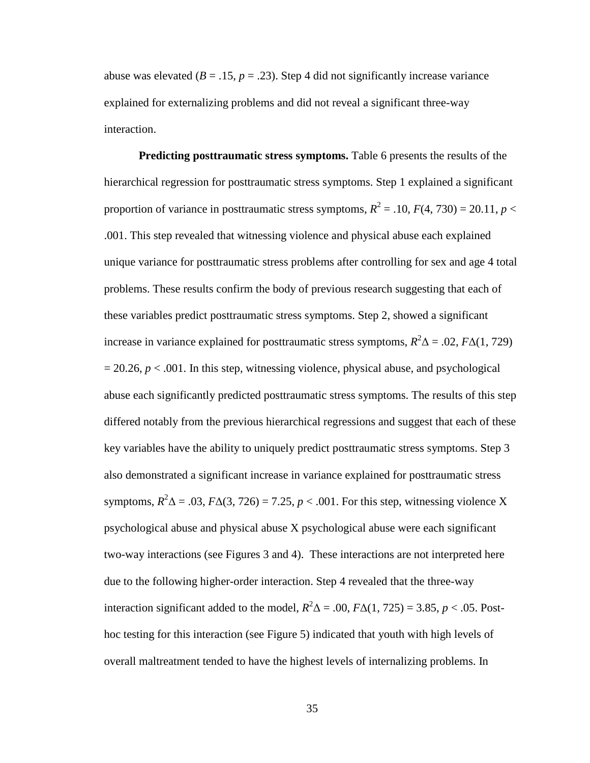abuse was elevated ($B$ = .15, $p$ = .23). Step 4 did not significantly increase variance explained for externalizing problems and did not reveal a significant three-way interaction.

**Predicting posttraumatic stress symptoms.** Table 6 presents the results of the hierarchical regression for posttraumatic stress symptoms. Step 1 explained a significant proportion of variance in posttraumatic stress symptoms, $R^2 = .10$, $F(4, 730) = 20.11$, $p < .001$. This step revealed that witnessing violence and physical abuse each explained unique variance for posttraumatic stress problems after controlling for sex and age 4 total problems. These results confirm the body of previous research suggesting that each of these variables predict posttraumatic stress symptoms. Step 2, showed a significant increase in variance explained for posttraumatic stress symptoms, $R^2\Delta = .02$, $F\Delta(1, 729) = 20.26$, $p < .001$. In this step, witnessing violence, physical abuse, and psychological abuse each significantly predicted posttraumatic stress symptoms. The results of this step differed notably from the previous hierarchical regressions and suggest that each of these key variables have the ability to uniquely predict posttraumatic stress symptoms. Step 3 also demonstrated a significant increase in variance explained for posttraumatic stress symptoms, $R^2\Delta = .03$, $F\Delta(3, 726) = 7.25$, $p < .001$. For this step, witnessing violence X psychological abuse and physical abuse X psychological abuse were each significant two-way interactions (see Figures 3 and 4). These interactions are not interpreted here due to the following higher-order interaction. Step 4 revealed that the three-way interaction significant added to the model, $R^2\Delta = .00$, $F\Delta(1, 725) = 3.85$, $p < .05$. Post-hoc testing for this interaction (see Figure 5) indicated that youth with high levels of overall maltreatment tended to have the highest levels of internalizing problems. In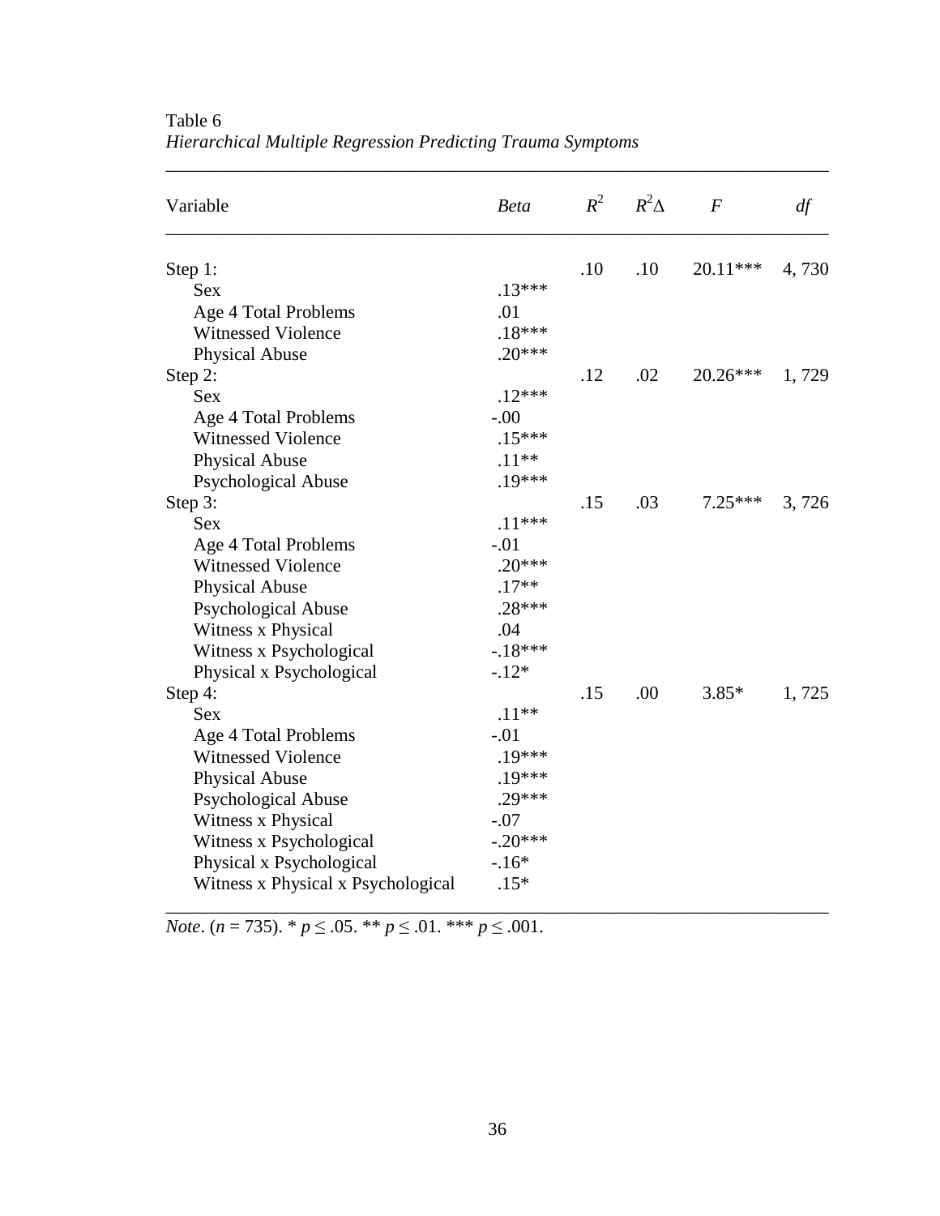Table 6

*Hierarchical Multiple Regression Predicting Trauma Symptoms*

| Variable | *Beta* | $R^2$ | $R^2\Delta$ | *F* | *df* |
|---|---|---|---|---|---|
| Step 1: | | .10 | .10 | 20.11*** | 4, 730 |
| Sex | .13*** | | | | |
| Age 4 Total Problems | .01 | | | | |
| Witnessed Violence | .18*** | | | | |
| Physical Abuse | .20*** | | | | |
| Step 2: | | .12 | .02 | 20.26*** | 1, 729 |
| Sex | .12*** | | | | |
| Age 4 Total Problems | -.00 | | | | |
| Witnessed Violence | .15*** | | | | |
| Physical Abuse | .11** | | | | |
| Psychological Abuse | .19*** | | | | |
| Step 3: | | .15 | .03 | 7.25*** | 3, 726 |
| Sex | .11*** | | | | |
| Age 4 Total Problems | -.01 | | | | |
| Witnessed Violence | .20*** | | | | |
| Physical Abuse | .17** | | | | |
| Psychological Abuse | .28*** | | | | |
| Witness x Physical | .04 | | | | |
| Witness x Psychological | -.18*** | | | | |
| Physical x Psychological | -.12* | | | | |
| Step 4: | | .15 | .00 | 3.85* | 1, 725 |
| Sex | .11** | | | | |
| Age 4 Total Problems | -.01 | | | | |
| Witnessed Violence | .19*** | | | | |
| Physical Abuse | .19*** | | | | |
| Psychological Abuse | .29*** | | | | |
| Witness x Physical | -.07 | | | | |
| Witness x Psychological | -.20*** | | | | |
| Physical x Psychological | -.16* | | | | |
| Witness x Physical x Psychological | .15* | | | | |

*Note*. ($n$ = 735). * $p \leq .05$. ** $p \leq .01$. *** $p \leq .001$.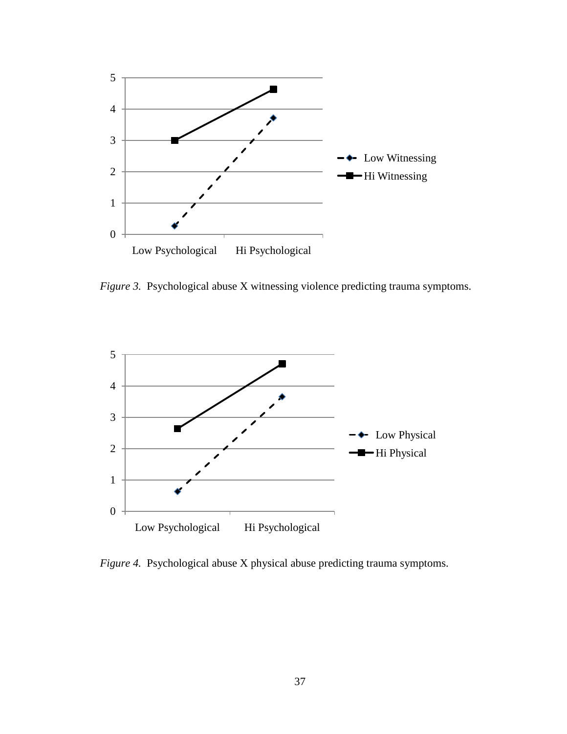*Figure 3.* Psychological abuse X witnessing violence predicting trauma symptoms.

*Figure 4.* Psychological abuse X physical abuse predicting trauma symptoms.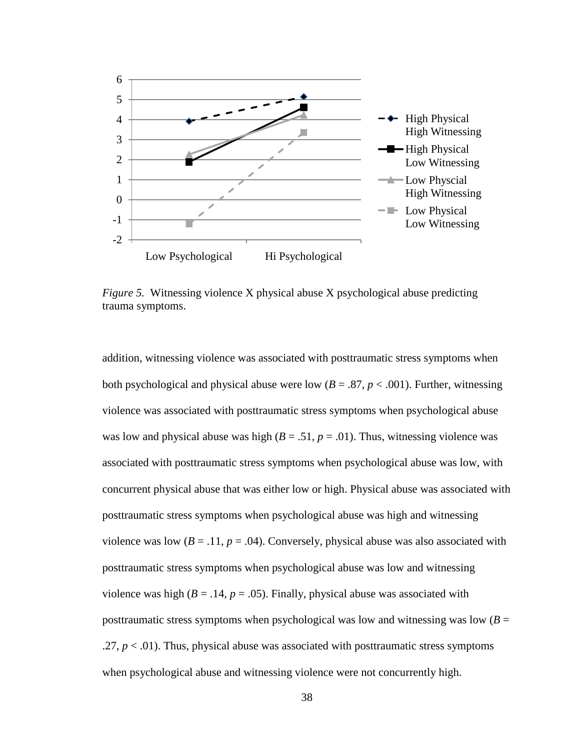*Figure 5.* Witnessing violence X physical abuse X psychological abuse predicting trauma symptoms.

addition, witnessing violence was associated with posttraumatic stress symptoms when both psychological and physical abuse were low ($B = .87$, $p < .001$). Further, witnessing violence was associated with posttraumatic stress symptoms when psychological abuse was low and physical abuse was high ($B = .51$, $p = .01$). Thus, witnessing violence was associated with posttraumatic stress symptoms when psychological abuse was low, with concurrent physical abuse that was either low or high. Physical abuse was associated with posttraumatic stress symptoms when psychological abuse was high and witnessing violence was low ($B = .11$, $p = .04$). Conversely, physical abuse was also associated with posttraumatic stress symptoms when psychological abuse was low and witnessing violence was high ($B = .14$, $p = .05$). Finally, physical abuse was associated with posttraumatic stress symptoms when psychological was low and witnessing was low ($B = .27$, $p < .01$). Thus, physical abuse was associated with posttraumatic stress symptoms when psychological abuse and witnessing violence were not concurrently high.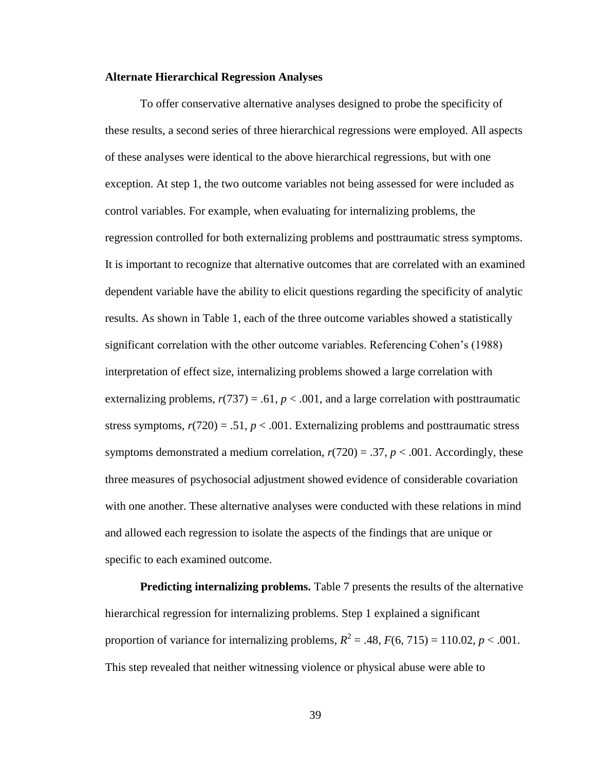### Alternate Hierarchical Regression Analyses

To offer conservative alternative analyses designed to probe the specificity of these results, a second series of three hierarchical regressions were employed. All aspects of these analyses were identical to the above hierarchical regressions, but with one exception. At step 1, the two outcome variables not being assessed for were included as control variables. For example, when evaluating for internalizing problems, the regression controlled for both externalizing problems and posttraumatic stress symptoms. It is important to recognize that alternative outcomes that are correlated with an examined dependent variable have the ability to elicit questions regarding the specificity of analytic results. As shown in Table 1, each of the three outcome variables showed a statistically significant correlation with the other outcome variables. Referencing Cohen's (1988) interpretation of effect size, internalizing problems showed a large correlation with externalizing problems, $r(737) = .61$, $p < .001$, and a large correlation with posttraumatic stress symptoms, $r(720) = .51$, $p < .001$. Externalizing problems and posttraumatic stress symptoms demonstrated a medium correlation, $r(720) = .37$, $p < .001$. Accordingly, these three measures of psychosocial adjustment showed evidence of considerable covariation with one another. These alternative analyses were conducted with these relations in mind and allowed each regression to isolate the aspects of the findings that are unique or specific to each examined outcome.

**Predicting internalizing problems.** Table 7 presents the results of the alternative hierarchical regression for internalizing problems. Step 1 explained a significant proportion of variance for internalizing problems, $R^2 = .48$, $F(6, 715) = 110.02$, $p < .001$. This step revealed that neither witnessing violence or physical abuse were able to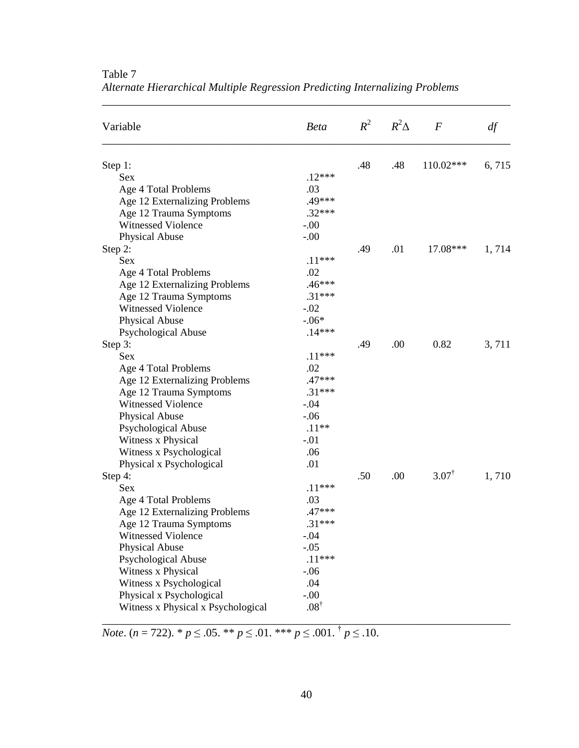Table 7

*Alternate Hierarchical Multiple Regression Predicting Internalizing Problems*

| Variable | *Beta* | $R^2$ | $R^2\Delta$ | $F$ | *df* |
|---|---|---|---|---|---|
| Step 1: | | .48 | .48 | 110.02*** | 6, 715 |
| Sex | .12*** | | | | |
| Age 4 Total Problems | .03 | | | | |
| Age 12 Externalizing Problems | .49*** | | | | |
| Age 12 Trauma Symptoms | .32*** | | | | |
| Witnessed Violence | -.00 | | | | |
| Physical Abuse | -.00 | | | | |
| Step 2: | | .49 | .01 | 17.08*** | 1, 714 |
| Sex | .11*** | | | | |
| Age 4 Total Problems | .02 | | | | |
| Age 12 Externalizing Problems | .46*** | | | | |
| Age 12 Trauma Symptoms | .31*** | | | | |
| Witnessed Violence | -.02 | | | | |
| Physical Abuse | -.06* | | | | |
| Psychological Abuse | .14*** | | | | |
| Step 3: | | .49 | .00 | 0.82 | 3, 711 |
| Sex | .11*** | | | | |
| Age 4 Total Problems | .02 | | | | |
| Age 12 Externalizing Problems | .47*** | | | | |
| Age 12 Trauma Symptoms | .31*** | | | | |
| Witnessed Violence | -.04 | | | | |
| Physical Abuse | -.06 | | | | |
| Psychological Abuse | .11** | | | | |
| Witness x Physical | -.01 | | | | |
| Witness x Psychological | .06 | | | | |
| Physical x Psychological | .01 | | | | |
| Step 4: | | .50 | .00 | 3.07† | 1, 710 |
| Sex | .11*** | | | | |
| Age 4 Total Problems | .03 | | | | |
| Age 12 Externalizing Problems | .47*** | | | | |
| Age 12 Trauma Symptoms | .31*** | | | | |
| Witnessed Violence | -.04 | | | | |
| Physical Abuse | -.05 | | | | |
| Psychological Abuse | .11*** | | | | |
| Witness x Physical | -.06 | | | | |
| Witness x Psychological | .04 | | | | |
| Physical x Psychological | -.00 | | | | |
| Witness x Physical x Psychological | .08† | | | | |

*Note*. ($n$ = 722). * $p \leq .05$. ** $p \leq .01$. *** $p \leq .001$. † $p \leq .10$.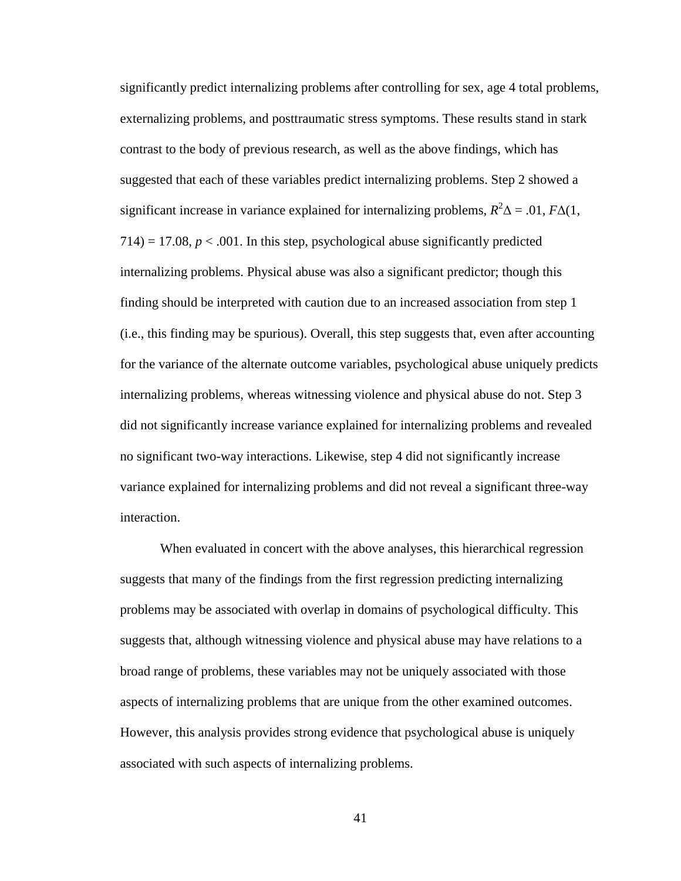significantly predict internalizing problems after controlling for sex, age 4 total problems, externalizing problems, and posttraumatic stress symptoms. These results stand in stark contrast to the body of previous research, as well as the above findings, which has suggested that each of these variables predict internalizing problems. Step 2 showed a significant increase in variance explained for internalizing problems, $R^2\Delta = .01$, $F\Delta(1, 714) = 17.08$, $p < .001$. In this step, psychological abuse significantly predicted internalizing problems. Physical abuse was also a significant predictor; though this finding should be interpreted with caution due to an increased association from step 1 (i.e., this finding may be spurious). Overall, this step suggests that, even after accounting for the variance of the alternate outcome variables, psychological abuse uniquely predicts internalizing problems, whereas witnessing violence and physical abuse do not. Step 3 did not significantly increase variance explained for internalizing problems and revealed no significant two-way interactions. Likewise, step 4 did not significantly increase variance explained for internalizing problems and did not reveal a significant three-way interaction.

When evaluated in concert with the above analyses, this hierarchical regression suggests that many of the findings from the first regression predicting internalizing problems may be associated with overlap in domains of psychological difficulty. This suggests that, although witnessing violence and physical abuse may have relations to a broad range of problems, these variables may not be uniquely associated with those aspects of internalizing problems that are unique from the other examined outcomes. However, this analysis provides strong evidence that psychological abuse is uniquely associated with such aspects of internalizing problems.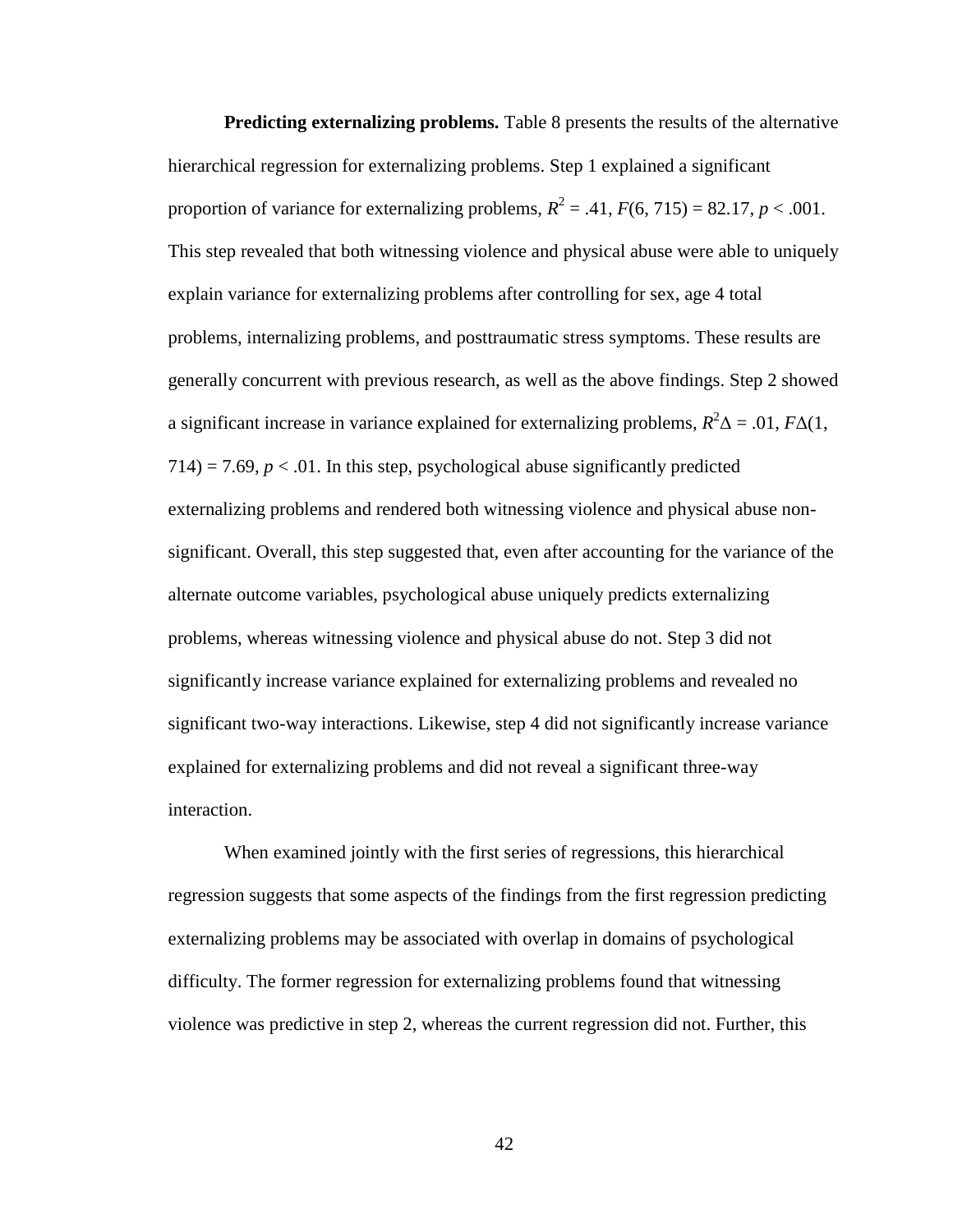**Predicting externalizing problems.** Table 8 presents the results of the alternative hierarchical regression for externalizing problems. Step 1 explained a significant proportion of variance for externalizing problems, $R^2 = .41$, $F(6, 715) = 82.17$, $p < .001$. This step revealed that both witnessing violence and physical abuse were able to uniquely explain variance for externalizing problems after controlling for sex, age 4 total problems, internalizing problems, and posttraumatic stress symptoms. These results are generally concurrent with previous research, as well as the above findings. Step 2 showed a significant increase in variance explained for externalizing problems, $R^2\Delta = .01$, $F\Delta(1, 714) = 7.69$, $p < .01$. In this step, psychological abuse significantly predicted externalizing problems and rendered both witnessing violence and physical abuse non-significant. Overall, this step suggested that, even after accounting for the variance of the alternate outcome variables, psychological abuse uniquely predicts externalizing problems, whereas witnessing violence and physical abuse do not. Step 3 did not significantly increase variance explained for externalizing problems and revealed no significant two-way interactions. Likewise, step 4 did not significantly increase variance explained for externalizing problems and did not reveal a significant three-way interaction.

When examined jointly with the first series of regressions, this hierarchical regression suggests that some aspects of the findings from the first regression predicting externalizing problems may be associated with overlap in domains of psychological difficulty. The former regression for externalizing problems found that witnessing violence was predictive in step 2, whereas the current regression did not. Further, this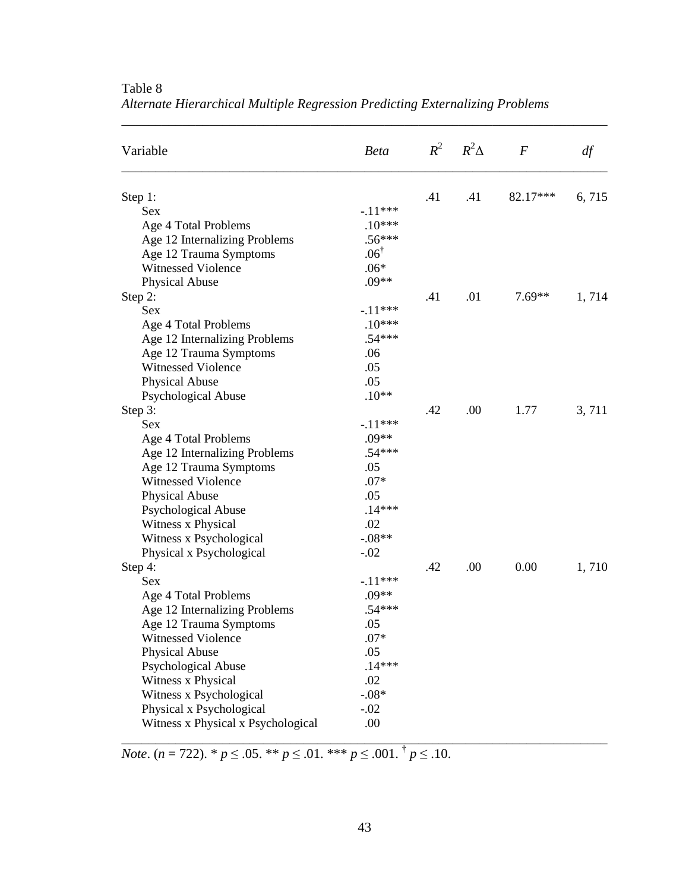Table 8

*Alternate Hierarchical Multiple Regression Predicting Externalizing Problems*

| Variable | *Beta* | $R^2$ | $R^2\Delta$ | *F* | *df* |
|---|---|---|---|---|---|
| Step 1: | | .41 | .41 | 82.17*** | 6, 715 |
| Sex | -.11*** | | | | |
| Age 4 Total Problems | .10*** | | | | |
| Age 12 Internalizing Problems | .56*** | | | | |
| Age 12 Trauma Symptoms | .06† | | | | |
| Witnessed Violence | .06* | | | | |
| Physical Abuse | .09** | | | | |
| Step 2: | | .41 | .01 | 7.69** | 1, 714 |
| Sex | -.11*** | | | | |
| Age 4 Total Problems | .10*** | | | | |
| Age 12 Internalizing Problems | .54*** | | | | |
| Age 12 Trauma Symptoms | .06 | | | | |
| Witnessed Violence | .05 | | | | |
| Physical Abuse | .05 | | | | |
| Psychological Abuse | .10** | | | | |
| Step 3: | | .42 | .00 | 1.77 | 3, 711 |
| Sex | -.11*** | | | | |
| Age 4 Total Problems | .09** | | | | |
| Age 12 Internalizing Problems | .54*** | | | | |
| Age 12 Trauma Symptoms | .05 | | | | |
| Witnessed Violence | .07* | | | | |
| Physical Abuse | .05 | | | | |
| Psychological Abuse | .14*** | | | | |
| Witness x Physical | .02 | | | | |
| Witness x Psychological | -.08** | | | | |
| Physical x Psychological | -.02 | | | | |
| Step 4: | | .42 | .00 | 0.00 | 1, 710 |
| Sex | -.11*** | | | | |
| Age 4 Total Problems | .09** | | | | |
| Age 12 Internalizing Problems | .54*** | | | | |
| Age 12 Trauma Symptoms | .05 | | | | |
| Witnessed Violence | .07* | | | | |
| Physical Abuse | .05 | | | | |
| Psychological Abuse | .14*** | | | | |
| Witness x Physical | .02 | | | | |
| Witness x Psychological | -.08* | | | | |
| Physical x Psychological | -.02 | | | | |
| Witness x Physical x Psychological | .00 | | | | |

*Note*. ($n$ = 722). * $p \leq .05$. ** $p \leq .01$. *** $p \leq .001$. † $p \leq .10$.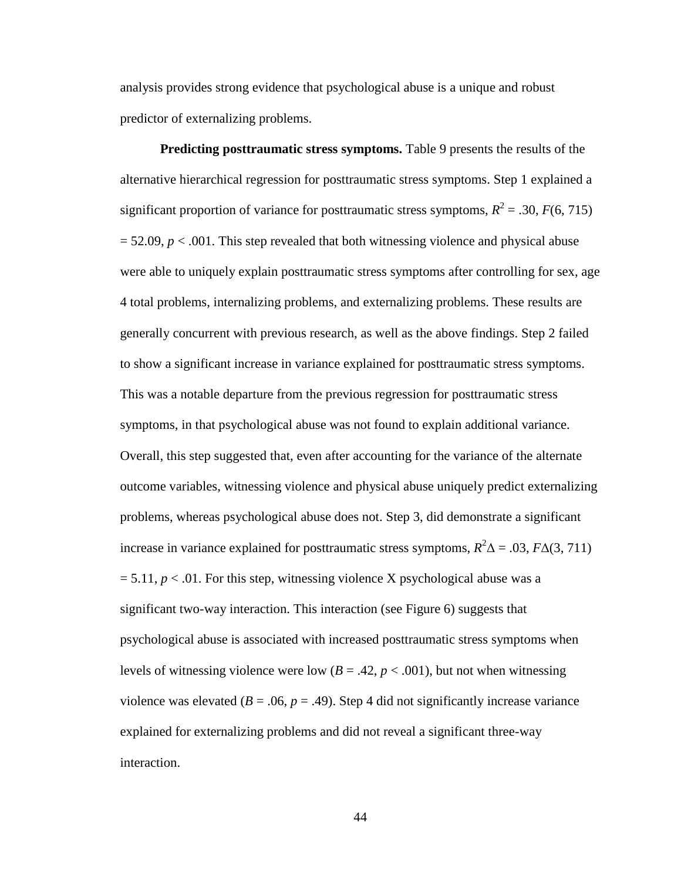analysis provides strong evidence that psychological abuse is a unique and robust predictor of externalizing problems.

**Predicting posttraumatic stress symptoms.** Table 9 presents the results of the alternative hierarchical regression for posttraumatic stress symptoms. Step 1 explained a significant proportion of variance for posttraumatic stress symptoms, $R^2 = .30$, $F(6, 715) = 52.09$, $p < .001$. This step revealed that both witnessing violence and physical abuse were able to uniquely explain posttraumatic stress symptoms after controlling for sex, age 4 total problems, internalizing problems, and externalizing problems. These results are generally concurrent with previous research, as well as the above findings. Step 2 failed to show a significant increase in variance explained for posttraumatic stress symptoms. This was a notable departure from the previous regression for posttraumatic stress symptoms, in that psychological abuse was not found to explain additional variance. Overall, this step suggested that, even after accounting for the variance of the alternate outcome variables, witnessing violence and physical abuse uniquely predict externalizing problems, whereas psychological abuse does not. Step 3, did demonstrate a significant increase in variance explained for posttraumatic stress symptoms, $R^2\Delta = .03$, $F\Delta(3, 711) = 5.11$, $p < .01$. For this step, witnessing violence X psychological abuse was a significant two-way interaction. This interaction (see Figure 6) suggests that psychological abuse is associated with increased posttraumatic stress symptoms when levels of witnessing violence were low ($B = .42$, $p < .001$), but not when witnessing violence was elevated ($B = .06$, $p = .49$). Step 4 did not significantly increase variance explained for externalizing problems and did not reveal a significant three-way interaction.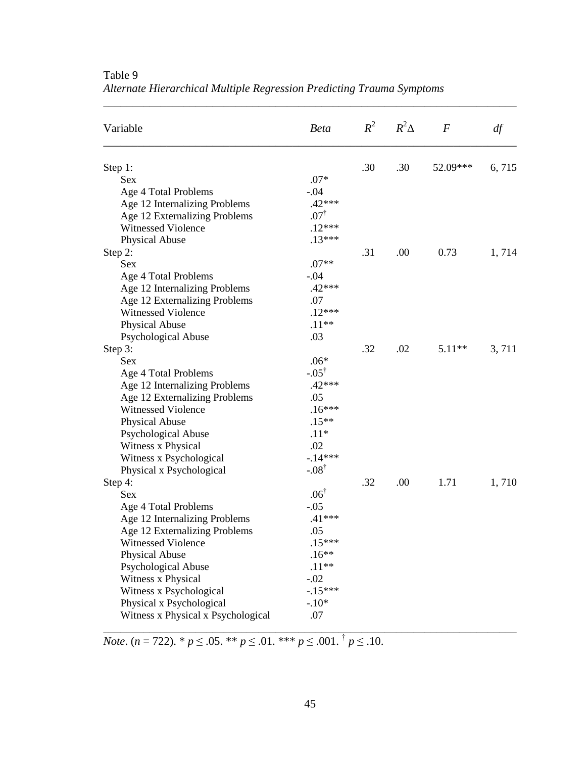Table 9

*Alternate Hierarchical Multiple Regression Predicting Trauma Symptoms*

| Variable | *Beta* | $R^2$ | $R^2\Delta$ | *F* | *df* |
|---|---|---|---|---|---|
| Step 1: | | .30 | .30 | 52.09*** | 6, 715 |
| Sex | .07* | | | | |
| Age 4 Total Problems | -.04 | | | | |
| Age 12 Internalizing Problems | .42*** | | | | |
| Age 12 Externalizing Problems | .07† | | | | |
| Witnessed Violence | .12*** | | | | |
| Physical Abuse | .13*** | | | | |
| Step 2: | | .31 | .00 | 0.73 | 1, 714 |
| Sex | .07** | | | | |
| Age 4 Total Problems | -.04 | | | | |
| Age 12 Internalizing Problems | .42*** | | | | |
| Age 12 Externalizing Problems | .07 | | | | |
| Witnessed Violence | .12*** | | | | |
| Physical Abuse | .11** | | | | |
| Psychological Abuse | .03 | | | | |
| Step 3: | | .32 | .02 | 5.11** | 3, 711 |
| Sex | .06* | | | | |
| Age 4 Total Problems | -.05† | | | | |
| Age 12 Internalizing Problems | .42*** | | | | |
| Age 12 Externalizing Problems | .05 | | | | |
| Witnessed Violence | .16*** | | | | |
| Physical Abuse | .15** | | | | |
| Psychological Abuse | .11* | | | | |
| Witness x Physical | .02 | | | | |
| Witness x Psychological | -.14*** | | | | |
| Physical x Psychological | -.08† | | | | |
| Step 4: | | .32 | .00 | 1.71 | 1, 710 |
| Sex | .06† | | | | |
| Age 4 Total Problems | -.05 | | | | |
| Age 12 Internalizing Problems | .41*** | | | | |
| Age 12 Externalizing Problems | .05 | | | | |
| Witnessed Violence | .15*** | | | | |
| Physical Abuse | .16** | | | | |
| Psychological Abuse | .11** | | | | |
| Witness x Physical | -.02 | | | | |
| Witness x Psychological | -.15*** | | | | |
| Physical x Psychological | -.10* | | | | |
| Witness x Physical x Psychological | .07 | | | | |

*Note*. ($n$ = 722). * $p \leq .05$. ** $p \leq .01$. *** $p \leq .001$. † $p \leq .10$.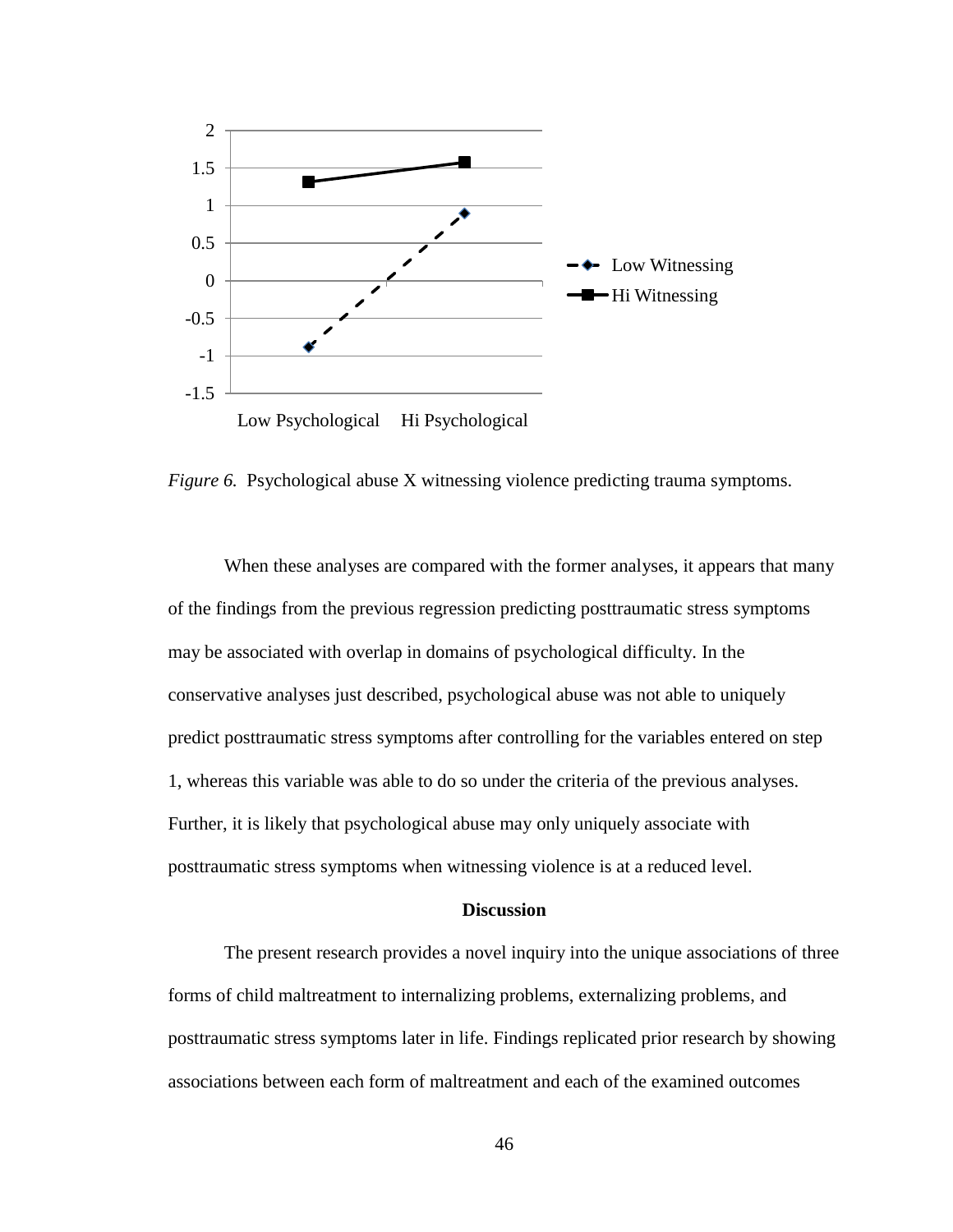*Figure 6.* Psychological abuse X witnessing violence predicting trauma symptoms.

When these analyses are compared with the former analyses, it appears that many of the findings from the previous regression predicting posttraumatic stress symptoms may be associated with overlap in domains of psychological difficulty. In the conservative analyses just described, psychological abuse was not able to uniquely predict posttraumatic stress symptoms after controlling for the variables entered on step 1, whereas this variable was able to do so under the criteria of the previous analyses. Further, it is likely that psychological abuse may only uniquely associate with posttraumatic stress symptoms when witnessing violence is at a reduced level.

## Discussion

The present research provides a novel inquiry into the unique associations of three forms of child maltreatment to internalizing problems, externalizing problems, and posttraumatic stress symptoms later in life. Findings replicated prior research by showing associations between each form of maltreatment and each of the examined outcomes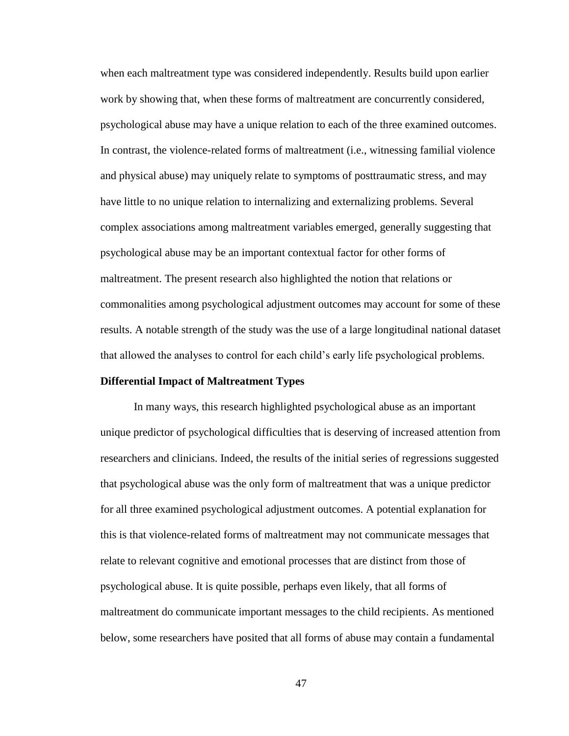when each maltreatment type was considered independently. Results build upon earlier work by showing that, when these forms of maltreatment are concurrently considered, psychological abuse may have a unique relation to each of the three examined outcomes. In contrast, the violence-related forms of maltreatment (i.e., witnessing familial violence and physical abuse) may uniquely relate to symptoms of posttraumatic stress, and may have little to no unique relation to internalizing and externalizing problems. Several complex associations among maltreatment variables emerged, generally suggesting that psychological abuse may be an important contextual factor for other forms of maltreatment. The present research also highlighted the notion that relations or commonalities among psychological adjustment outcomes may account for some of these results. A notable strength of the study was the use of a large longitudinal national dataset that allowed the analyses to control for each child's early life psychological problems.

**Differential Impact of Maltreatment Types**

In many ways, this research highlighted psychological abuse as an important unique predictor of psychological difficulties that is deserving of increased attention from researchers and clinicians. Indeed, the results of the initial series of regressions suggested that psychological abuse was the only form of maltreatment that was a unique predictor for all three examined psychological adjustment outcomes. A potential explanation for this is that violence-related forms of maltreatment may not communicate messages that relate to relevant cognitive and emotional processes that are distinct from those of psychological abuse. It is quite possible, perhaps even likely, that all forms of maltreatment do communicate important messages to the child recipients. As mentioned below, some researchers have posited that all forms of abuse may contain a fundamental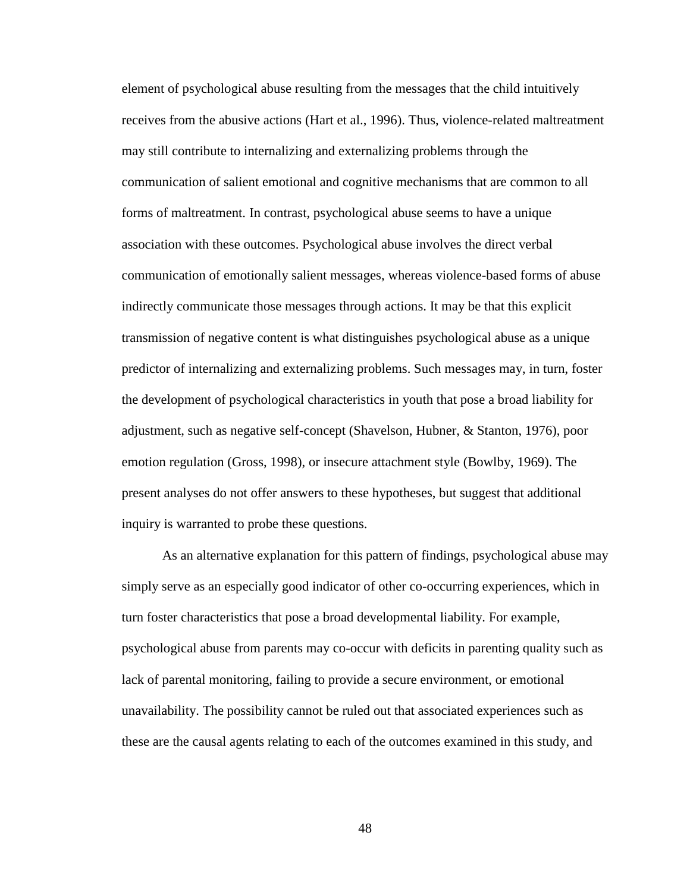element of psychological abuse resulting from the messages that the child intuitively receives from the abusive actions (Hart et al., 1996). Thus, violence-related maltreatment may still contribute to internalizing and externalizing problems through the communication of salient emotional and cognitive mechanisms that are common to all forms of maltreatment. In contrast, psychological abuse seems to have a unique association with these outcomes. Psychological abuse involves the direct verbal communication of emotionally salient messages, whereas violence-based forms of abuse indirectly communicate those messages through actions. It may be that this explicit transmission of negative content is what distinguishes psychological abuse as a unique predictor of internalizing and externalizing problems. Such messages may, in turn, foster the development of psychological characteristics in youth that pose a broad liability for adjustment, such as negative self-concept (Shavelson, Hubner, & Stanton, 1976), poor emotion regulation (Gross, 1998), or insecure attachment style (Bowlby, 1969). The present analyses do not offer answers to these hypotheses, but suggest that additional inquiry is warranted to probe these questions.

As an alternative explanation for this pattern of findings, psychological abuse may simply serve as an especially good indicator of other co-occurring experiences, which in turn foster characteristics that pose a broad developmental liability. For example, psychological abuse from parents may co-occur with deficits in parenting quality such as lack of parental monitoring, failing to provide a secure environment, or emotional unavailability. The possibility cannot be ruled out that associated experiences such as these are the causal agents relating to each of the outcomes examined in this study, and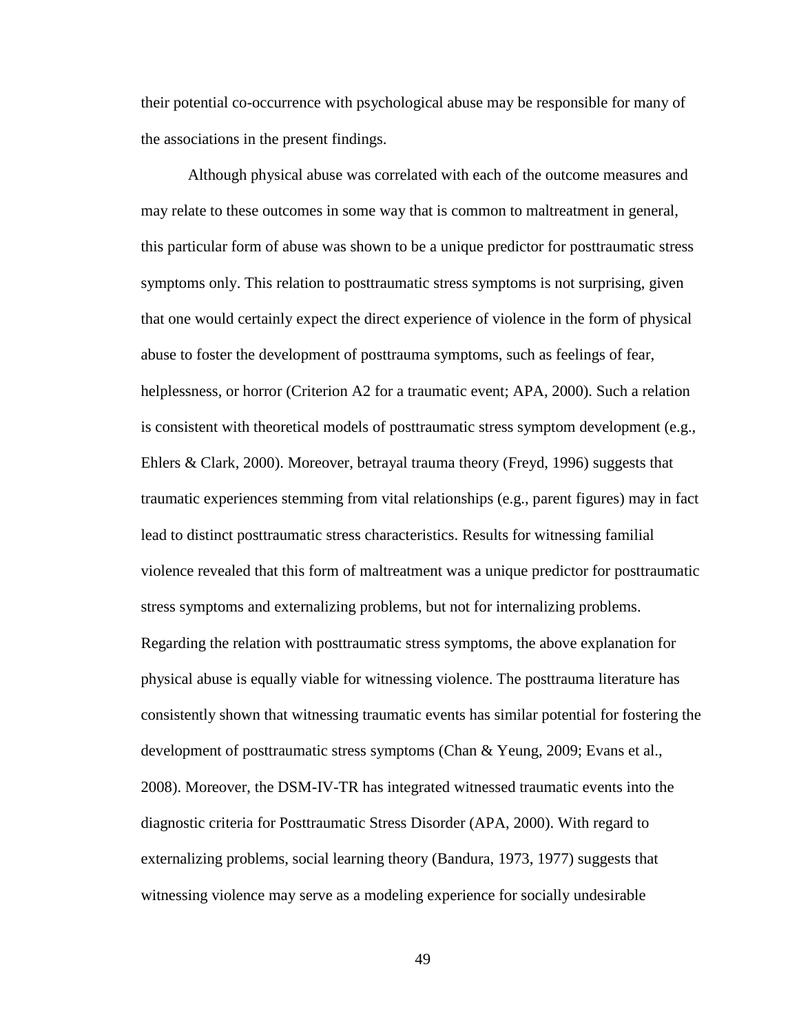their potential co-occurrence with psychological abuse may be responsible for many of the associations in the present findings.

Although physical abuse was correlated with each of the outcome measures and may relate to these outcomes in some way that is common to maltreatment in general, this particular form of abuse was shown to be a unique predictor for posttraumatic stress symptoms only. This relation to posttraumatic stress symptoms is not surprising, given that one would certainly expect the direct experience of violence in the form of physical abuse to foster the development of posttrauma symptoms, such as feelings of fear, helplessness, or horror (Criterion A2 for a traumatic event; APA, 2000). Such a relation is consistent with theoretical models of posttraumatic stress symptom development (e.g., Ehlers & Clark, 2000). Moreover, betrayal trauma theory (Freyd, 1996) suggests that traumatic experiences stemming from vital relationships (e.g., parent figures) may in fact lead to distinct posttraumatic stress characteristics. Results for witnessing familial violence revealed that this form of maltreatment was a unique predictor for posttraumatic stress symptoms and externalizing problems, but not for internalizing problems. Regarding the relation with posttraumatic stress symptoms, the above explanation for physical abuse is equally viable for witnessing violence. The posttrauma literature has consistently shown that witnessing traumatic events has similar potential for fostering the development of posttraumatic stress symptoms (Chan & Yeung, 2009; Evans et al., 2008). Moreover, the DSM-IV-TR has integrated witnessed traumatic events into the diagnostic criteria for Posttraumatic Stress Disorder (APA, 2000). With regard to externalizing problems, social learning theory (Bandura, 1973, 1977) suggests that witnessing violence may serve as a modeling experience for socially undesirable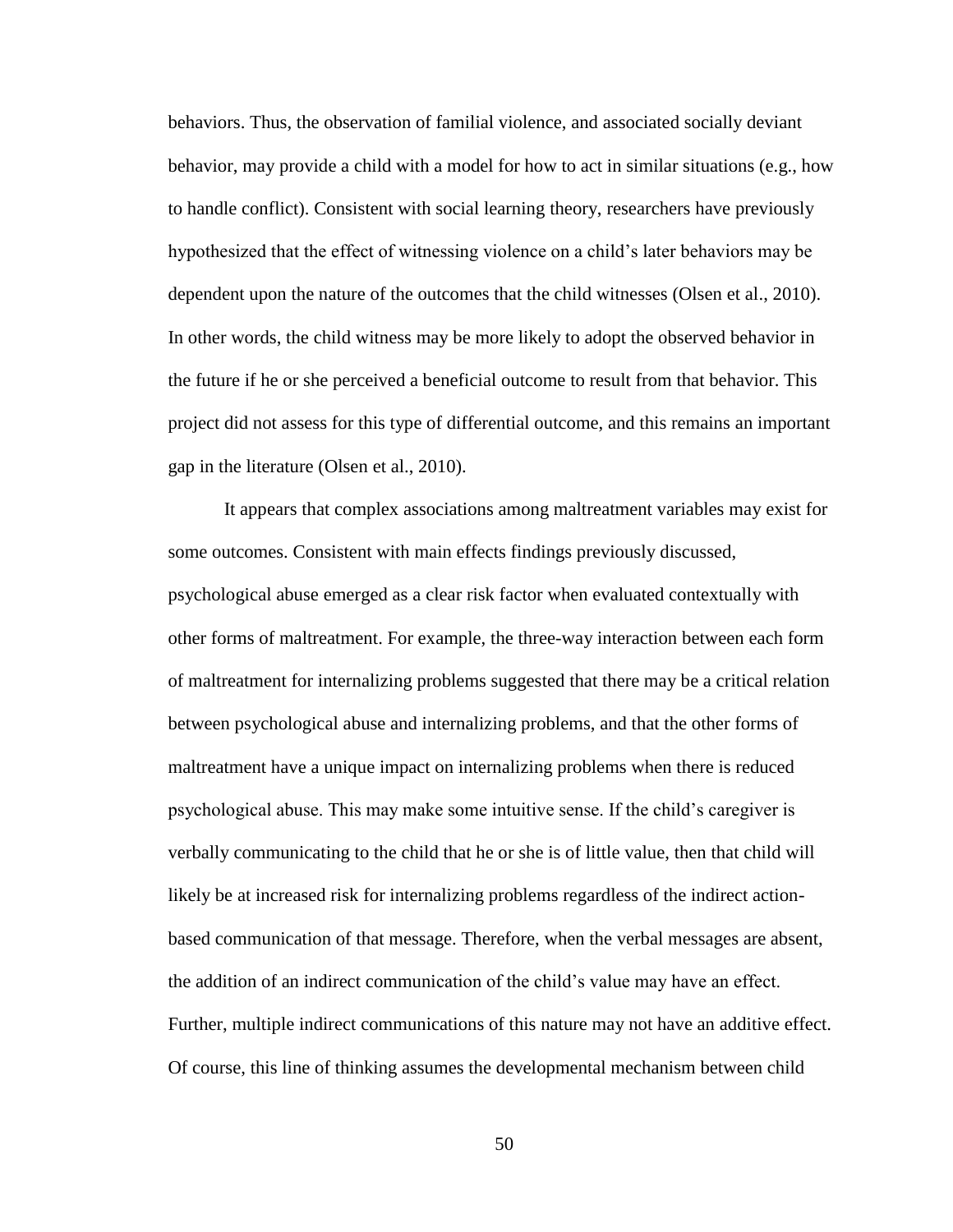behaviors. Thus, the observation of familial violence, and associated socially deviant behavior, may provide a child with a model for how to act in similar situations (e.g., how to handle conflict). Consistent with social learning theory, researchers have previously hypothesized that the effect of witnessing violence on a child's later behaviors may be dependent upon the nature of the outcomes that the child witnesses (Olsen et al., 2010). In other words, the child witness may be more likely to adopt the observed behavior in the future if he or she perceived a beneficial outcome to result from that behavior. This project did not assess for this type of differential outcome, and this remains an important gap in the literature (Olsen et al., 2010).

It appears that complex associations among maltreatment variables may exist for some outcomes. Consistent with main effects findings previously discussed, psychological abuse emerged as a clear risk factor when evaluated contextually with other forms of maltreatment. For example, the three-way interaction between each form of maltreatment for internalizing problems suggested that there may be a critical relation between psychological abuse and internalizing problems, and that the other forms of maltreatment have a unique impact on internalizing problems when there is reduced psychological abuse. This may make some intuitive sense. If the child's caregiver is verbally communicating to the child that he or she is of little value, then that child will likely be at increased risk for internalizing problems regardless of the indirect action-based communication of that message. Therefore, when the verbal messages are absent, the addition of an indirect communication of the child's value may have an effect. Further, multiple indirect communications of this nature may not have an additive effect. Of course, this line of thinking assumes the developmental mechanism between child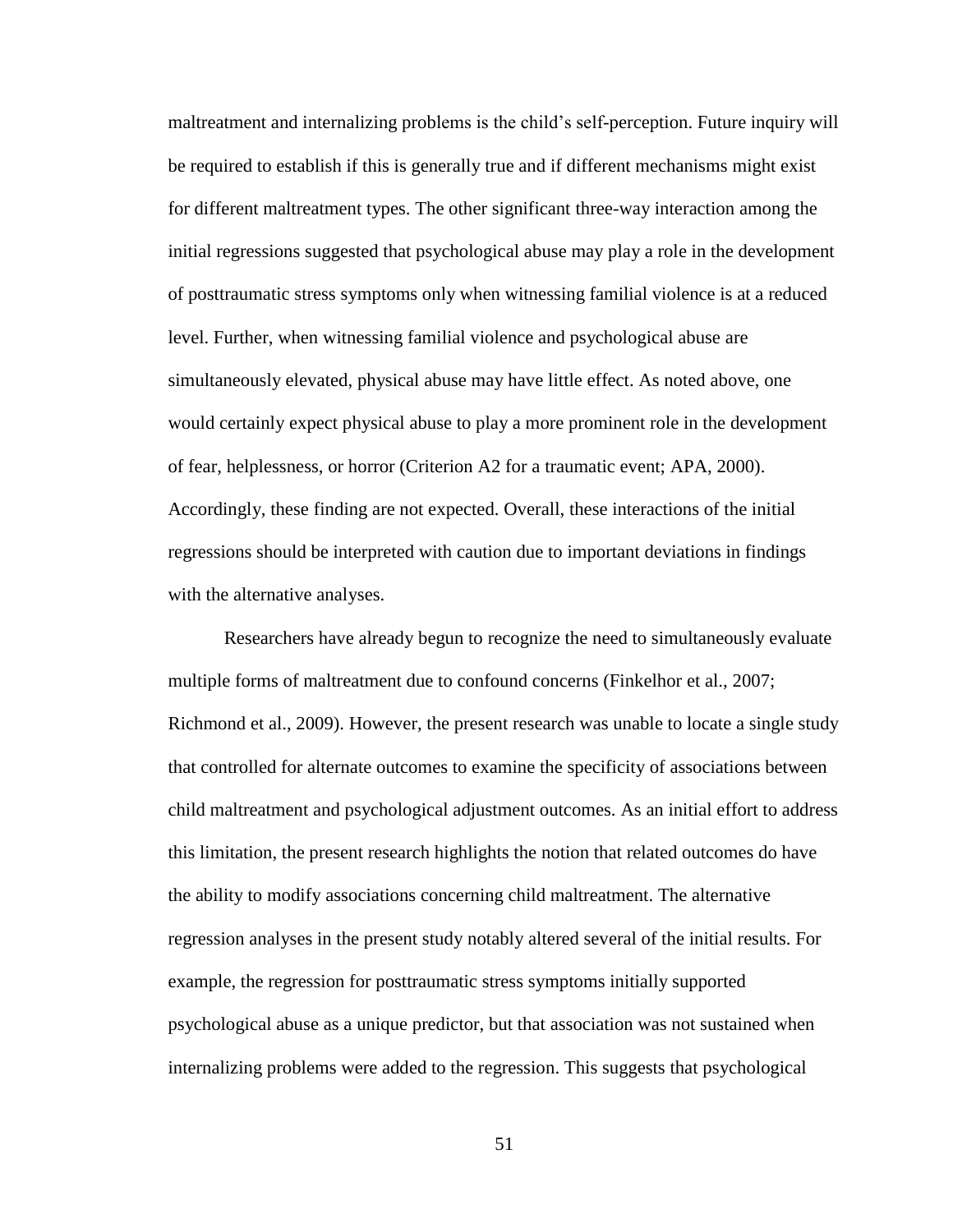maltreatment and internalizing problems is the child's self-perception. Future inquiry will be required to establish if this is generally true and if different mechanisms might exist for different maltreatment types. The other significant three-way interaction among the initial regressions suggested that psychological abuse may play a role in the development of posttraumatic stress symptoms only when witnessing familial violence is at a reduced level. Further, when witnessing familial violence and psychological abuse are simultaneously elevated, physical abuse may have little effect. As noted above, one would certainly expect physical abuse to play a more prominent role in the development of fear, helplessness, or horror (Criterion A2 for a traumatic event; APA, 2000). Accordingly, these finding are not expected. Overall, these interactions of the initial regressions should be interpreted with caution due to important deviations in findings with the alternative analyses.

Researchers have already begun to recognize the need to simultaneously evaluate multiple forms of maltreatment due to confound concerns (Finkelhor et al., 2007; Richmond et al., 2009). However, the present research was unable to locate a single study that controlled for alternate outcomes to examine the specificity of associations between child maltreatment and psychological adjustment outcomes. As an initial effort to address this limitation, the present research highlights the notion that related outcomes do have the ability to modify associations concerning child maltreatment. The alternative regression analyses in the present study notably altered several of the initial results. For example, the regression for posttraumatic stress symptoms initially supported psychological abuse as a unique predictor, but that association was not sustained when internalizing problems were added to the regression. This suggests that psychological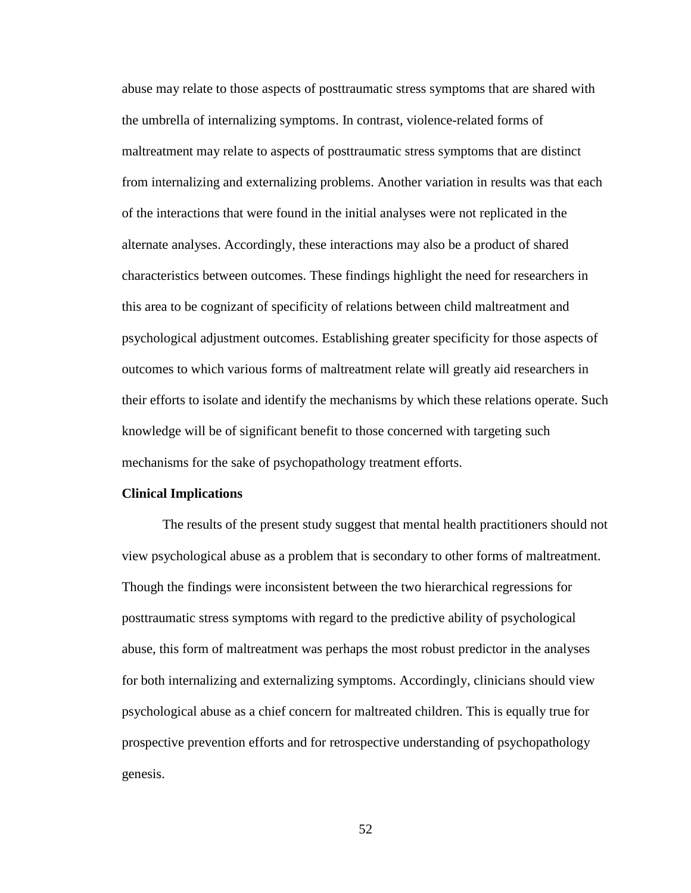abuse may relate to those aspects of posttraumatic stress symptoms that are shared with the umbrella of internalizing symptoms. In contrast, violence-related forms of maltreatment may relate to aspects of posttraumatic stress symptoms that are distinct from internalizing and externalizing problems. Another variation in results was that each of the interactions that were found in the initial analyses were not replicated in the alternate analyses. Accordingly, these interactions may also be a product of shared characteristics between outcomes. These findings highlight the need for researchers in this area to be cognizant of specificity of relations between child maltreatment and psychological adjustment outcomes. Establishing greater specificity for those aspects of outcomes to which various forms of maltreatment relate will greatly aid researchers in their efforts to isolate and identify the mechanisms by which these relations operate. Such knowledge will be of significant benefit to those concerned with targeting such mechanisms for the sake of psychopathology treatment efforts.

**Clinical Implications**

The results of the present study suggest that mental health practitioners should not view psychological abuse as a problem that is secondary to other forms of maltreatment. Though the findings were inconsistent between the two hierarchical regressions for posttraumatic stress symptoms with regard to the predictive ability of psychological abuse, this form of maltreatment was perhaps the most robust predictor in the analyses for both internalizing and externalizing symptoms. Accordingly, clinicians should view psychological abuse as a chief concern for maltreated children. This is equally true for prospective prevention efforts and for retrospective understanding of psychopathology genesis.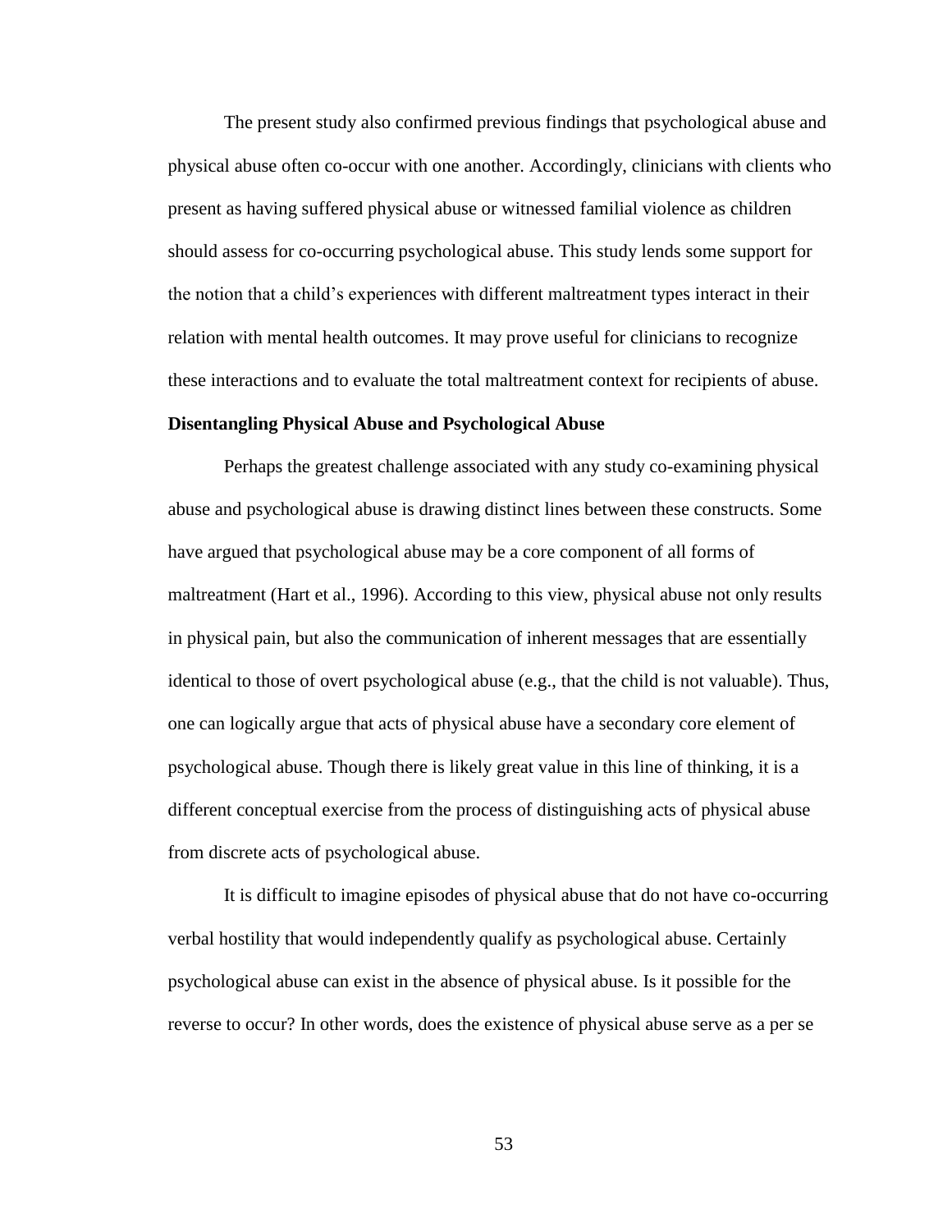The present study also confirmed previous findings that psychological abuse and physical abuse often co-occur with one another. Accordingly, clinicians with clients who present as having suffered physical abuse or witnessed familial violence as children should assess for co-occurring psychological abuse. This study lends some support for the notion that a child's experiences with different maltreatment types interact in their relation with mental health outcomes. It may prove useful for clinicians to recognize these interactions and to evaluate the total maltreatment context for recipients of abuse.

**Disentangling Physical Abuse and Psychological Abuse**

Perhaps the greatest challenge associated with any study co-examining physical abuse and psychological abuse is drawing distinct lines between these constructs. Some have argued that psychological abuse may be a core component of all forms of maltreatment (Hart et al., 1996). According to this view, physical abuse not only results in physical pain, but also the communication of inherent messages that are essentially identical to those of overt psychological abuse (e.g., that the child is not valuable). Thus, one can logically argue that acts of physical abuse have a secondary core element of psychological abuse. Though there is likely great value in this line of thinking, it is a different conceptual exercise from the process of distinguishing acts of physical abuse from discrete acts of psychological abuse.

It is difficult to imagine episodes of physical abuse that do not have co-occurring verbal hostility that would independently qualify as psychological abuse. Certainly psychological abuse can exist in the absence of physical abuse. Is it possible for the reverse to occur? In other words, does the existence of physical abuse serve as a per se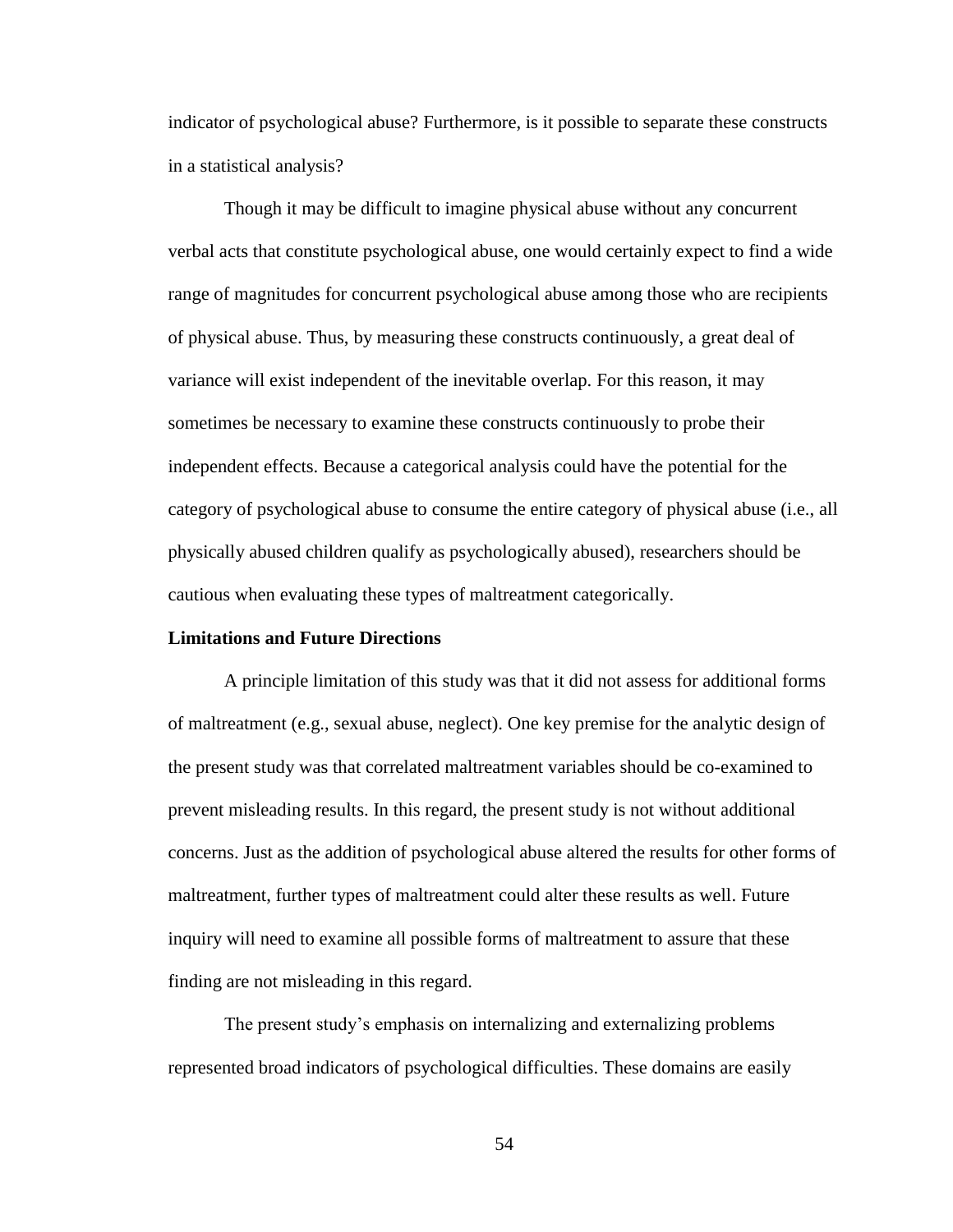indicator of psychological abuse? Furthermore, is it possible to separate these constructs in a statistical analysis?

Though it may be difficult to imagine physical abuse without any concurrent verbal acts that constitute psychological abuse, one would certainly expect to find a wide range of magnitudes for concurrent psychological abuse among those who are recipients of physical abuse. Thus, by measuring these constructs continuously, a great deal of variance will exist independent of the inevitable overlap. For this reason, it may sometimes be necessary to examine these constructs continuously to probe their independent effects. Because a categorical analysis could have the potential for the category of psychological abuse to consume the entire category of physical abuse (i.e., all physically abused children qualify as psychologically abused), researchers should be cautious when evaluating these types of maltreatment categorically.

**Limitations and Future Directions**

A principle limitation of this study was that it did not assess for additional forms of maltreatment (e.g., sexual abuse, neglect). One key premise for the analytic design of the present study was that correlated maltreatment variables should be co-examined to prevent misleading results. In this regard, the present study is not without additional concerns. Just as the addition of psychological abuse altered the results for other forms of maltreatment, further types of maltreatment could alter these results as well. Future inquiry will need to examine all possible forms of maltreatment to assure that these finding are not misleading in this regard.

The present study's emphasis on internalizing and externalizing problems represented broad indicators of psychological difficulties. These domains are easily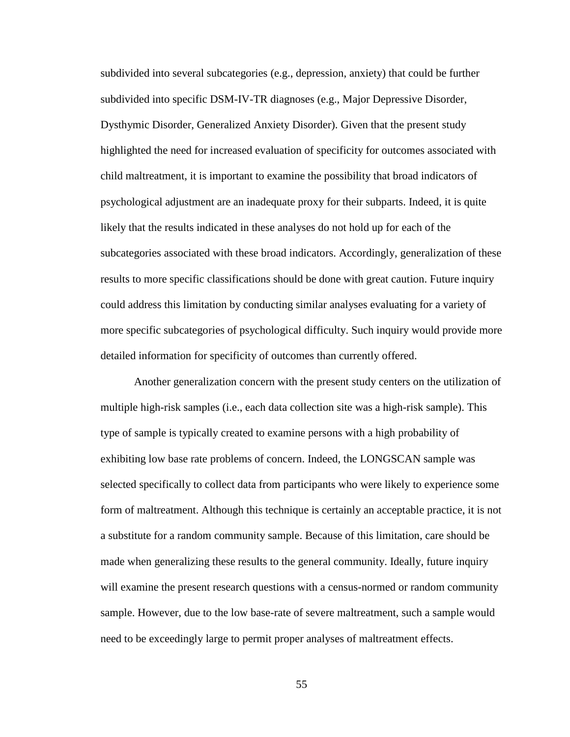subdivided into several subcategories (e.g., depression, anxiety) that could be further subdivided into specific DSM-IV-TR diagnoses (e.g., Major Depressive Disorder, Dysthymic Disorder, Generalized Anxiety Disorder). Given that the present study highlighted the need for increased evaluation of specificity for outcomes associated with child maltreatment, it is important to examine the possibility that broad indicators of psychological adjustment are an inadequate proxy for their subparts. Indeed, it is quite likely that the results indicated in these analyses do not hold up for each of the subcategories associated with these broad indicators. Accordingly, generalization of these results to more specific classifications should be done with great caution. Future inquiry could address this limitation by conducting similar analyses evaluating for a variety of more specific subcategories of psychological difficulty. Such inquiry would provide more detailed information for specificity of outcomes than currently offered.

Another generalization concern with the present study centers on the utilization of multiple high-risk samples (i.e., each data collection site was a high-risk sample). This type of sample is typically created to examine persons with a high probability of exhibiting low base rate problems of concern. Indeed, the LONGSCAN sample was selected specifically to collect data from participants who were likely to experience some form of maltreatment. Although this technique is certainly an acceptable practice, it is not a substitute for a random community sample. Because of this limitation, care should be made when generalizing these results to the general community. Ideally, future inquiry will examine the present research questions with a census-normed or random community sample. However, due to the low base-rate of severe maltreatment, such a sample would need to be exceedingly large to permit proper analyses of maltreatment effects.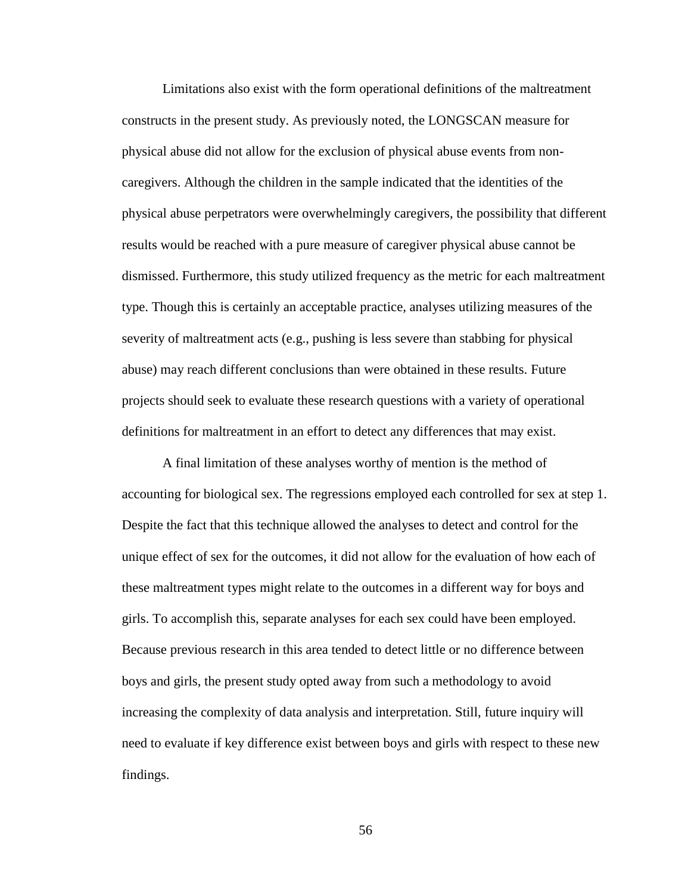Limitations also exist with the form operational definitions of the maltreatment constructs in the present study. As previously noted, the LONGSCAN measure for physical abuse did not allow for the exclusion of physical abuse events from non-caregivers. Although the children in the sample indicated that the identities of the physical abuse perpetrators were overwhelmingly caregivers, the possibility that different results would be reached with a pure measure of caregiver physical abuse cannot be dismissed. Furthermore, this study utilized frequency as the metric for each maltreatment type. Though this is certainly an acceptable practice, analyses utilizing measures of the severity of maltreatment acts (e.g., pushing is less severe than stabbing for physical abuse) may reach different conclusions than were obtained in these results. Future projects should seek to evaluate these research questions with a variety of operational definitions for maltreatment in an effort to detect any differences that may exist.

A final limitation of these analyses worthy of mention is the method of accounting for biological sex. The regressions employed each controlled for sex at step 1. Despite the fact that this technique allowed the analyses to detect and control for the unique effect of sex for the outcomes, it did not allow for the evaluation of how each of these maltreatment types might relate to the outcomes in a different way for boys and girls. To accomplish this, separate analyses for each sex could have been employed. Because previous research in this area tended to detect little or no difference between boys and girls, the present study opted away from such a methodology to avoid increasing the complexity of data analysis and interpretation. Still, future inquiry will need to evaluate if key difference exist between boys and girls with respect to these new findings.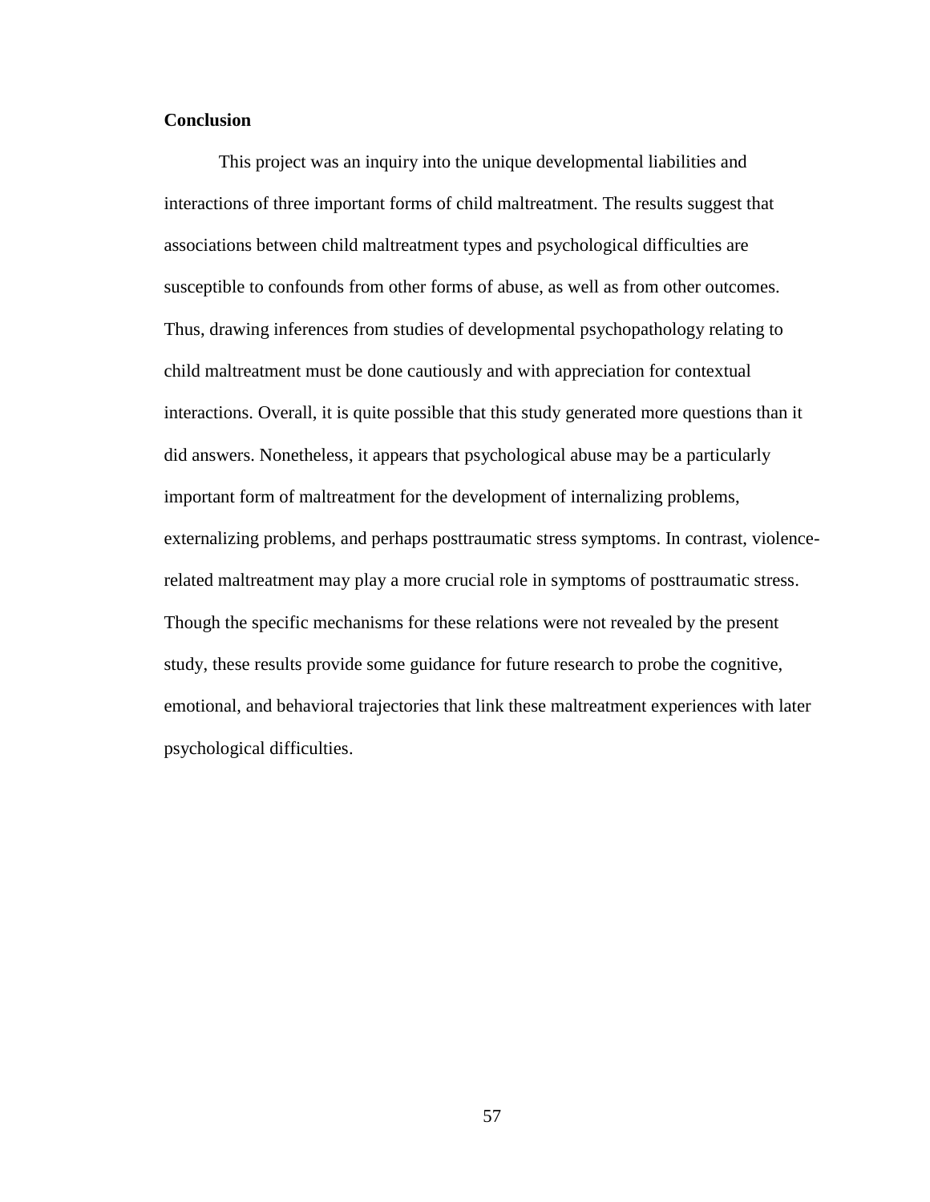**Conclusion**

This project was an inquiry into the unique developmental liabilities and interactions of three important forms of child maltreatment. The results suggest that associations between child maltreatment types and psychological difficulties are susceptible to confounds from other forms of abuse, as well as from other outcomes. Thus, drawing inferences from studies of developmental psychopathology relating to child maltreatment must be done cautiously and with appreciation for contextual interactions. Overall, it is quite possible that this study generated more questions than it did answers. Nonetheless, it appears that psychological abuse may be a particularly important form of maltreatment for the development of internalizing problems, externalizing problems, and perhaps posttraumatic stress symptoms. In contrast, violence-related maltreatment may play a more crucial role in symptoms of posttraumatic stress. Though the specific mechanisms for these relations were not revealed by the present study, these results provide some guidance for future research to probe the cognitive, emotional, and behavioral trajectories that link these maltreatment experiences with later psychological difficulties.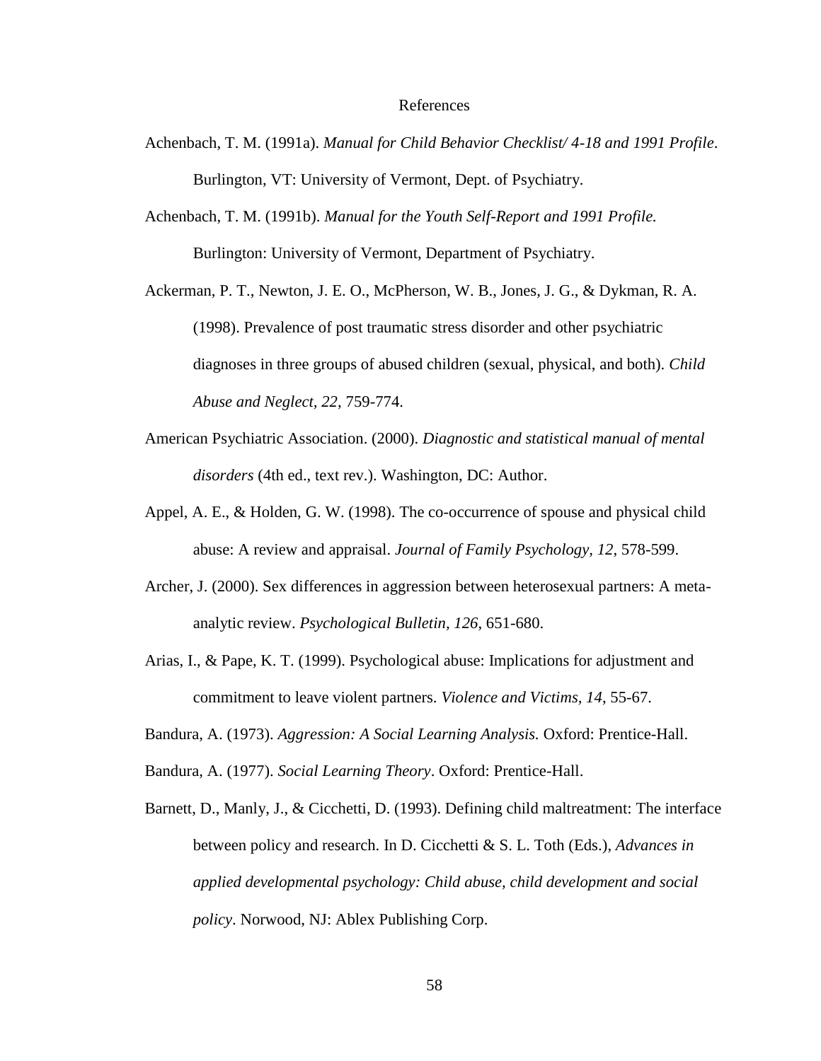# References

Achenbach, T. M. (1991a). *Manual for Child Behavior Checklist/ 4-18 and 1991 Profile*. Burlington, VT: University of Vermont, Dept. of Psychiatry.

Achenbach, T. M. (1991b). *Manual for the Youth Self-Report and 1991 Profile.* Burlington: University of Vermont, Department of Psychiatry.

Ackerman, P. T., Newton, J. E. O., McPherson, W. B., Jones, J. G., & Dykman, R. A. (1998). Prevalence of post traumatic stress disorder and other psychiatric diagnoses in three groups of abused children (sexual, physical, and both). *Child Abuse and Neglect, 22*, 759-774.

American Psychiatric Association. (2000). *Diagnostic and statistical manual of mental disorders* (4th ed., text rev.). Washington, DC: Author.

Appel, A. E., & Holden, G. W. (1998). The co-occurrence of spouse and physical child abuse: A review and appraisal. *Journal of Family Psychology, 12*, 578-599.

Archer, J. (2000). Sex differences in aggression between heterosexual partners: A meta-analytic review. *Psychological Bulletin, 126*, 651-680.

Arias, I., & Pape, K. T. (1999). Psychological abuse: Implications for adjustment and commitment to leave violent partners. *Violence and Victims, 14*, 55-67.

Bandura, A. (1973). *Aggression: A Social Learning Analysis.* Oxford: Prentice-Hall.

Bandura, A. (1977). *Social Learning Theory*. Oxford: Prentice-Hall.

Barnett, D., Manly, J., & Cicchetti, D. (1993). Defining child maltreatment: The interface between policy and research. In D. Cicchetti & S. L. Toth (Eds.), *Advances in applied developmental psychology: Child abuse, child development and social policy*. Norwood, NJ: Ablex Publishing Corp.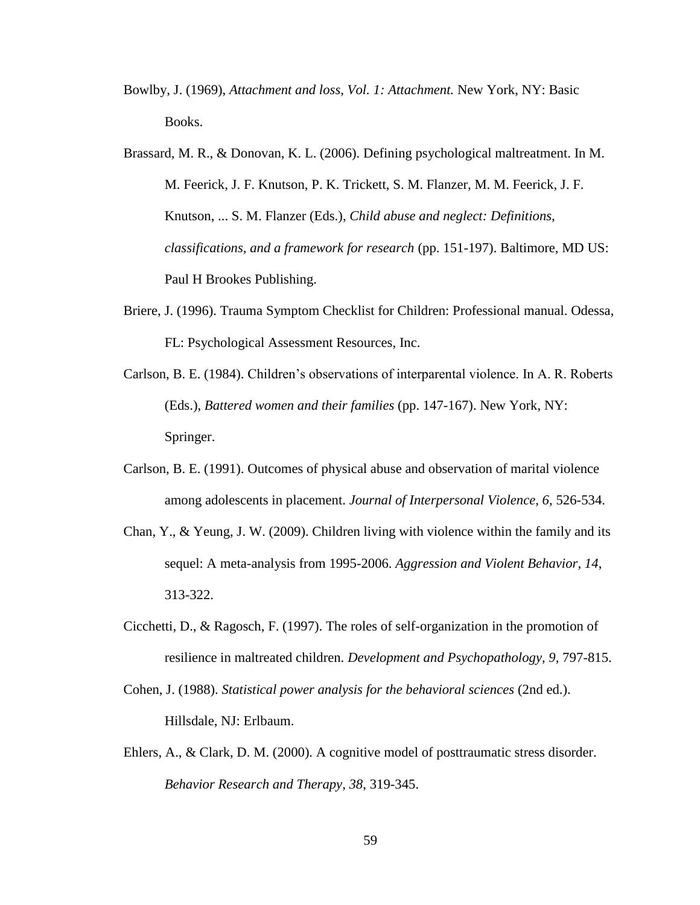Bowlby, J. (1969), *Attachment and loss, Vol. 1: Attachment.* New York, NY: Basic Books.

Brassard, M. R., & Donovan, K. L. (2006). Defining psychological maltreatment. In M. M. Feerick, J. F. Knutson, P. K. Trickett, S. M. Flanzer, M. M. Feerick, J. F. Knutson, ... S. M. Flanzer (Eds.), *Child abuse and neglect: Definitions, classifications, and a framework for research* (pp. 151-197). Baltimore, MD US: Paul H Brookes Publishing.

Briere, J. (1996). Trauma Symptom Checklist for Children: Professional manual. Odessa, FL: Psychological Assessment Resources, Inc.

Carlson, B. E. (1984). Children's observations of interparental violence. In A. R. Roberts (Eds.), *Battered women and their families* (pp. 147-167). New York, NY: Springer.

Carlson, B. E. (1991). Outcomes of physical abuse and observation of marital violence among adolescents in placement. *Journal of Interpersonal Violence, 6*, 526-534.

Chan, Y., & Yeung, J. W. (2009). Children living with violence within the family and its sequel: A meta-analysis from 1995-2006. *Aggression and Violent Behavior, 14*, 313-322.

Cicchetti, D., & Ragosch, F. (1997). The roles of self-organization in the promotion of resilience in maltreated children. *Development and Psychopathology, 9*, 797-815.

Cohen, J. (1988). *Statistical power analysis for the behavioral sciences* (2nd ed.). Hillsdale, NJ: Erlbaum.

Ehlers, A., & Clark, D. M. (2000). A cognitive model of posttraumatic stress disorder. *Behavior Research and Therapy, 38*, 319-345.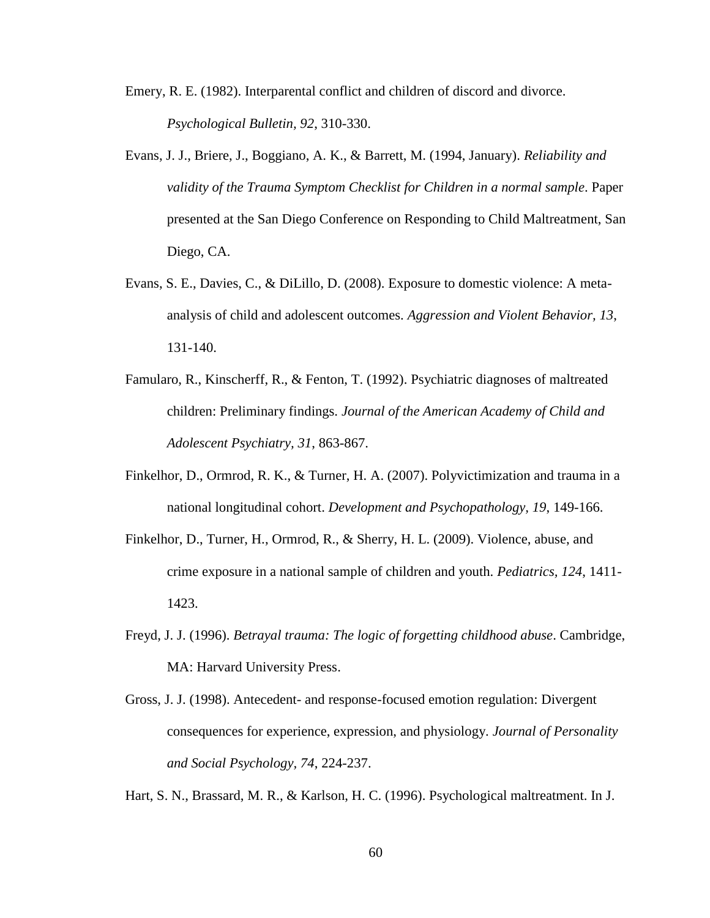Emery, R. E. (1982). Interparental conflict and children of discord and divorce. *Psychological Bulletin, 92*, 310-330.

Evans, J. J., Briere, J., Boggiano, A. K., & Barrett, M. (1994, January). *Reliability and validity of the Trauma Symptom Checklist for Children in a normal sample*. Paper presented at the San Diego Conference on Responding to Child Maltreatment, San Diego, CA.

Evans, S. E., Davies, C., & DiLillo, D. (2008). Exposure to domestic violence: A meta-analysis of child and adolescent outcomes. *Aggression and Violent Behavior, 13*, 131-140.

Famularo, R., Kinscherff, R., & Fenton, T. (1992). Psychiatric diagnoses of maltreated children: Preliminary findings. *Journal of the American Academy of Child and Adolescent Psychiatry, 31*, 863-867.

Finkelhor, D., Ormrod, R. K., & Turner, H. A. (2007). Polyvictimization and trauma in a national longitudinal cohort. *Development and Psychopathology, 19*, 149-166.

Finkelhor, D., Turner, H., Ormrod, R., & Sherry, H. L. (2009). Violence, abuse, and crime exposure in a national sample of children and youth. *Pediatrics, 124*, 1411-1423.

Freyd, J. J. (1996). *Betrayal trauma: The logic of forgetting childhood abuse*. Cambridge, MA: Harvard University Press.

Gross, J. J. (1998). Antecedent- and response-focused emotion regulation: Divergent consequences for experience, expression, and physiology. *Journal of Personality and Social Psychology, 74*, 224-237.

Hart, S. N., Brassard, M. R., & Karlson, H. C. (1996). Psychological maltreatment. In J.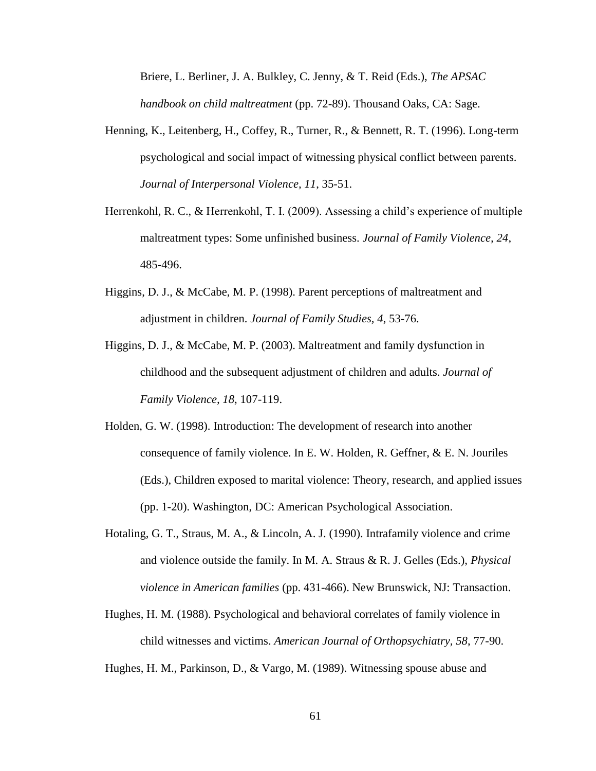Briere, L. Berliner, J. A. Bulkley, C. Jenny, & T. Reid (Eds.), *The APSAC handbook on child maltreatment* (pp. 72-89). Thousand Oaks, CA: Sage.

Henning, K., Leitenberg, H., Coffey, R., Turner, R., & Bennett, R. T. (1996). Long-term psychological and social impact of witnessing physical conflict between parents. *Journal of Interpersonal Violence, 11*, 35-51.

Herrenkohl, R. C., & Herrenkohl, T. I. (2009). Assessing a child's experience of multiple maltreatment types: Some unfinished business. *Journal of Family Violence, 24*, 485-496.

Higgins, D. J., & McCabe, M. P. (1998). Parent perceptions of maltreatment and adjustment in children. *Journal of Family Studies, 4*, 53-76.

Higgins, D. J., & McCabe, M. P. (2003). Maltreatment and family dysfunction in childhood and the subsequent adjustment of children and adults. *Journal of Family Violence, 18*, 107-119.

Holden, G. W. (1998). Introduction: The development of research into another consequence of family violence. In E. W. Holden, R. Geffner, & E. N. Jouriles (Eds.), Children exposed to marital violence: Theory, research, and applied issues (pp. 1-20). Washington, DC: American Psychological Association.

Hotaling, G. T., Straus, M. A., & Lincoln, A. J. (1990). Intrafamily violence and crime and violence outside the family. In M. A. Straus & R. J. Gelles (Eds.), *Physical violence in American families* (pp. 431-466). New Brunswick, NJ: Transaction.

Hughes, H. M. (1988). Psychological and behavioral correlates of family violence in child witnesses and victims. *American Journal of Orthopsychiatry, 58*, 77-90.

Hughes, H. M., Parkinson, D., & Vargo, M. (1989). Witnessing spouse abuse and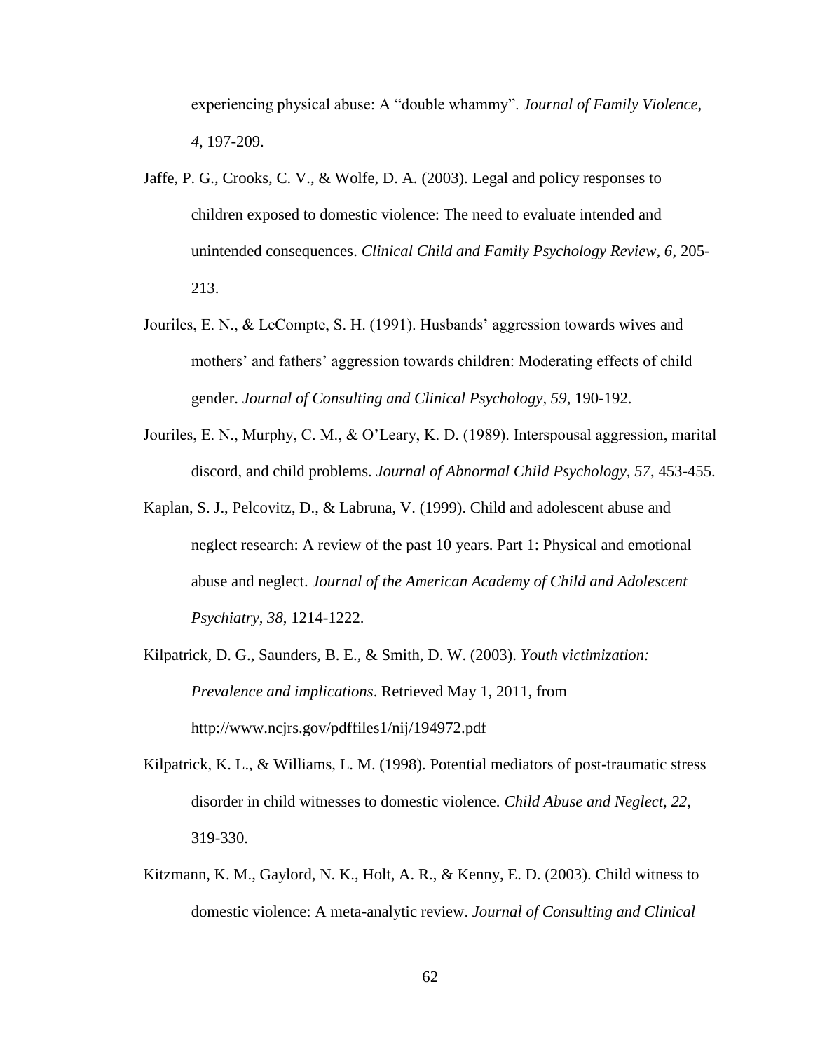experiencing physical abuse: A "double whammy". *Journal of Family Violence, 4*, 197-209.

Jaffe, P. G., Crooks, C. V., & Wolfe, D. A. (2003). Legal and policy responses to children exposed to domestic violence: The need to evaluate intended and unintended consequences. *Clinical Child and Family Psychology Review, 6*, 205-213.

Jouriles, E. N., & LeCompte, S. H. (1991). Husbands' aggression towards wives and mothers' and fathers' aggression towards children: Moderating effects of child gender. *Journal of Consulting and Clinical Psychology, 59*, 190-192.

Jouriles, E. N., Murphy, C. M., & O'Leary, K. D. (1989). Interspousal aggression, marital discord, and child problems. *Journal of Abnormal Child Psychology, 57*, 453-455.

Kaplan, S. J., Pelcovitz, D., & Labruna, V. (1999). Child and adolescent abuse and neglect research: A review of the past 10 years. Part 1: Physical and emotional abuse and neglect. *Journal of the American Academy of Child and Adolescent Psychiatry*, *38*, 1214-1222.

Kilpatrick, D. G., Saunders, B. E., & Smith, D. W. (2003). *Youth victimization: Prevalence and implications*. Retrieved May 1, 2011, from http://www.ncjrs.gov/pdffiles1/nij/194972.pdf

Kilpatrick, K. L., & Williams, L. M. (1998). Potential mediators of post-traumatic stress disorder in child witnesses to domestic violence. *Child Abuse and Neglect, 22*, 319-330.

Kitzmann, K. M., Gaylord, N. K., Holt, A. R., & Kenny, E. D. (2003). Child witness to domestic violence: A meta-analytic review. *Journal of Consulting and Clinical*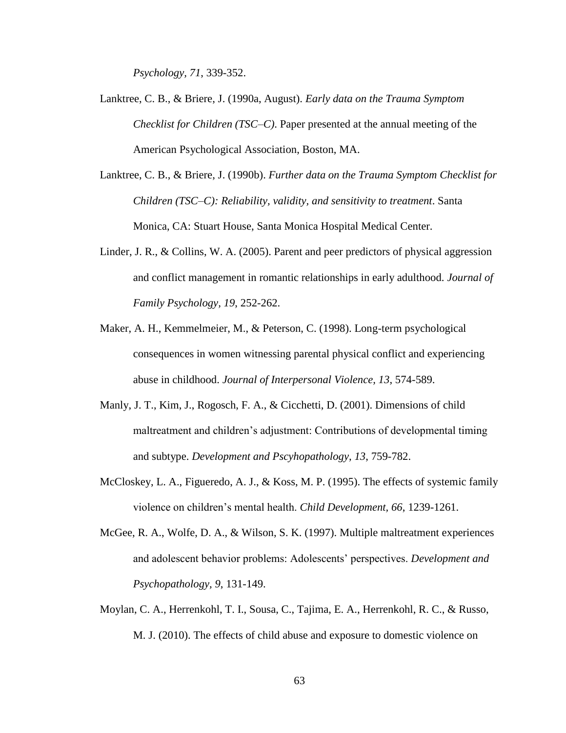*Psychology, 71*, 339-352.

Lanktree, C. B., & Briere, J. (1990a, August). *Early data on the Trauma Symptom Checklist for Children (TSC–C).* Paper presented at the annual meeting of the American Psychological Association, Boston, MA.

Lanktree, C. B., & Briere, J. (1990b). *Further data on the Trauma Symptom Checklist for Children (TSC–C): Reliability, validity, and sensitivity to treatment*. Santa Monica, CA: Stuart House, Santa Monica Hospital Medical Center.

Linder, J. R., & Collins, W. A. (2005). Parent and peer predictors of physical aggression and conflict management in romantic relationships in early adulthood. *Journal of Family Psychology, 19*, 252-262.

Maker, A. H., Kemmelmeier, M., & Peterson, C. (1998). Long-term psychological consequences in women witnessing parental physical conflict and experiencing abuse in childhood. *Journal of Interpersonal Violence, 13*, 574-589.

Manly, J. T., Kim, J., Rogosch, F. A., & Cicchetti, D. (2001). Dimensions of child maltreatment and children's adjustment: Contributions of developmental timing and subtype. *Development and Pscyhopathology, 13*, 759-782.

McCloskey, L. A., Figueredo, A. J., & Koss, M. P. (1995). The effects of systemic family violence on children's mental health. *Child Development, 66*, 1239-1261.

McGee, R. A., Wolfe, D. A., & Wilson, S. K. (1997). Multiple maltreatment experiences and adolescent behavior problems: Adolescents' perspectives. *Development and Psychopathology, 9*, 131-149.

Moylan, C. A., Herrenkohl, T. I., Sousa, C., Tajima, E. A., Herrenkohl, R. C., & Russo, M. J. (2010). The effects of child abuse and exposure to domestic violence on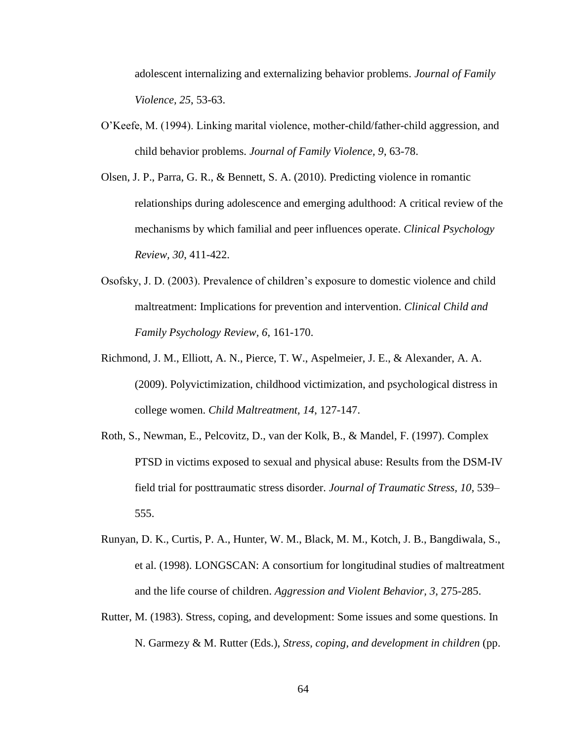adolescent internalizing and externalizing behavior problems. *Journal of Family Violence, 25*, 53-63.

O'Keefe, M. (1994). Linking marital violence, mother-child/father-child aggression, and child behavior problems. *Journal of Family Violence, 9*, 63-78.

Olsen, J. P., Parra, G. R., & Bennett, S. A. (2010). Predicting violence in romantic relationships during adolescence and emerging adulthood: A critical review of the mechanisms by which familial and peer influences operate. *Clinical Psychology Review, 30*, 411-422.

Osofsky, J. D. (2003). Prevalence of children's exposure to domestic violence and child maltreatment: Implications for prevention and intervention. *Clinical Child and Family Psychology Review, 6*, 161-170.

Richmond, J. M., Elliott, A. N., Pierce, T. W., Aspelmeier, J. E., & Alexander, A. A. (2009). Polyvictimization, childhood victimization, and psychological distress in college women. *Child Maltreatment, 14*, 127-147.

Roth, S., Newman, E., Pelcovitz, D., van der Kolk, B., & Mandel, F. (1997). Complex PTSD in victims exposed to sexual and physical abuse: Results from the DSM-IV field trial for posttraumatic stress disorder. *Journal of Traumatic Stress, 10*, 539–555.

Runyan, D. K., Curtis, P. A., Hunter, W. M., Black, M. M., Kotch, J. B., Bangdiwala, S., et al. (1998). LONGSCAN: A consortium for longitudinal studies of maltreatment and the life course of children. *Aggression and Violent Behavior, 3*, 275-285.

Rutter, M. (1983). Stress, coping, and development: Some issues and some questions. In N. Garmezy & M. Rutter (Eds.), *Stress, coping, and development in children* (pp.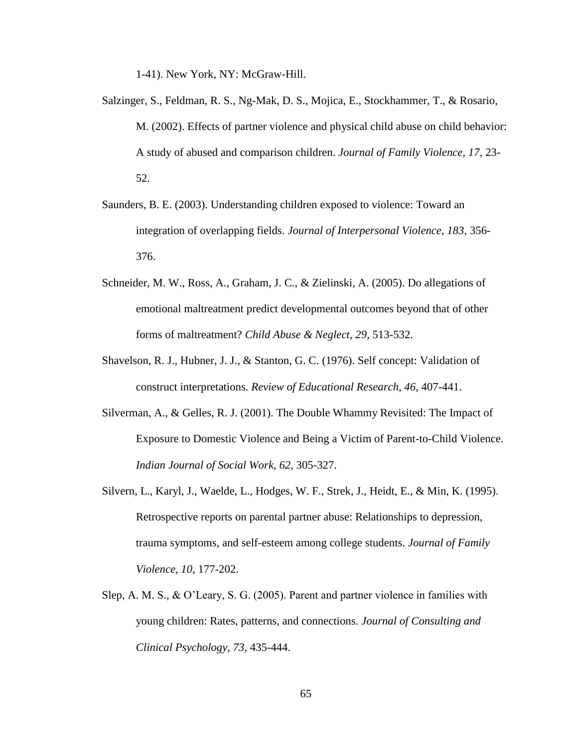1-41). New York, NY: McGraw-Hill.

Salzinger, S., Feldman, R. S., Ng-Mak, D. S., Mojica, E., Stockhammer, T., & Rosario, M. (2002). Effects of partner violence and physical child abuse on child behavior: A study of abused and comparison children. *Journal of Family Violence, 17*, 23-52.

Saunders, B. E. (2003). Understanding children exposed to violence: Toward an integration of overlapping fields. *Journal of Interpersonal Violence, 183*, 356-376.

Schneider, M. W., Ross, A., Graham, J. C., & Zielinski, A. (2005). Do allegations of emotional maltreatment predict developmental outcomes beyond that of other forms of maltreatment? *Child Abuse & Neglect, 29*, 513-532.

Shavelson, R. J., Hubner, J. J., & Stanton, G. C. (1976). Self concept: Validation of construct interpretations. *Review of Educational Research, 46*, 407-441.

Silverman, A., & Gelles, R. J. (2001). The Double Whammy Revisited: The Impact of Exposure to Domestic Violence and Being a Victim of Parent-to-Child Violence. *Indian Journal of Social Work, 62*, 305-327.

Silvern, L., Karyl, J., Waelde, L., Hodges, W. F., Strek, J., Heidt, E., & Min, K. (1995). Retrospective reports on parental partner abuse: Relationships to depression, trauma symptoms, and self-esteem among college students. *Journal of Family Violence, 10*, 177-202.

Slep, A. M. S., & O'Leary, S. G. (2005). Parent and partner violence in families with young children: Rates, patterns, and connections. *Journal of Consulting and Clinical Psychology, 73*, 435-444.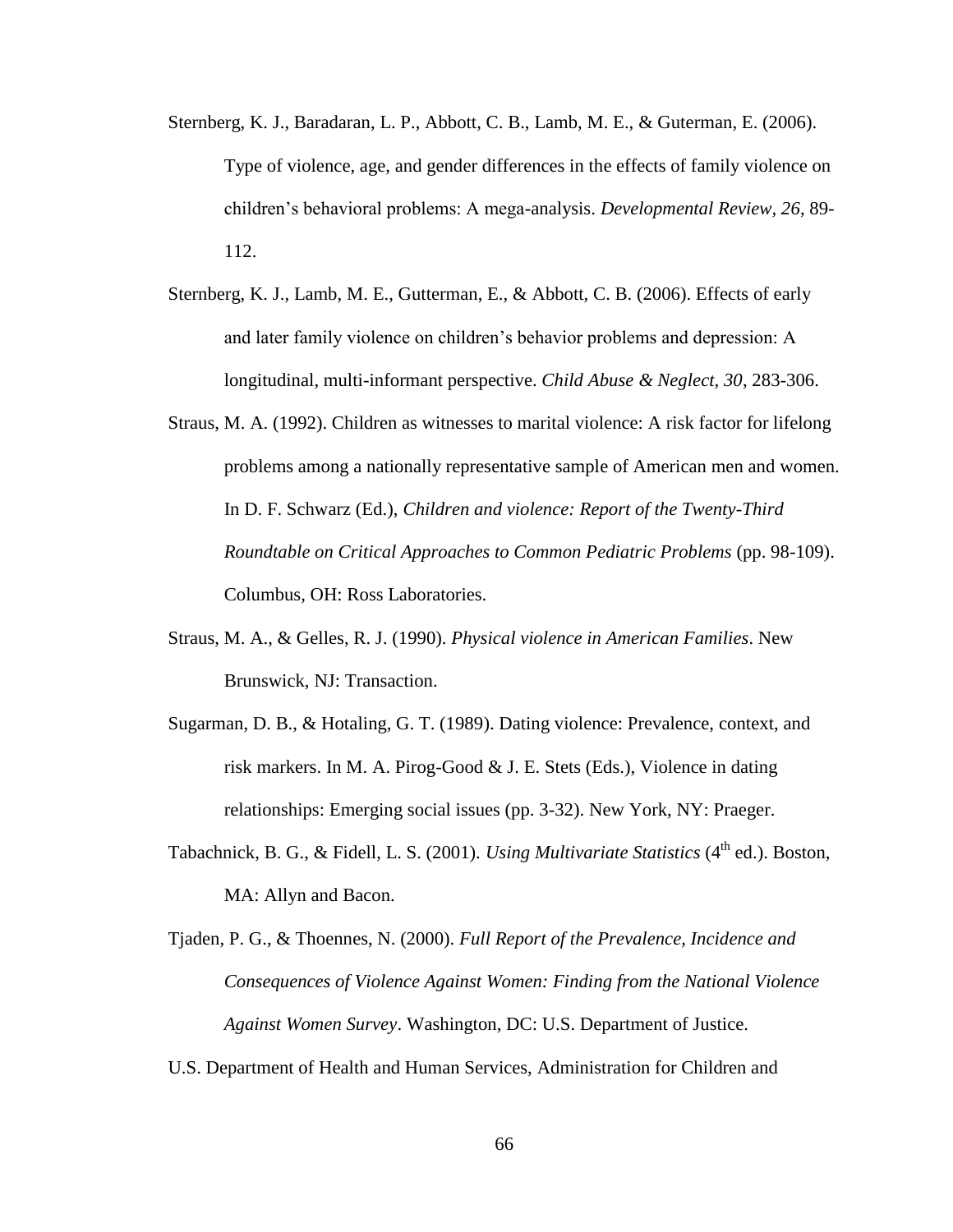Sternberg, K. J., Baradaran, L. P., Abbott, C. B., Lamb, M. E., & Guterman, E. (2006). Type of violence, age, and gender differences in the effects of family violence on children's behavioral problems: A mega-analysis. *Developmental Review*, *26*, 89-112.

Sternberg, K. J., Lamb, M. E., Gutterman, E., & Abbott, C. B. (2006). Effects of early and later family violence on children's behavior problems and depression: A longitudinal, multi-informant perspective. *Child Abuse & Neglect*, *30*, 283-306.

Straus, M. A. (1992). Children as witnesses to marital violence: A risk factor for lifelong problems among a nationally representative sample of American men and women. In D. F. Schwarz (Ed.), *Children and violence: Report of the Twenty-Third Roundtable on Critical Approaches to Common Pediatric Problems* (pp. 98-109). Columbus, OH: Ross Laboratories.

Straus, M. A., & Gelles, R. J. (1990). *Physical violence in American Families*. New Brunswick, NJ: Transaction.

Sugarman, D. B., & Hotaling, G. T. (1989). Dating violence: Prevalence, context, and risk markers. In M. A. Pirog-Good & J. E. Stets (Eds.), Violence in dating relationships: Emerging social issues (pp. 3-32). New York, NY: Praeger.

Tabachnick, B. G., & Fidell, L. S. (2001). *Using Multivariate Statistics* (4th ed.). Boston, MA: Allyn and Bacon.

Tjaden, P. G., & Thoennes, N. (2000). *Full Report of the Prevalence, Incidence and Consequences of Violence Against Women: Finding from the National Violence Against Women Survey*. Washington, DC: U.S. Department of Justice.

U.S. Department of Health and Human Services, Administration for Children and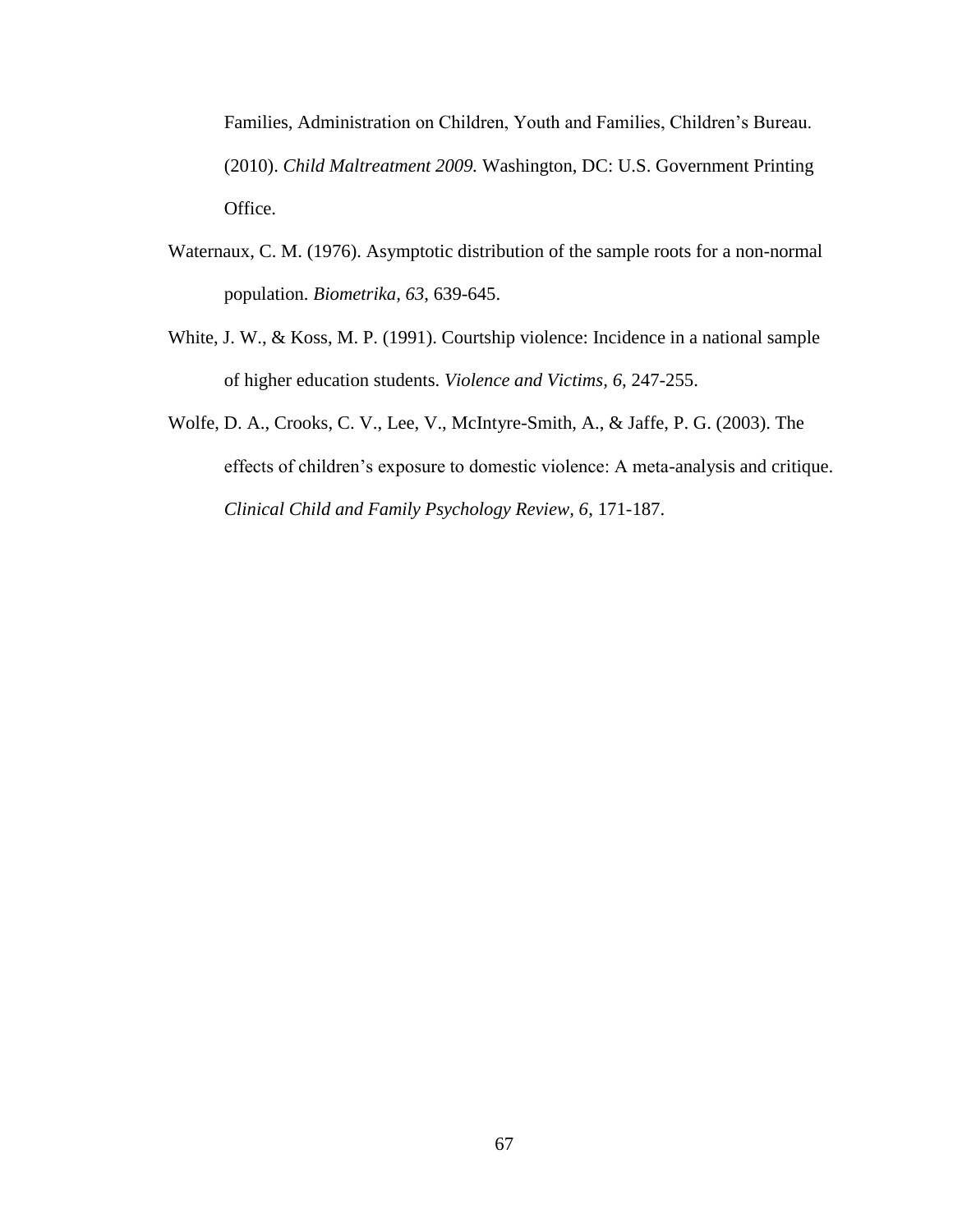Families, Administration on Children, Youth and Families, Children's Bureau. (2010). *Child Maltreatment 2009.* Washington, DC: U.S. Government Printing Office.

Waternaux, C. M. (1976). Asymptotic distribution of the sample roots for a non-normal population. *Biometrika, 63*, 639-645.

White, J. W., & Koss, M. P. (1991). Courtship violence: Incidence in a national sample of higher education students. *Violence and Victims, 6*, 247-255.

Wolfe, D. A., Crooks, C. V., Lee, V., McIntyre-Smith, A., & Jaffe, P. G. (2003). The effects of children's exposure to domestic violence: A meta-analysis and critique. *Clinical Child and Family Psychology Review, 6*, 171-187.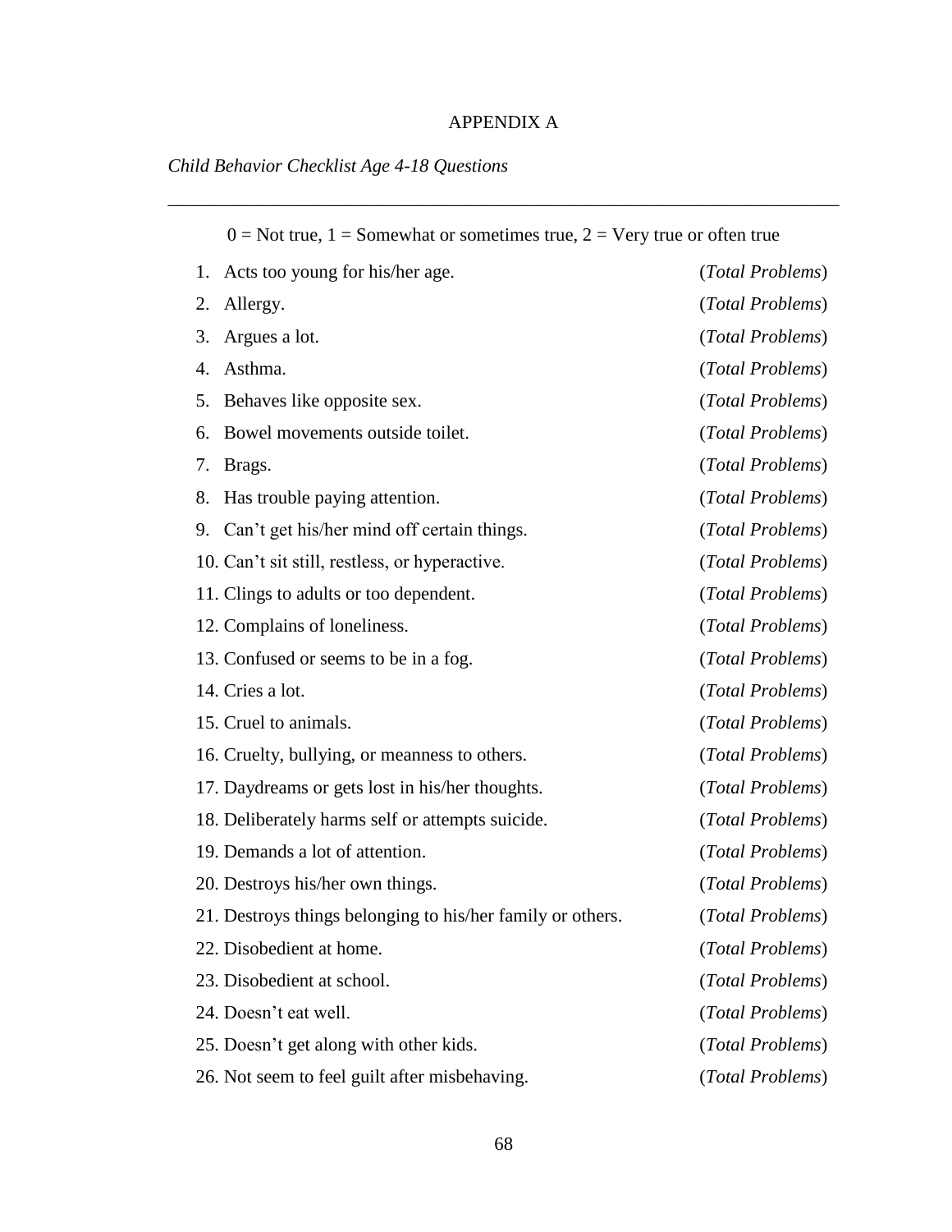# APPENDIX A

*Child Behavior Checklist Age 4-18 Questions*

---

0 = Not true, 1 = Somewhat or sometimes true, 2 = Very true or often true

1. Acts too young for his/her age. (*Total Problems*)
2. Allergy. (*Total Problems*)
3. Argues a lot. (*Total Problems*)
4. Asthma. (*Total Problems*)
5. Behaves like opposite sex. (*Total Problems*)
6. Bowel movements outside toilet. (*Total Problems*)
7. Brags. (*Total Problems*)
8. Has trouble paying attention. (*Total Problems*)
9. Can't get his/her mind off certain things. (*Total Problems*)
10. Can't sit still, restless, or hyperactive. (*Total Problems*)
11. Clings to adults or too dependent. (*Total Problems*)
12. Complains of loneliness. (*Total Problems*)
13. Confused or seems to be in a fog. (*Total Problems*)
14. Cries a lot. (*Total Problems*)
15. Cruel to animals. (*Total Problems*)
16. Cruelty, bullying, or meanness to others. (*Total Problems*)
17. Daydreams or gets lost in his/her thoughts. (*Total Problems*)
18. Deliberately harms self or attempts suicide. (*Total Problems*)
19. Demands a lot of attention. (*Total Problems*)
20. Destroys his/her own things. (*Total Problems*)
21. Destroys things belonging to his/her family or others. (*Total Problems*)
22. Disobedient at home. (*Total Problems*)
23. Disobedient at school. (*Total Problems*)
24. Doesn't eat well. (*Total Problems*)
25. Doesn't get along with other kids. (*Total Problems*)
26. Not seem to feel guilt after misbehaving. (*Total Problems*)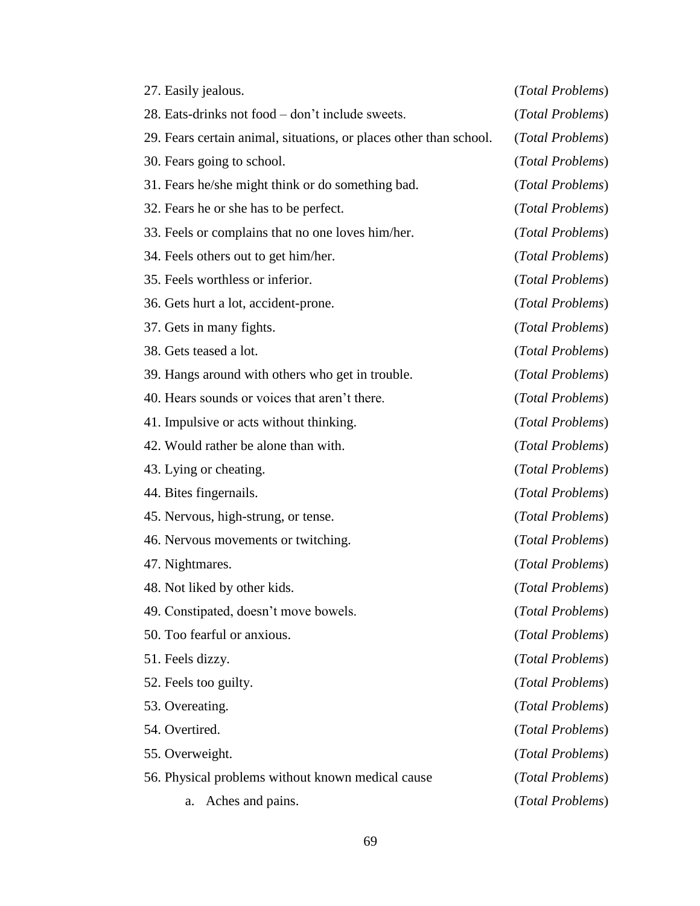27. Easily jealous. (*Total Problems*)
28. Eats-drinks not food – don't include sweets. (*Total Problems*)
29. Fears certain animal, situations, or places other than school. (*Total Problems*)
30. Fears going to school. (*Total Problems*)
31. Fears he/she might think or do something bad. (*Total Problems*)
32. Fears he or she has to be perfect. (*Total Problems*)
33. Feels or complains that no one loves him/her. (*Total Problems*)
34. Feels others out to get him/her. (*Total Problems*)
35. Feels worthless or inferior. (*Total Problems*)
36. Gets hurt a lot, accident-prone. (*Total Problems*)
37. Gets in many fights. (*Total Problems*)
38. Gets teased a lot. (*Total Problems*)
39. Hangs around with others who get in trouble. (*Total Problems*)
40. Hears sounds or voices that aren't there. (*Total Problems*)
41. Impulsive or acts without thinking. (*Total Problems*)
42. Would rather be alone than with. (*Total Problems*)
43. Lying or cheating. (*Total Problems*)
44. Bites fingernails. (*Total Problems*)
45. Nervous, high-strung, or tense. (*Total Problems*)
46. Nervous movements or twitching. (*Total Problems*)
47. Nightmares. (*Total Problems*)
48. Not liked by other kids. (*Total Problems*)
49. Constipated, doesn't move bowels. (*Total Problems*)
50. Too fearful or anxious. (*Total Problems*)
51. Feels dizzy. (*Total Problems*)
52. Feels too guilty. (*Total Problems*)
53. Overeating. (*Total Problems*)
54. Overtired. (*Total Problems*)
55. Overweight. (*Total Problems*)
56. Physical problems without known medical cause (*Total Problems*)
    a. Aches and pains. (*Total Problems*)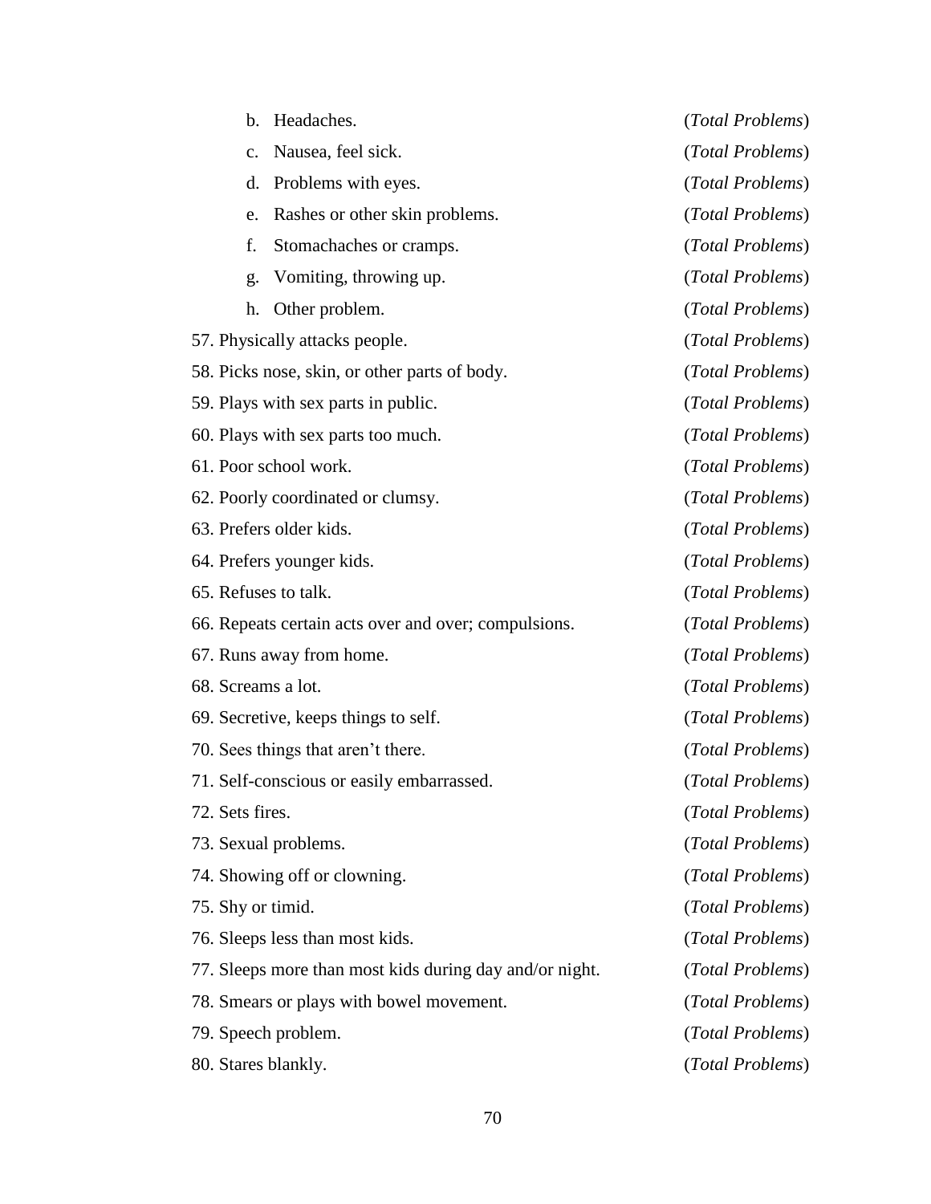b. Headaches. (*Total Problems*)

c. Nausea, feel sick. (*Total Problems*)

d. Problems with eyes. (*Total Problems*)

e. Rashes or other skin problems. (*Total Problems*)

f. Stomachaches or cramps. (*Total Problems*)

g. Vomiting, throwing up. (*Total Problems*)

h. Other problem. (*Total Problems*)

57. Physically attacks people. (*Total Problems*)

58. Picks nose, skin, or other parts of body. (*Total Problems*)

59. Plays with sex parts in public. (*Total Problems*)

60. Plays with sex parts too much. (*Total Problems*)

61. Poor school work. (*Total Problems*)

62. Poorly coordinated or clumsy. (*Total Problems*)

63. Prefers older kids. (*Total Problems*)

64. Prefers younger kids. (*Total Problems*)

65. Refuses to talk. (*Total Problems*)

66. Repeats certain acts over and over; compulsions. (*Total Problems*)

67. Runs away from home. (*Total Problems*)

68. Screams a lot. (*Total Problems*)

69. Secretive, keeps things to self. (*Total Problems*)

70. Sees things that aren't there. (*Total Problems*)

71. Self-conscious or easily embarrassed. (*Total Problems*)

72. Sets fires. (*Total Problems*)

73. Sexual problems. (*Total Problems*)

74. Showing off or clowning. (*Total Problems*)

75. Shy or timid. (*Total Problems*)

76. Sleeps less than most kids. (*Total Problems*)

77. Sleeps more than most kids during day and/or night. (*Total Problems*)

78. Smears or plays with bowel movement. (*Total Problems*)

79. Speech problem. (*Total Problems*)

80. Stares blankly. (*Total Problems*)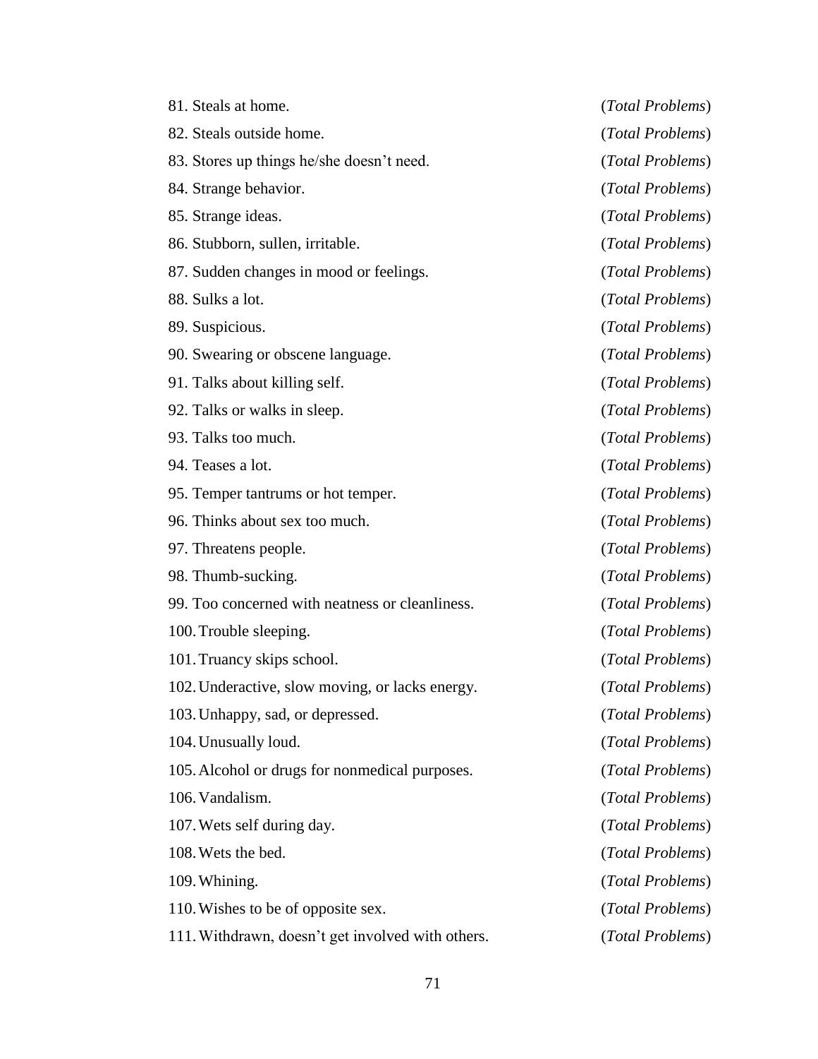81. Steals at home. (*Total Problems*)
82. Steals outside home. (*Total Problems*)
83. Stores up things he/she doesn't need. (*Total Problems*)
84. Strange behavior. (*Total Problems*)
85. Strange ideas. (*Total Problems*)
86. Stubborn, sullen, irritable. (*Total Problems*)
87. Sudden changes in mood or feelings. (*Total Problems*)
88. Sulks a lot. (*Total Problems*)
89. Suspicious. (*Total Problems*)
90. Swearing or obscene language. (*Total Problems*)
91. Talks about killing self. (*Total Problems*)
92. Talks or walks in sleep. (*Total Problems*)
93. Talks too much. (*Total Problems*)
94. Teases a lot. (*Total Problems*)
95. Temper tantrums or hot temper. (*Total Problems*)
96. Thinks about sex too much. (*Total Problems*)
97. Threatens people. (*Total Problems*)
98. Thumb-sucking. (*Total Problems*)
99. Too concerned with neatness or cleanliness. (*Total Problems*)
100. Trouble sleeping. (*Total Problems*)
101. Truancy skips school. (*Total Problems*)
102. Underactive, slow moving, or lacks energy. (*Total Problems*)
103. Unhappy, sad, or depressed. (*Total Problems*)
104. Unusually loud. (*Total Problems*)
105. Alcohol or drugs for nonmedical purposes. (*Total Problems*)
106. Vandalism. (*Total Problems*)
107. Wets self during day. (*Total Problems*)
108. Wets the bed. (*Total Problems*)
109. Whining. (*Total Problems*)
110. Wishes to be of opposite sex. (*Total Problems*)
111. Withdrawn, doesn't get involved with others. (*Total Problems*)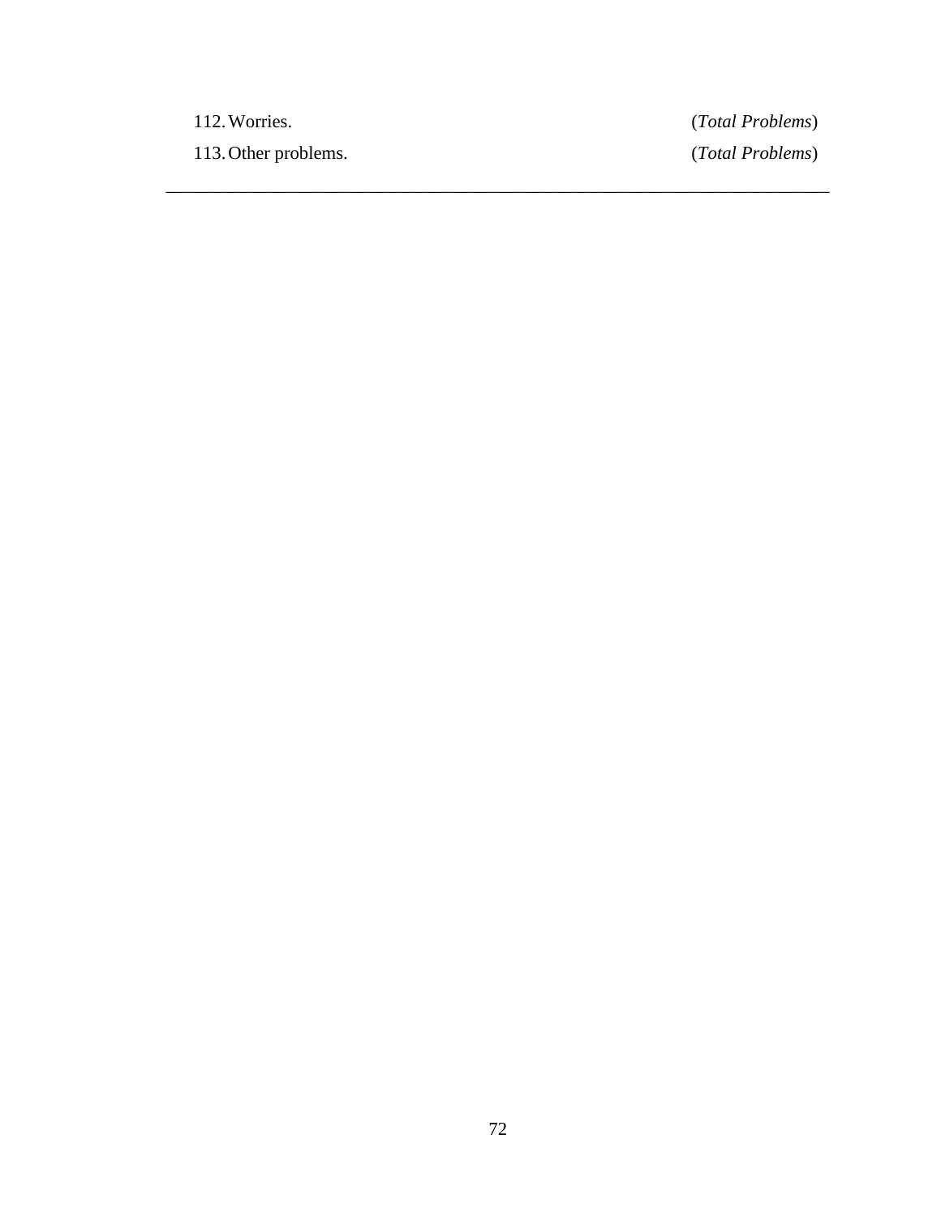112. Worries. (*Total Problems*)

113. Other problems. (*Total Problems*)

---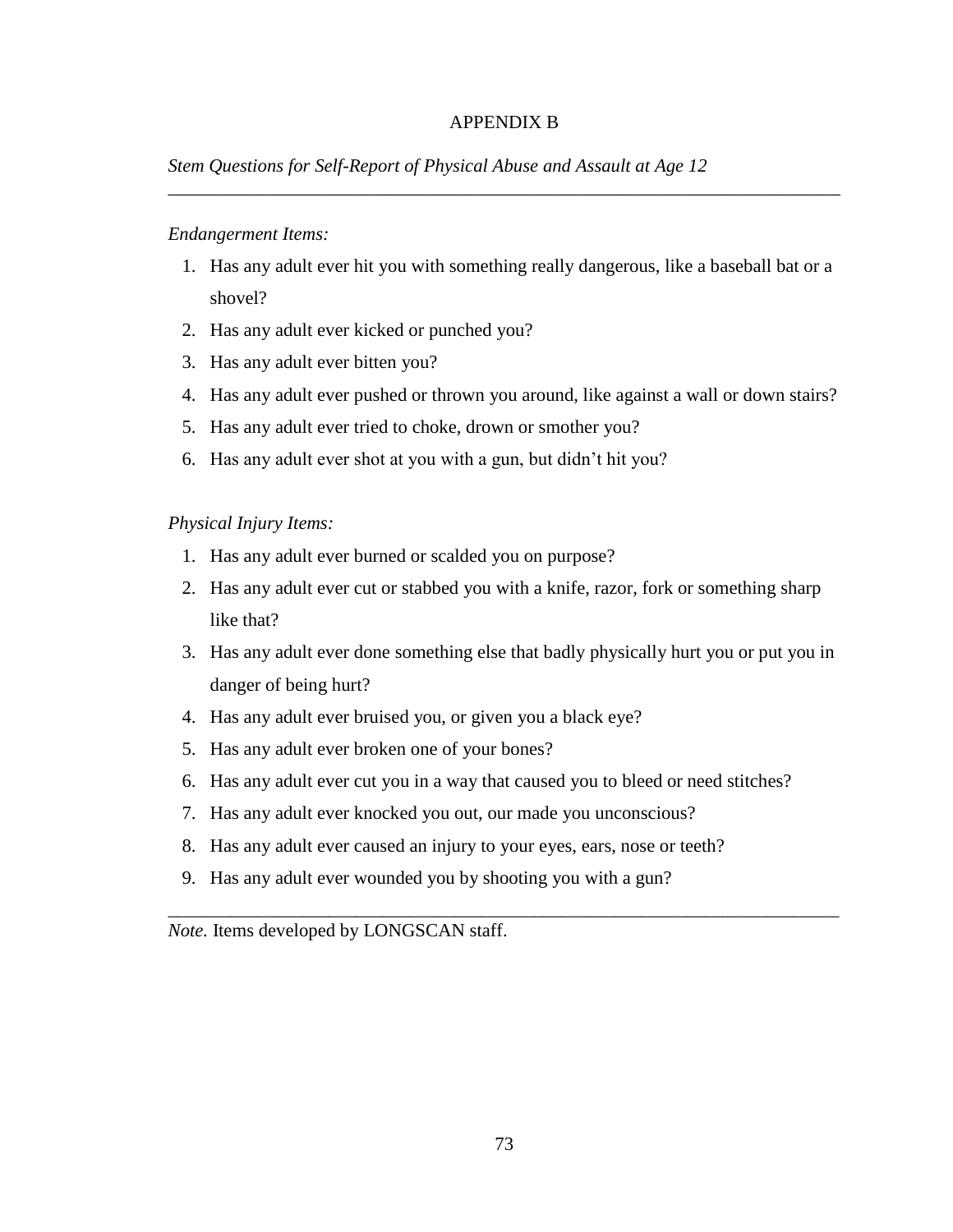# APPENDIX B

*Stem Questions for Self-Report of Physical Abuse and Assault at Age 12*

---

*Endangerment Items:*

1. Has any adult ever hit you with something really dangerous, like a baseball bat or a shovel?
2. Has any adult ever kicked or punched you?
3. Has any adult ever bitten you?
4. Has any adult ever pushed or thrown you around, like against a wall or down stairs?
5. Has any adult ever tried to choke, drown or smother you?
6. Has any adult ever shot at you with a gun, but didn't hit you?

*Physical Injury Items:*

1. Has any adult ever burned or scalded you on purpose?
2. Has any adult ever cut or stabbed you with a knife, razor, fork or something sharp like that?
3. Has any adult ever done something else that badly physically hurt you or put you in danger of being hurt?
4. Has any adult ever bruised you, or given you a black eye?
5. Has any adult ever broken one of your bones?
6. Has any adult ever cut you in a way that caused you to bleed or need stitches?
7. Has any adult ever knocked you out, our made you unconscious?
8. Has any adult ever caused an injury to your eyes, ears, nose or teeth?
9. Has any adult ever wounded you by shooting you with a gun?

---

*Note.* Items developed by LONGSCAN staff.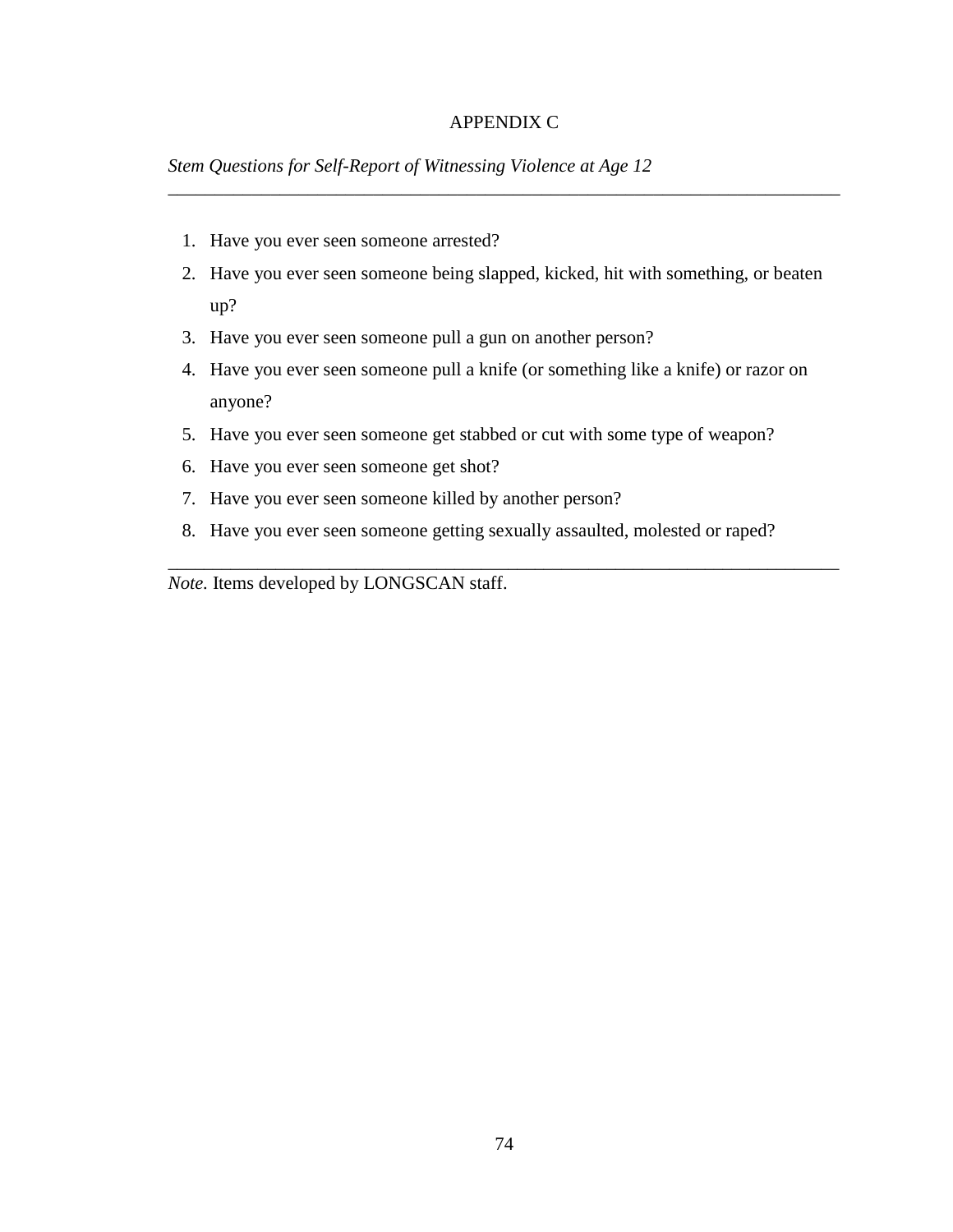# APPENDIX C

*Stem Questions for Self-Report of Witnessing Violence at Age 12*

---

1. Have you ever seen someone arrested?
2. Have you ever seen someone being slapped, kicked, hit with something, or beaten up?
3. Have you ever seen someone pull a gun on another person?
4. Have you ever seen someone pull a knife (or something like a knife) or razor on anyone?
5. Have you ever seen someone get stabbed or cut with some type of weapon?
6. Have you ever seen someone get shot?
7. Have you ever seen someone killed by another person?
8. Have you ever seen someone getting sexually assaulted, molested or raped?

---

*Note.* Items developed by LONGSCAN staff.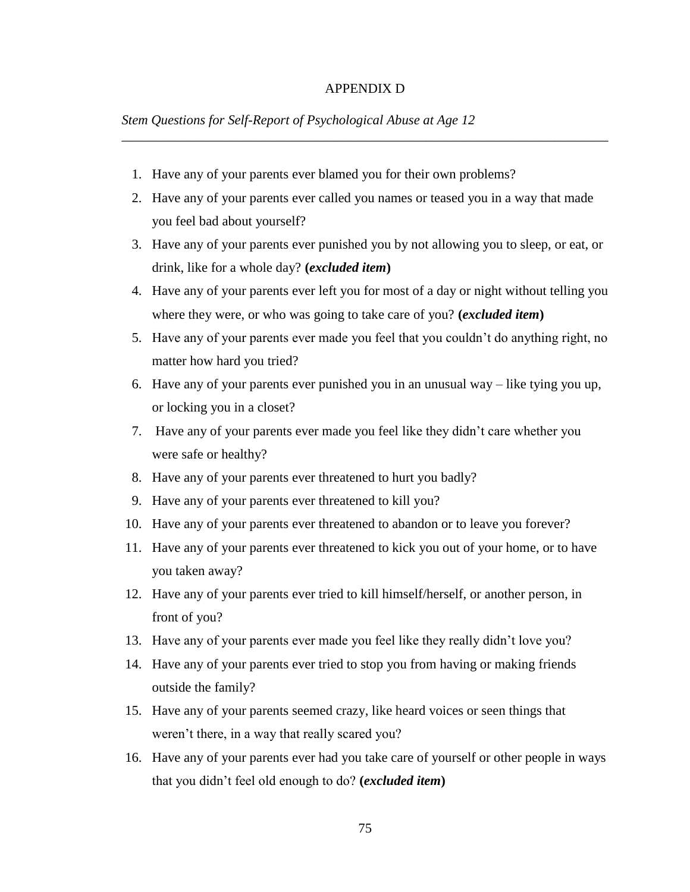# APPENDIX D

*Stem Questions for Self-Report of Psychological Abuse at Age 12*

1. Have any of your parents ever blamed you for their own problems?
2. Have any of your parents ever called you names or teased you in a way that made you feel bad about yourself?
3. Have any of your parents ever punished you by not allowing you to sleep, or eat, or drink, like for a whole day? **(*excluded item*)**
4. Have any of your parents ever left you for most of a day or night without telling you where they were, or who was going to take care of you? **(*excluded item*)**
5. Have any of your parents ever made you feel that you couldn't do anything right, no matter how hard you tried?
6. Have any of your parents ever punished you in an unusual way – like tying you up, or locking you in a closet?
7. Have any of your parents ever made you feel like they didn't care whether you were safe or healthy?
8. Have any of your parents ever threatened to hurt you badly?
9. Have any of your parents ever threatened to kill you?
10. Have any of your parents ever threatened to abandon or to leave you forever?
11. Have any of your parents ever threatened to kick you out of your home, or to have you taken away?
12. Have any of your parents ever tried to kill himself/herself, or another person, in front of you?
13. Have any of your parents ever made you feel like they really didn't love you?
14. Have any of your parents ever tried to stop you from having or making friends outside the family?
15. Have any of your parents seemed crazy, like heard voices or seen things that weren't there, in a way that really scared you?
16. Have any of your parents ever had you take care of yourself or other people in ways that you didn't feel old enough to do? **(*excluded item*)**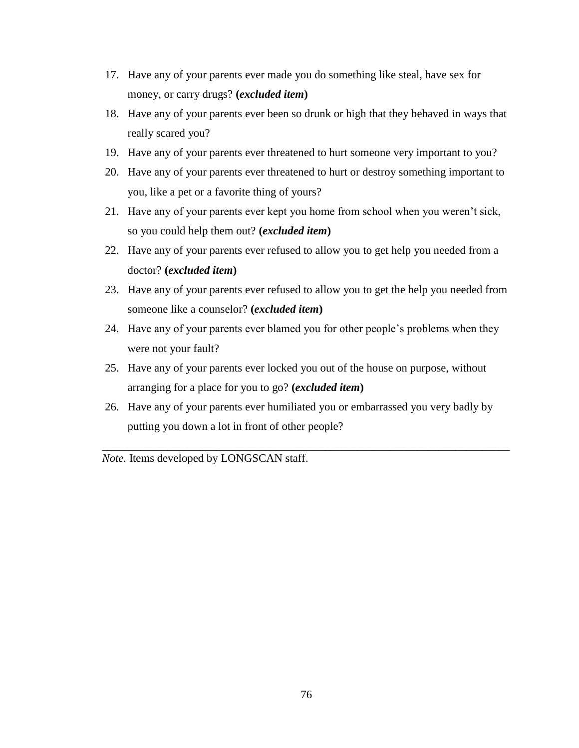17. Have any of your parents ever made you do something like steal, have sex for money, or carry drugs? **(*excluded item*)**
18. Have any of your parents ever been so drunk or high that they behaved in ways that really scared you?
19. Have any of your parents ever threatened to hurt someone very important to you?
20. Have any of your parents ever threatened to hurt or destroy something important to you, like a pet or a favorite thing of yours?
21. Have any of your parents ever kept you home from school when you weren't sick, so you could help them out? **(*excluded item*)**
22. Have any of your parents ever refused to allow you to get help you needed from a doctor? **(*excluded item*)**
23. Have any of your parents ever refused to allow you to get the help you needed from someone like a counselor? **(*excluded item*)**
24. Have any of your parents ever blamed you for other people's problems when they were not your fault?
25. Have any of your parents ever locked you out of the house on purpose, without arranging for a place for you to go? **(*excluded item*)**
26. Have any of your parents ever humiliated you or embarrassed you very badly by putting you down a lot in front of other people?

---

*Note.* Items developed by LONGSCAN staff.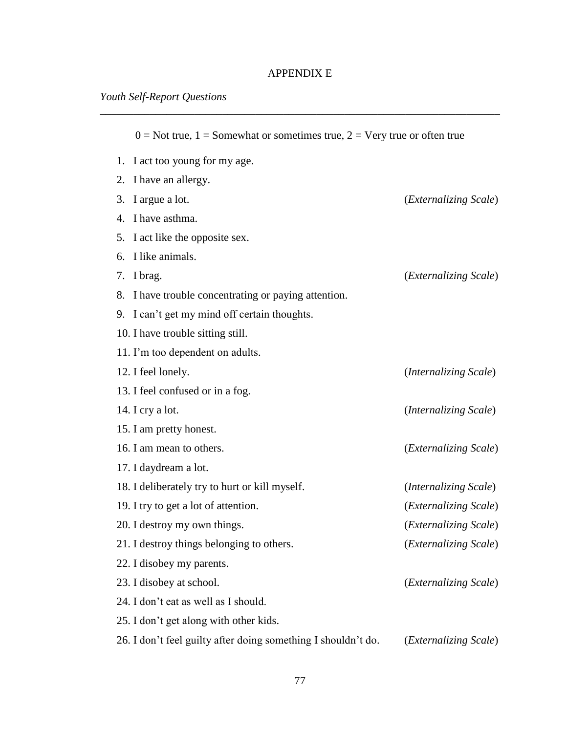# APPENDIX E

*Youth Self-Report Questions*

---

0 = Not true, 1 = Somewhat or sometimes true, 2 = Very true or often true

1. I act too young for my age.
2. I have an allergy.
3. I argue a lot. (*Externalizing Scale*)
4. I have asthma.
5. I act like the opposite sex.
6. I like animals.
7. I brag. (*Externalizing Scale*)
8. I have trouble concentrating or paying attention.
9. I can't get my mind off certain thoughts.
10. I have trouble sitting still.
11. I'm too dependent on adults.
12. I feel lonely. (*Internalizing Scale*)
13. I feel confused or in a fog.
14. I cry a lot. (*Internalizing Scale*)
15. I am pretty honest.
16. I am mean to others. (*Externalizing Scale*)
17. I daydream a lot.
18. I deliberately try to hurt or kill myself. (*Internalizing Scale*)
19. I try to get a lot of attention. (*Externalizing Scale*)
20. I destroy my own things. (*Externalizing Scale*)
21. I destroy things belonging to others. (*Externalizing Scale*)
22. I disobey my parents.
23. I disobey at school. (*Externalizing Scale*)
24. I don't eat as well as I should.
25. I don't get along with other kids.
26. I don't feel guilty after doing something I shouldn't do. (*Externalizing Scale*)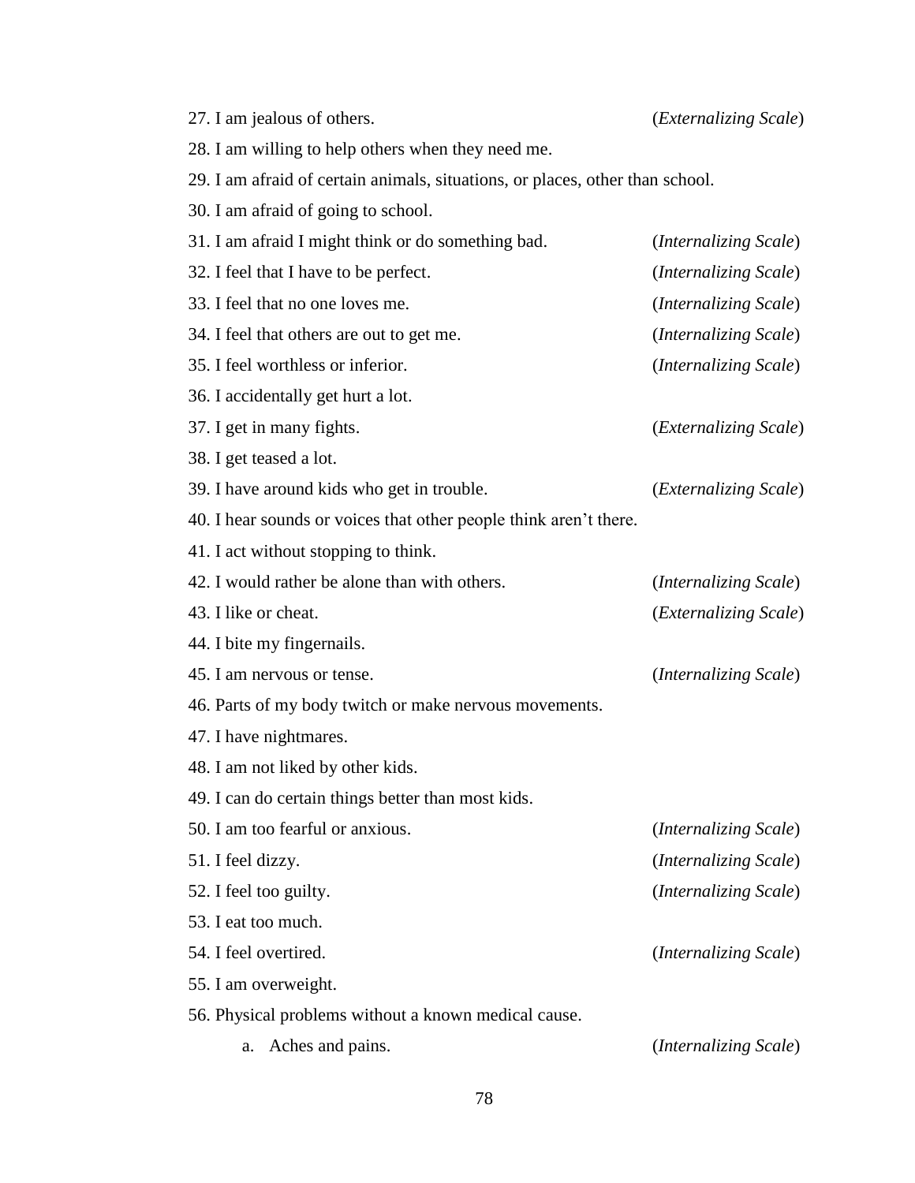27. I am jealous of others. (*Externalizing Scale*)
28. I am willing to help others when they need me.
29. I am afraid of certain animals, situations, or places, other than school.
30. I am afraid of going to school.
31. I am afraid I might think or do something bad. (*Internalizing Scale*)
32. I feel that I have to be perfect. (*Internalizing Scale*)
33. I feel that no one loves me. (*Internalizing Scale*)
34. I feel that others are out to get me. (*Internalizing Scale*)
35. I feel worthless or inferior. (*Internalizing Scale*)
36. I accidentally get hurt a lot.
37. I get in many fights. (*Externalizing Scale*)
38. I get teased a lot.
39. I have around kids who get in trouble. (*Externalizing Scale*)
40. I hear sounds or voices that other people think aren't there.
41. I act without stopping to think.
42. I would rather be alone than with others. (*Internalizing Scale*)
43. I like or cheat. (*Externalizing Scale*)
44. I bite my fingernails.
45. I am nervous or tense. (*Internalizing Scale*)
46. Parts of my body twitch or make nervous movements.
47. I have nightmares.
48. I am not liked by other kids.
49. I can do certain things better than most kids.
50. I am too fearful or anxious. (*Internalizing Scale*)
51. I feel dizzy. (*Internalizing Scale*)
52. I feel too guilty. (*Internalizing Scale*)
53. I eat too much.
54. I feel overtired. (*Internalizing Scale*)
55. I am overweight.
56. Physical problems without a known medical cause.
    a. Aches and pains. (*Internalizing Scale*)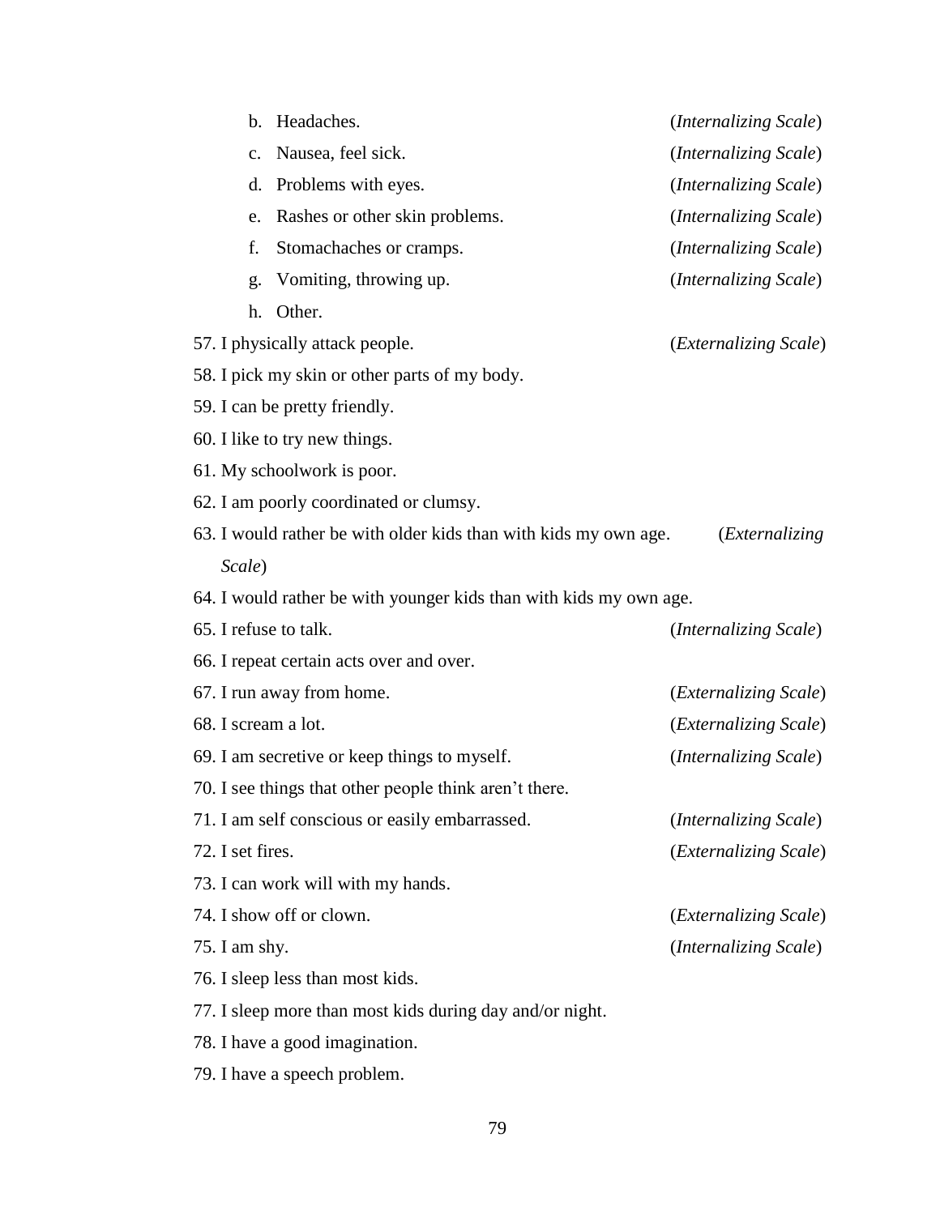b. Headaches. (*Internalizing Scale*)
c. Nausea, feel sick. (*Internalizing Scale*)
d. Problems with eyes. (*Internalizing Scale*)
e. Rashes or other skin problems. (*Internalizing Scale*)
f. Stomachaches or cramps. (*Internalizing Scale*)
g. Vomiting, throwing up. (*Internalizing Scale*)
h. Other.

57. I physically attack people. (*Externalizing Scale*)
58. I pick my skin or other parts of my body.
59. I can be pretty friendly.
60. I like to try new things.
61. My schoolwork is poor.
62. I am poorly coordinated or clumsy.
63. I would rather be with older kids than with kids my own age. (*Externalizing Scale*)
64. I would rather be with younger kids than with kids my own age.
65. I refuse to talk. (*Internalizing Scale*)
66. I repeat certain acts over and over.
67. I run away from home. (*Externalizing Scale*)
68. I scream a lot. (*Externalizing Scale*)
69. I am secretive or keep things to myself. (*Internalizing Scale*)
70. I see things that other people think aren't there.
71. I am self conscious or easily embarrassed. (*Internalizing Scale*)
72. I set fires. (*Externalizing Scale*)
73. I can work will with my hands.
74. I show off or clown. (*Externalizing Scale*)
75. I am shy. (*Internalizing Scale*)
76. I sleep less than most kids.
77. I sleep more than most kids during day and/or night.
78. I have a good imagination.
79. I have a speech problem.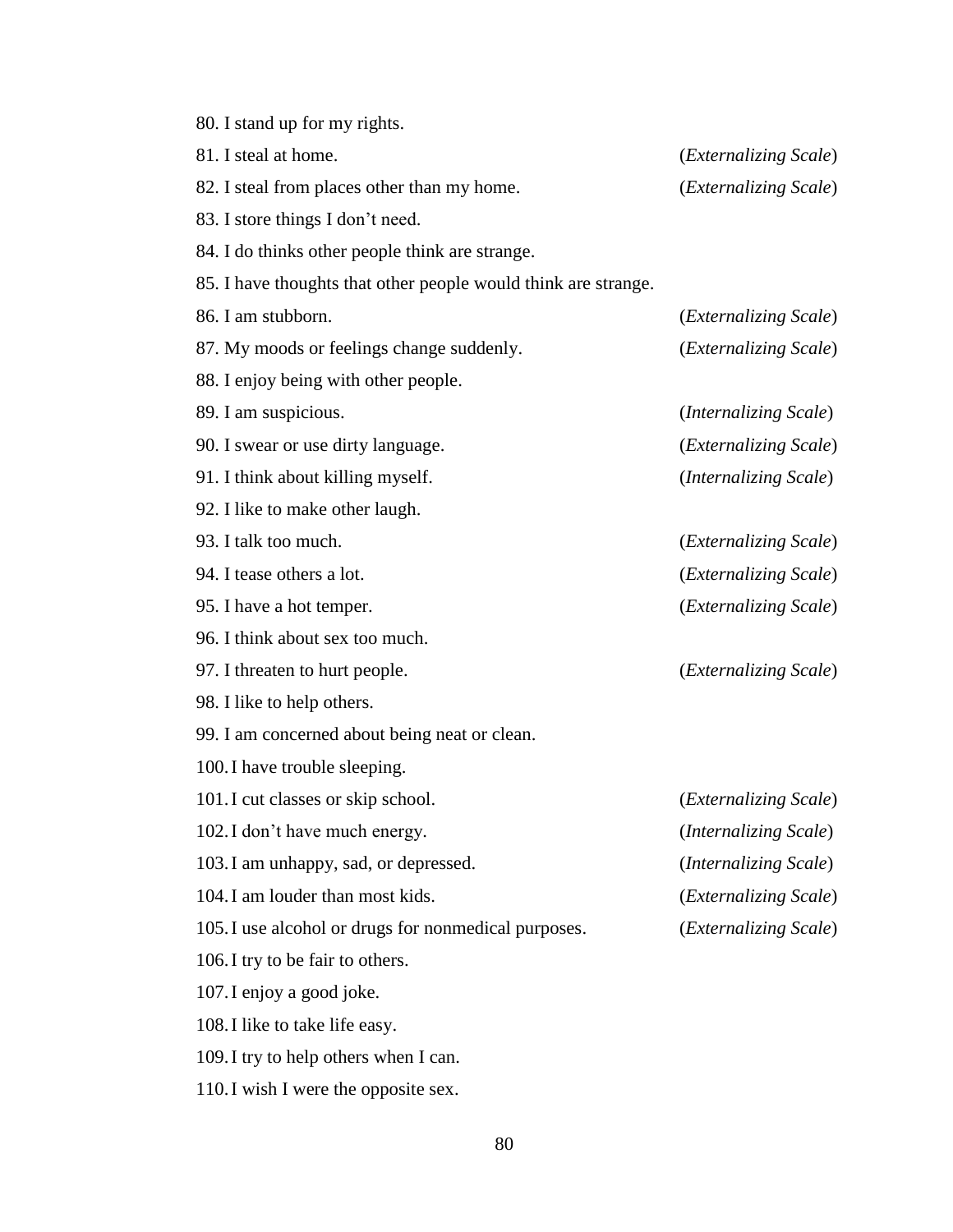80. I stand up for my rights.
81. I steal at home. (*Externalizing Scale*)
82. I steal from places other than my home. (*Externalizing Scale*)
83. I store things I don't need.
84. I do thinks other people think are strange.
85. I have thoughts that other people would think are strange.
86. I am stubborn. (*Externalizing Scale*)
87. My moods or feelings change suddenly. (*Externalizing Scale*)
88. I enjoy being with other people.
89. I am suspicious. (*Internalizing Scale*)
90. I swear or use dirty language. (*Externalizing Scale*)
91. I think about killing myself. (*Internalizing Scale*)
92. I like to make other laugh.
93. I talk too much. (*Externalizing Scale*)
94. I tease others a lot. (*Externalizing Scale*)
95. I have a hot temper. (*Externalizing Scale*)
96. I think about sex too much.
97. I threaten to hurt people. (*Externalizing Scale*)
98. I like to help others.
99. I am concerned about being neat or clean.
100. I have trouble sleeping.
101. I cut classes or skip school. (*Externalizing Scale*)
102. I don't have much energy. (*Internalizing Scale*)
103. I am unhappy, sad, or depressed. (*Internalizing Scale*)
104. I am louder than most kids. (*Externalizing Scale*)
105. I use alcohol or drugs for nonmedical purposes. (*Externalizing Scale*)
106. I try to be fair to others.
107. I enjoy a good joke.
108. I like to take life easy.
109. I try to help others when I can.
110. I wish I were the opposite sex.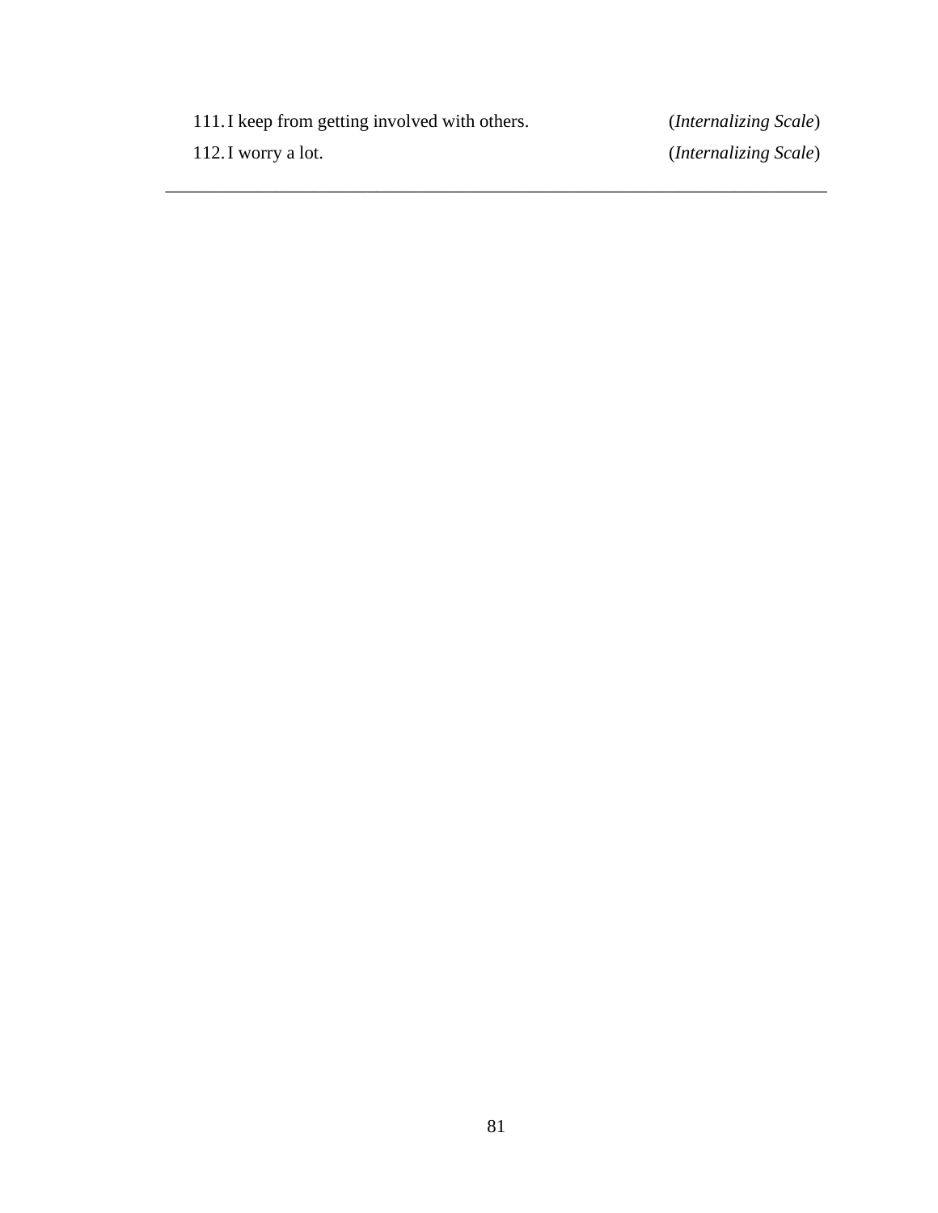111. I keep from getting involved with others. (*Internalizing Scale*)

112. I worry a lot. (*Internalizing Scale*)

---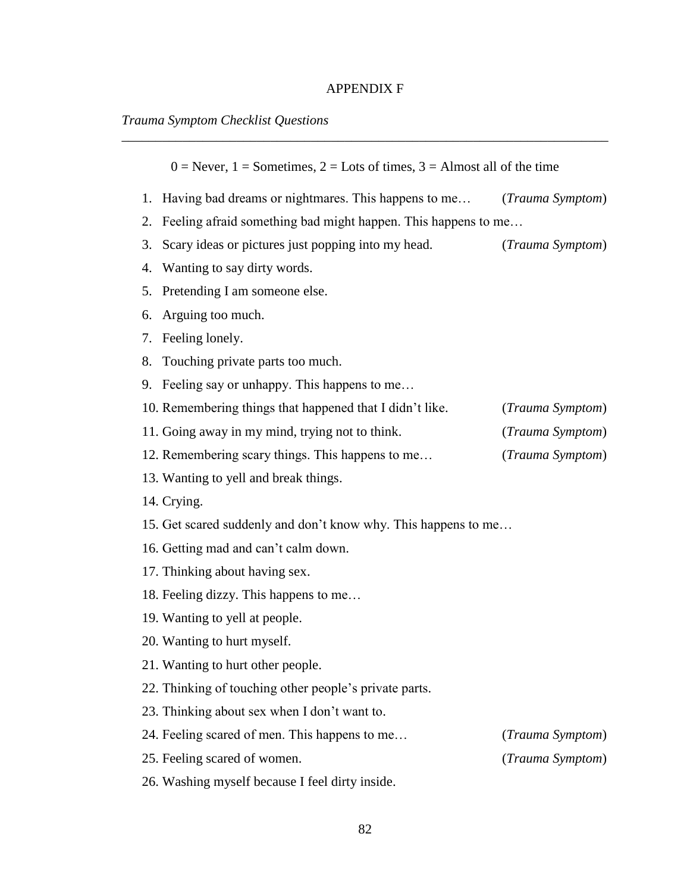APPENDIX F

*Trauma Symptom Checklist Questions*

---

0 = Never, 1 = Sometimes, 2 = Lots of times, 3 = Almost all of the time

1. Having bad dreams or nightmares. This happens to me… (*Trauma Symptom*)
2. Feeling afraid something bad might happen. This happens to me…
3. Scary ideas or pictures just popping into my head. (*Trauma Symptom*)
4. Wanting to say dirty words.
5. Pretending I am someone else.
6. Arguing too much.
7. Feeling lonely.
8. Touching private parts too much.
9. Feeling say or unhappy. This happens to me…
10. Remembering things that happened that I didn't like. (*Trauma Symptom*)
11. Going away in my mind, trying not to think. (*Trauma Symptom*)
12. Remembering scary things. This happens to me… (*Trauma Symptom*)
13. Wanting to yell and break things.
14. Crying.
15. Get scared suddenly and don't know why. This happens to me…
16. Getting mad and can't calm down.
17. Thinking about having sex.
18. Feeling dizzy. This happens to me…
19. Wanting to yell at people.
20. Wanting to hurt myself.
21. Wanting to hurt other people.
22. Thinking of touching other people's private parts.
23. Thinking about sex when I don't want to.
24. Feeling scared of men. This happens to me… (*Trauma Symptom*)
25. Feeling scared of women. (*Trauma Symptom*)
26. Washing myself because I feel dirty inside.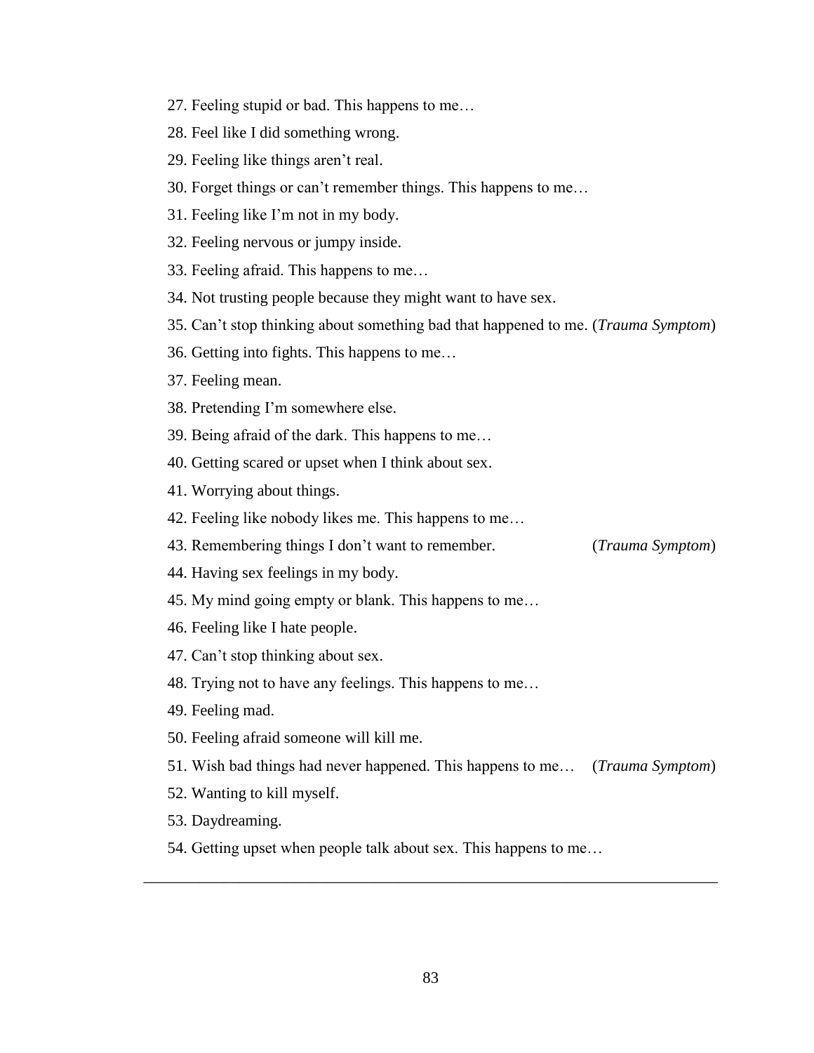27. Feeling stupid or bad. This happens to me…
28. Feel like I did something wrong.
29. Feeling like things aren't real.
30. Forget things or can't remember things. This happens to me…
31. Feeling like I'm not in my body.
32. Feeling nervous or jumpy inside.
33. Feeling afraid. This happens to me…
34. Not trusting people because they might want to have sex.
35. Can't stop thinking about something bad that happened to me. (*Trauma Symptom*)
36. Getting into fights. This happens to me…
37. Feeling mean.
38. Pretending I'm somewhere else.
39. Being afraid of the dark. This happens to me…
40. Getting scared or upset when I think about sex.
41. Worrying about things.
42. Feeling like nobody likes me. This happens to me…
43. Remembering things I don't want to remember. (*Trauma Symptom*)
44. Having sex feelings in my body.
45. My mind going empty or blank. This happens to me…
46. Feeling like I hate people.
47. Can't stop thinking about sex.
48. Trying not to have any feelings. This happens to me…
49. Feeling mad.
50. Feeling afraid someone will kill me.
51. Wish bad things had never happened. This happens to me… (*Trauma Symptom*)
52. Wanting to kill myself.
53. Daydreaming.
54. Getting upset when people talk about sex. This happens to me…